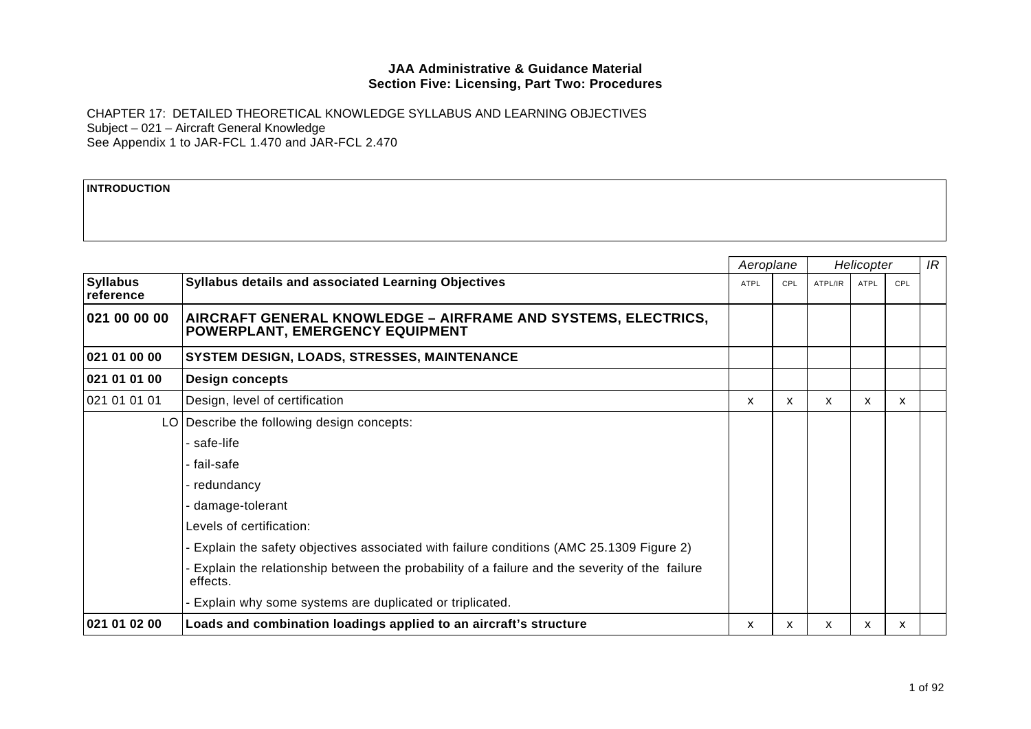**JAA Administrative & Guidance Material**
**Section Five: Licensing, Part Two: Procedures**

CHAPTER 17: DETAILED THEORETICAL KNOWLEDGE SYLLABUS AND LEARNING OBJECTIVES
Subject – 021 – Aircraft General Knowledge
See Appendix 1 to JAR-FCL 1.470 and JAR-FCL 2.470

| **INTRODUCTION** |
|---|
| |

| | | *Aeroplane* | | *Helicopter* | | | *IR* |
|---|---|---|---|---|---|---|---|
| **Syllabus reference** | **Syllabus details and associated Learning Objectives** | ATPL | CPL | ATPL/IR | ATPL | CPL | |
| **021 00 00 00** | **AIRCRAFT GENERAL KNOWLEDGE – AIRFRAME AND SYSTEMS, ELECTRICS, POWERPLANT, EMERGENCY EQUIPMENT** | | | | | | |
| **021 01 00 00** | **SYSTEM DESIGN, LOADS, STRESSES, MAINTENANCE** | | | | | | |
| **021 01 01 00** | **Design concepts** | | | | | | |
| 021 01 01 01 | Design, level of certification | x | x | x | x | x | |
| LO | Describe the following design concepts: | | | | | | |
| | - safe-life | | | | | | |
| | - fail-safe | | | | | | |
| | - redundancy | | | | | | |
| | - damage-tolerant | | | | | | |
| | Levels of certification: | | | | | | |
| | - Explain the safety objectives associated with failure conditions (AMC 25.1309 Figure 2) | | | | | | |
| | - Explain the relationship between the probability of a failure and the severity of the failure effects. | | | | | | |
| | - Explain why some systems are duplicated or triplicated. | | | | | | |
| **021 01 02 00** | **Loads and combination loadings applied to an aircraft's structure** | x | x | x | x | x | |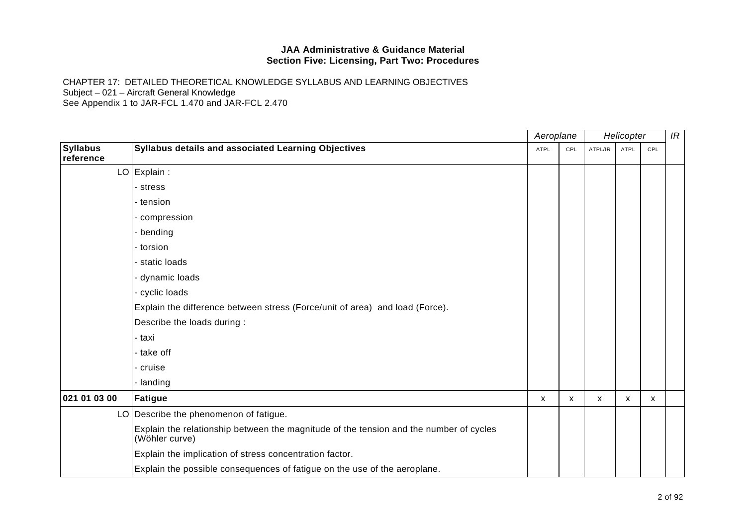**JAA Administrative & Guidance Material**
**Section Five: Licensing, Part Two: Procedures**

CHAPTER 17: DETAILED THEORETICAL KNOWLEDGE SYLLABUS AND LEARNING OBJECTIVES
Subject – 021 – Aircraft General Knowledge
See Appendix 1 to JAR-FCL 1.470 and JAR-FCL 2.470

| | | *Aeroplane* | | *Helicopter* | | | *IR* |
|---|---|---|---|---|---|---|---|
| **Syllabus reference** | **Syllabus details and associated Learning Objectives** | ATPL | CPL | ATPL/IR | ATPL | CPL | |
| LO | Explain : | | | | | | |
| | - stress | | | | | | |
| | - tension | | | | | | |
| | - compression | | | | | | |
| | - bending | | | | | | |
| | - torsion | | | | | | |
| | - static loads | | | | | | |
| | - dynamic loads | | | | | | |
| | - cyclic loads | | | | | | |
| | Explain the difference between stress (Force/unit of area) and load (Force). | | | | | | |
| | Describe the loads during : | | | | | | |
| | - taxi | | | | | | |
| | - take off | | | | | | |
| | - cruise | | | | | | |
| | - landing | | | | | | |
| **021 01 03 00** | **Fatigue** | x | x | x | x | x | |
| LO | Describe the phenomenon of fatigue. | | | | | | |
| | Explain the relationship between the magnitude of the tension and the number of cycles (Wöhler curve) | | | | | | |
| | Explain the implication of stress concentration factor. | | | | | | |
| | Explain the possible consequences of fatigue on the use of the aeroplane. | | | | | | |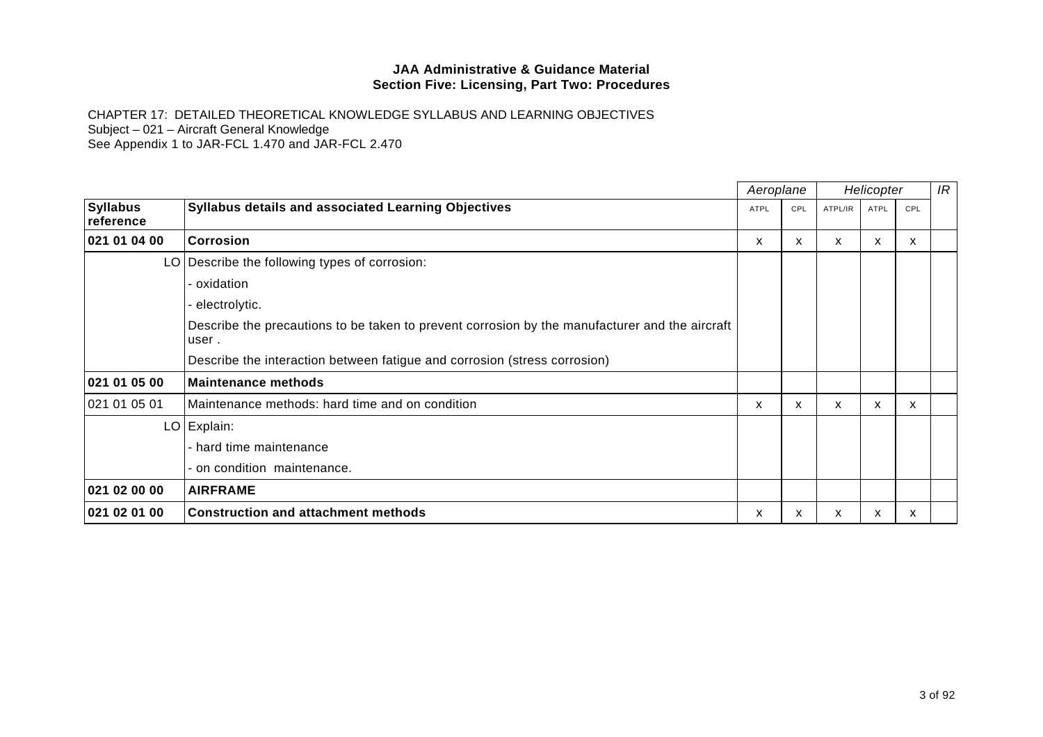**JAA Administrative & Guidance Material**
**Section Five: Licensing, Part Two: Procedures**

CHAPTER 17: DETAILED THEORETICAL KNOWLEDGE SYLLABUS AND LEARNING OBJECTIVES
Subject – 021 – Aircraft General Knowledge
See Appendix 1 to JAR-FCL 1.470 and JAR-FCL 2.470

| | | *Aeroplane* | | *Helicopter* | | | *IR* |
|---|---|---|---|---|---|---|---|
| **Syllabus reference** | **Syllabus details and associated Learning Objectives** | ATPL | CPL | ATPL/IR | ATPL | CPL | |
| **021 01 04 00** | **Corrosion** | x | x | x | x | x | |
| LO | Describe the following types of corrosion: | | | | | | |
| | - oxidation | | | | | | |
| | - electrolytic. | | | | | | |
| | Describe the precautions to be taken to prevent corrosion by the manufacturer and the aircraft user . | | | | | | |
| | Describe the interaction between fatigue and corrosion (stress corrosion) | | | | | | |
| **021 01 05 00** | **Maintenance methods** | | | | | | |
| 021 01 05 01 | Maintenance methods: hard time and on condition | x | x | x | x | x | |
| LO | Explain: | | | | | | |
| | - hard time maintenance | | | | | | |
| | - on condition maintenance. | | | | | | |
| **021 02 00 00** | **AIRFRAME** | | | | | | |
| **021 02 01 00** | **Construction and attachment methods** | x | x | x | x | x | |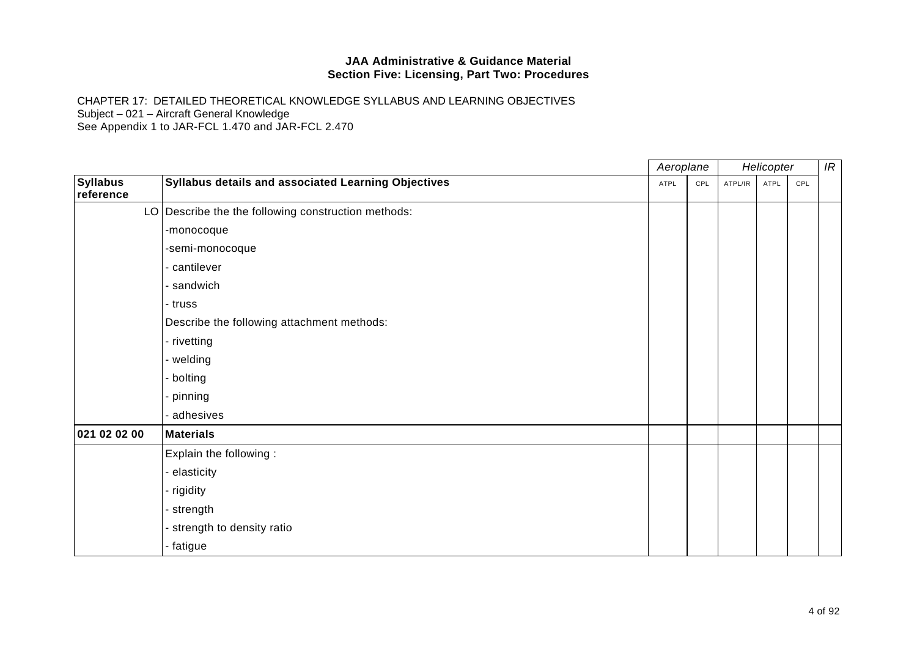**JAA Administrative & Guidance Material**
**Section Five: Licensing, Part Two: Procedures**

CHAPTER 17: DETAILED THEORETICAL KNOWLEDGE SYLLABUS AND LEARNING OBJECTIVES
Subject – 021 – Aircraft General Knowledge
See Appendix 1 to JAR-FCL 1.470 and JAR-FCL 2.470

| | | *Aeroplane* | | *Helicopter* | | | *IR* |
|---|---|---|---|---|---|---|---|
| **Syllabus reference** | **Syllabus details and associated Learning Objectives** | ATPL | CPL | ATPL/IR | ATPL | CPL | |
| LO | Describe the the following construction methods: | | | | | | |
| | -monocoque | | | | | | |
| | -semi-monocoque | | | | | | |
| | - cantilever | | | | | | |
| | - sandwich | | | | | | |
| | - truss | | | | | | |
| | Describe the following attachment methods: | | | | | | |
| | - rivetting | | | | | | |
| | - welding | | | | | | |
| | - bolting | | | | | | |
| | - pinning | | | | | | |
| | - adhesives | | | | | | |
| **021 02 02 00** | **Materials** | | | | | | |
| | Explain the following : | | | | | | |
| | - elasticity | | | | | | |
| | - rigidity | | | | | | |
| | - strength | | | | | | |
| | - strength to density ratio | | | | | | |
| | - fatigue | | | | | | |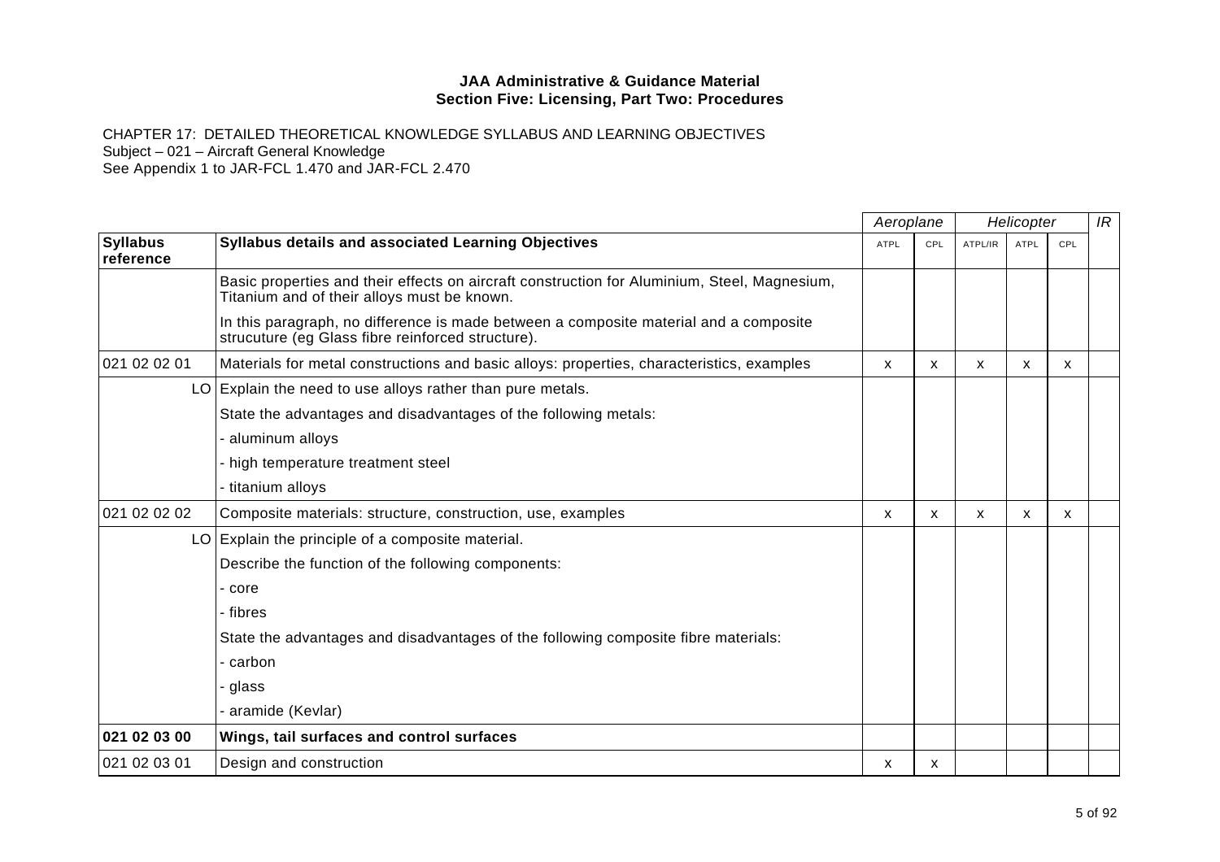**JAA Administrative & Guidance Material**
**Section Five: Licensing, Part Two: Procedures**

CHAPTER 17: DETAILED THEORETICAL KNOWLEDGE SYLLABUS AND LEARNING OBJECTIVES
Subject – 021 – Aircraft General Knowledge
See Appendix 1 to JAR-FCL 1.470 and JAR-FCL 2.470

| | | *Aeroplane* | | *Helicopter* | | | *IR* |
|---|---|---|---|---|---|---|---|
| **Syllabus reference** | **Syllabus details and associated Learning Objectives** | ATPL | CPL | ATPL/IR | ATPL | CPL | |
| | Basic properties and their effects on aircraft construction for Aluminium, Steel, Magnesium, Titanium and of their alloys must be known. | | | | | | |
| | In this paragraph, no difference is made between a composite material and a composite strucuture (eg Glass fibre reinforced structure). | | | | | | |
| 021 02 02 01 | Materials for metal constructions and basic alloys: properties, characteristics, examples | x | x | x | x | x | |
| LO | Explain the need to use alloys rather than pure metals. | | | | | | |
| | State the advantages and disadvantages of the following metals: | | | | | | |
| | - aluminum alloys | | | | | | |
| | - high temperature treatment steel | | | | | | |
| | - titanium alloys | | | | | | |
| 021 02 02 02 | Composite materials: structure, construction, use, examples | x | x | x | x | x | |
| LO | Explain the principle of a composite material. | | | | | | |
| | Describe the function of the following components: | | | | | | |
| | - core | | | | | | |
| | - fibres | | | | | | |
| | State the advantages and disadvantages of the following composite fibre materials: | | | | | | |
| | - carbon | | | | | | |
| | - glass | | | | | | |
| | - aramide (Kevlar) | | | | | | |
| **021 02 03 00** | **Wings, tail surfaces and control surfaces** | | | | | | |
| 021 02 03 01 | Design and construction | x | x | | | | |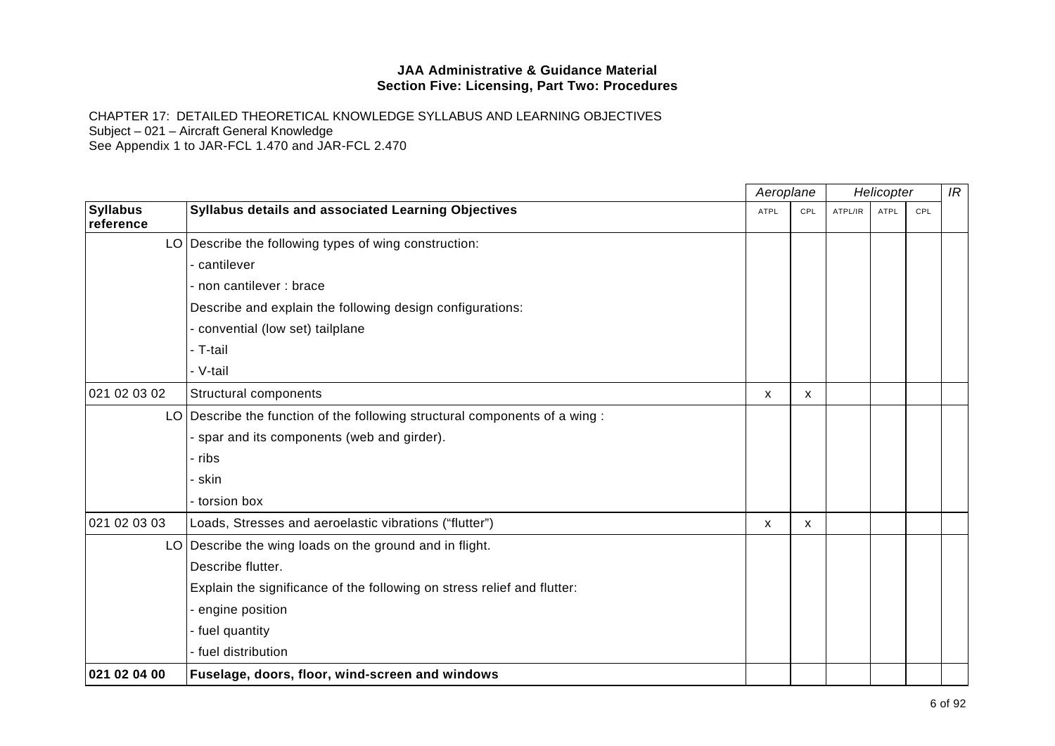**JAA Administrative & Guidance Material**
**Section Five: Licensing, Part Two: Procedures**

CHAPTER 17: DETAILED THEORETICAL KNOWLEDGE SYLLABUS AND LEARNING OBJECTIVES
Subject – 021 – Aircraft General Knowledge
See Appendix 1 to JAR-FCL 1.470 and JAR-FCL 2.470

| | | Aeroplane | | Helicopter | | | IR |
|---|---|---|---|---|---|---|---|
| **Syllabus reference** | **Syllabus details and associated Learning Objectives** | ATPL | CPL | ATPL/IR | ATPL | CPL | |
| LO | Describe the following types of wing construction: | | | | | | |
| | - cantilever | | | | | | |
| | - non cantilever : brace | | | | | | |
| | Describe and explain the following design configurations: | | | | | | |
| | - convential (low set) tailplane | | | | | | |
| | - T-tail | | | | | | |
| | - V-tail | | | | | | |
| 021 02 03 02 | Structural components | x | x | | | | |
| LO | Describe the function of the following structural components of a wing : | | | | | | |
| | - spar and its components (web and girder). | | | | | | |
| | - ribs | | | | | | |
| | - skin | | | | | | |
| | - torsion box | | | | | | |
| 021 02 03 03 | Loads, Stresses and aeroelastic vibrations (“flutter”) | x | x | | | | |
| LO | Describe the wing loads on the ground and in flight. | | | | | | |
| | Describe flutter. | | | | | | |
| | Explain the significance of the following on stress relief and flutter: | | | | | | |
| | - engine position | | | | | | |
| | - fuel quantity | | | | | | |
| | - fuel distribution | | | | | | |
| **021 02 04 00** | **Fuselage, doors, floor, wind-screen and windows** | | | | | | |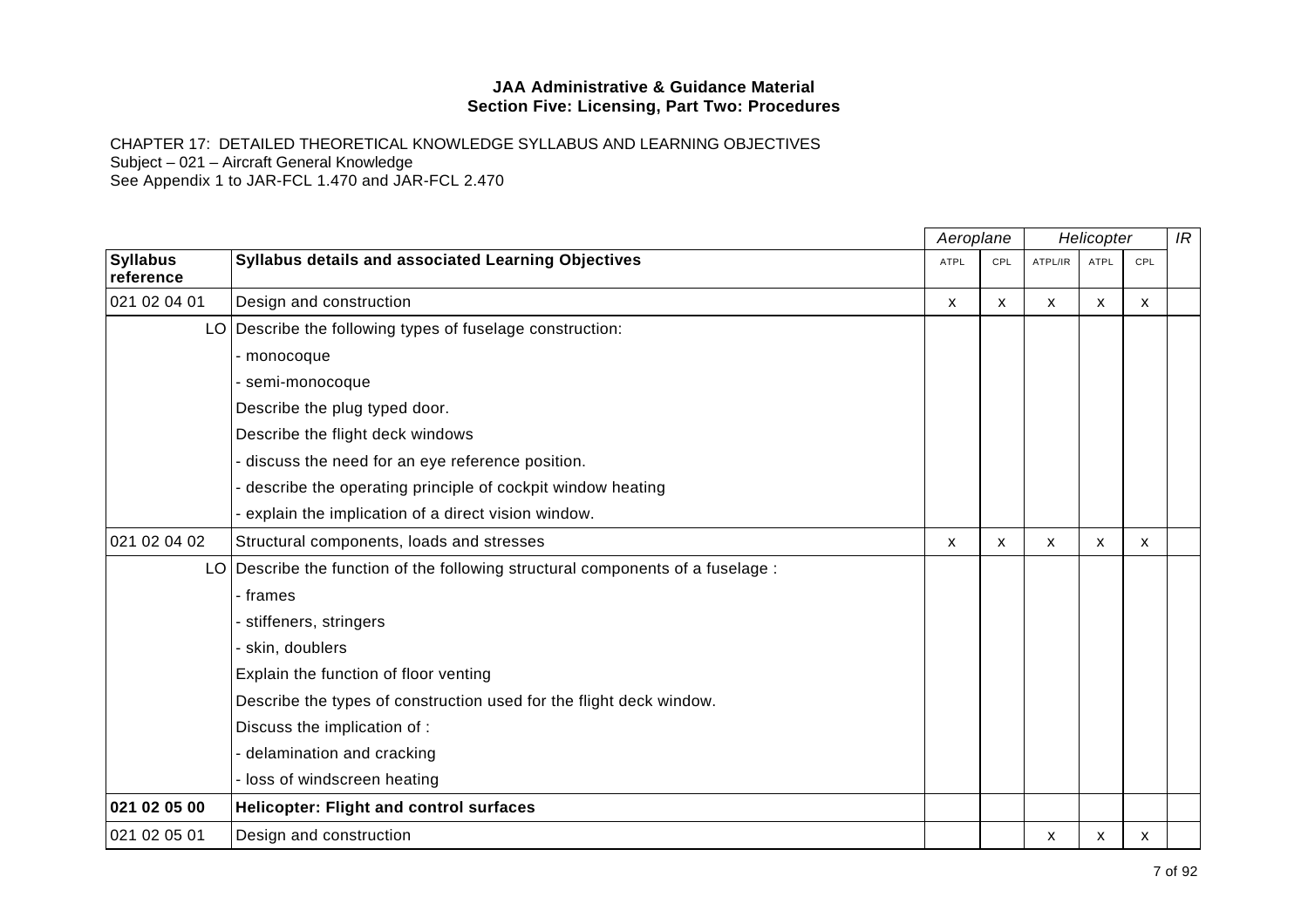**JAA Administrative & Guidance Material**
**Section Five: Licensing, Part Two: Procedures**

CHAPTER 17: DETAILED THEORETICAL KNOWLEDGE SYLLABUS AND LEARNING OBJECTIVES
Subject – 021 – Aircraft General Knowledge
See Appendix 1 to JAR-FCL 1.470 and JAR-FCL 2.470

| | | *Aeroplane* | | *Helicopter* | | | *IR* |
|---|---|---|---|---|---|---|---|
| **Syllabus reference** | **Syllabus details and associated Learning Objectives** | ATPL | CPL | ATPL/IR | ATPL | CPL | |
| 021 02 04 01 | Design and construction | x | x | x | x | x | |
| LO | Describe the following types of fuselage construction: | | | | | | |
| | - monocoque | | | | | | |
| | - semi-monocoque | | | | | | |
| | Describe the plug typed door. | | | | | | |
| | Describe the flight deck windows | | | | | | |
| | - discuss the need for an eye reference position. | | | | | | |
| | - describe the operating principle of cockpit window heating | | | | | | |
| | - explain the implication of a direct vision window. | | | | | | |
| 021 02 04 02 | Structural components, loads and stresses | x | x | x | x | x | |
| LO | Describe the function of the following structural components of a fuselage : | | | | | | |
| | - frames | | | | | | |
| | - stiffeners, stringers | | | | | | |
| | - skin, doublers | | | | | | |
| | Explain the function of floor venting | | | | | | |
| | Describe the types of construction used for the flight deck window. | | | | | | |
| | Discuss the implication of : | | | | | | |
| | - delamination and cracking | | | | | | |
| | - loss of windscreen heating | | | | | | |
| **021 02 05 00** | **Helicopter: Flight and control surfaces** | | | | | | |
| 021 02 05 01 | Design and construction | | | x | x | x | |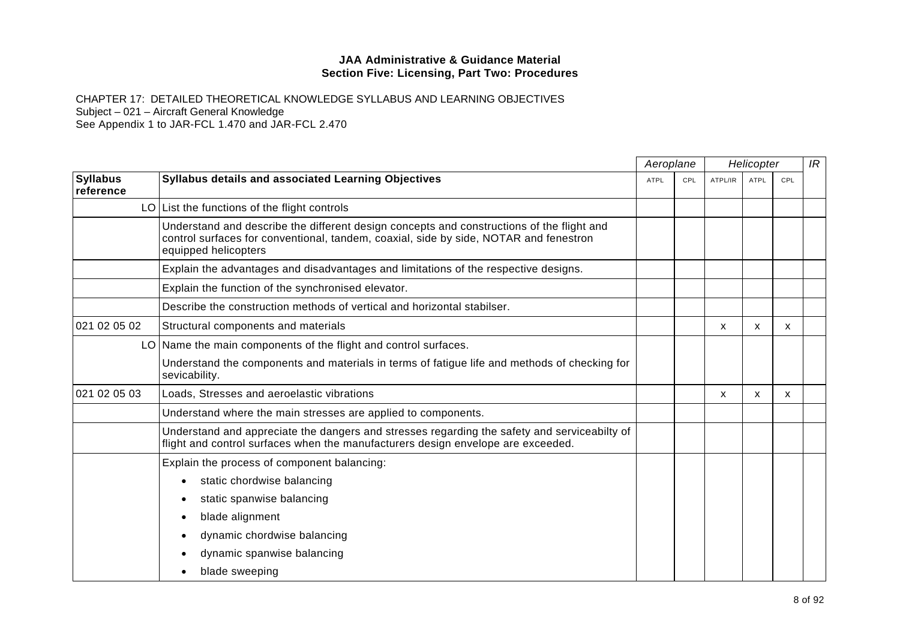**JAA Administrative & Guidance Material**
**Section Five: Licensing, Part Two: Procedures**

CHAPTER 17: DETAILED THEORETICAL KNOWLEDGE SYLLABUS AND LEARNING OBJECTIVES
Subject – 021 – Aircraft General Knowledge
See Appendix 1 to JAR-FCL 1.470 and JAR-FCL 2.470

| | | *Aeroplane* | | *Helicopter* | | | *IR* |
|---|---|---|---|---|---|---|---|
| **Syllabus reference** | **Syllabus details and associated Learning Objectives** | ATPL | CPL | ATPL/IR | ATPL | CPL | |
| LO | List the functions of the flight controls | | | | | | |
| | Understand and describe the different design concepts and constructions of the flight and control surfaces for conventional, tandem, coaxial, side by side, NOTAR and fenestron equipped helicopters | | | | | | |
| | Explain the advantages and disadvantages and limitations of the respective designs. | | | | | | |
| | Explain the function of the synchronised elevator. | | | | | | |
| | Describe the construction methods of vertical and horizontal stabilser. | | | | | | |
| 021 02 05 02 | Structural components and materials | | | x | x | x | |
| LO | Name the main components of the flight and control surfaces.<br>Understand the components and materials in terms of fatigue life and methods of checking for sevicability. | | | | | | |
| 021 02 05 03 | Loads, Stresses and aeroelastic vibrations | | | x | x | x | |
| | Understand where the main stresses are applied to components. | | | | | | |
| | Understand and appreciate the dangers and stresses regarding the safety and serviceabilty of flight and control surfaces when the manufacturers design envelope are exceeded. | | | | | | |
| | Explain the process of component balancing:<br>• static chordwise balancing<br>• static spanwise balancing<br>• blade alignment<br>• dynamic chordwise balancing<br>• dynamic spanwise balancing<br>• blade sweeping | | | | | | |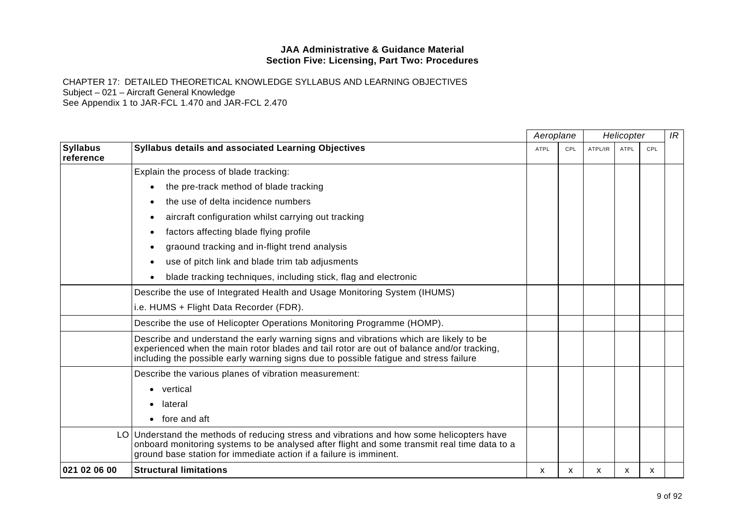**JAA Administrative & Guidance Material**
**Section Five: Licensing, Part Two: Procedures**

CHAPTER 17: DETAILED THEORETICAL KNOWLEDGE SYLLABUS AND LEARNING OBJECTIVES
Subject – 021 – Aircraft General Knowledge
See Appendix 1 to JAR-FCL 1.470 and JAR-FCL 2.470

| | | *Aeroplane* | | *Helicopter* | | | *IR* |
|---|---|---|---|---|---|---|---|
| **Syllabus reference** | **Syllabus details and associated Learning Objectives** | ATPL | CPL | ATPL/IR | ATPL | CPL | |
| | Explain the process of blade tracking:<br>• the pre-track method of blade tracking<br>• the use of delta incidence numbers<br>• aircraft configuration whilst carrying out tracking<br>• factors affecting blade flying profile<br>• graound tracking and in-flight trend analysis<br>• use of pitch link and blade trim tab adjusments<br>• blade tracking techniques, including stick, flag and electronic | | | | | | |
| | Describe the use of Integrated Health and Usage Monitoring System (IHUMS)<br>i.e. HUMS + Flight Data Recorder (FDR). | | | | | | |
| | Describe the use of Helicopter Operations Monitoring Programme (HOMP). | | | | | | |
| | Describe and understand the early warning signs and vibrations which are likely to be experienced when the main rotor blades and tail rotor are out of balance and/or tracking, including the possible early warning signs due to possible fatigue and stress failure | | | | | | |
| | Describe the various planes of vibration measurement:<br>• vertical<br>• lateral<br>• fore and aft | | | | | | |
| LO | Understand the methods of reducing stress and vibrations and how some helicopters have onboard monitoring systems to be analysed after flight and some transmit real time data to a ground base station for immediate action if a failure is imminent. | | | | | | |
| **021 02 06 00** | **Structural limitations** | x | x | x | x | x | |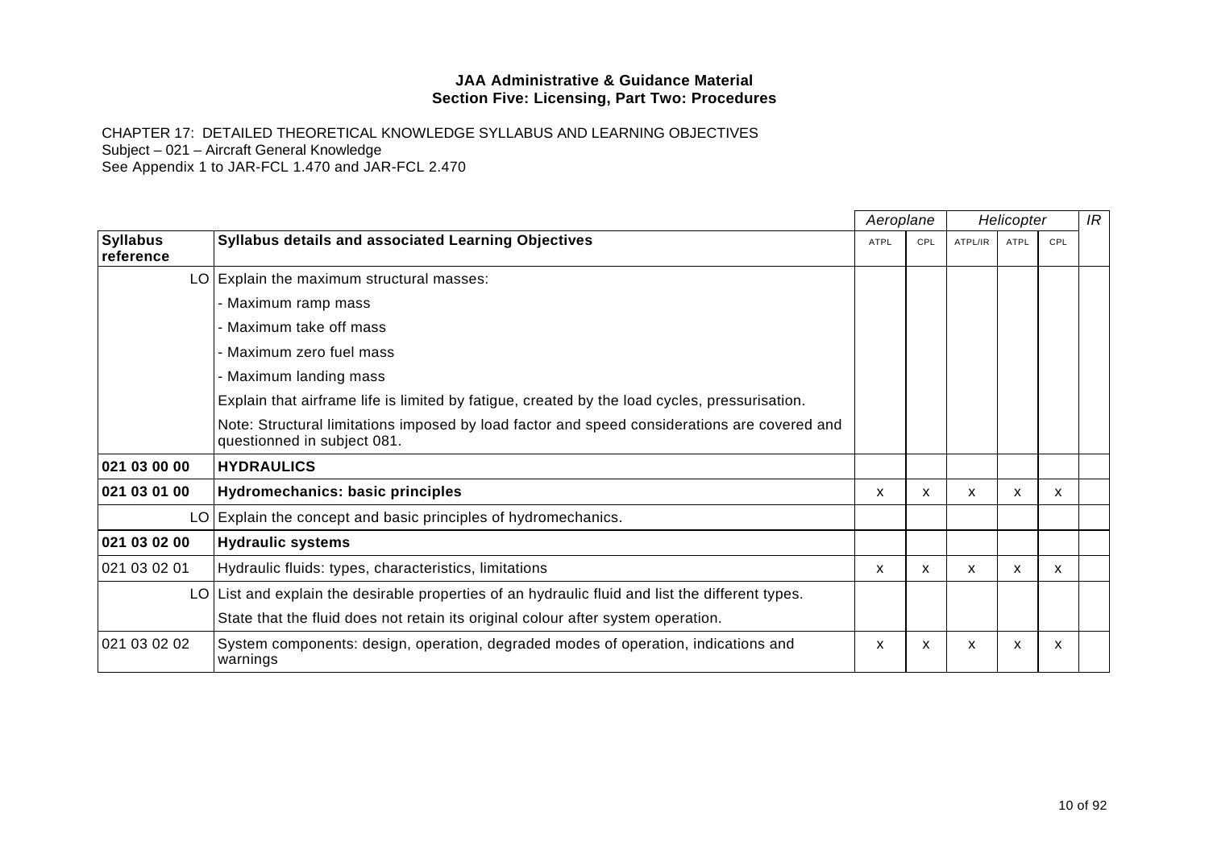**JAA Administrative & Guidance Material**
**Section Five: Licensing, Part Two: Procedures**

CHAPTER 17: DETAILED THEORETICAL KNOWLEDGE SYLLABUS AND LEARNING OBJECTIVES
Subject – 021 – Aircraft General Knowledge
See Appendix 1 to JAR-FCL 1.470 and JAR-FCL 2.470

| | | *Aeroplane* | | *Helicopter* | | | *IR* |
|---|---|---|---|---|---|---|---|
| **Syllabus reference** | **Syllabus details and associated Learning Objectives** | ATPL | CPL | ATPL/IR | ATPL | CPL | |
| LO | Explain the maximum structural masses: | | | | | | |
| | - Maximum ramp mass | | | | | | |
| | - Maximum take off mass | | | | | | |
| | - Maximum zero fuel mass | | | | | | |
| | - Maximum landing mass | | | | | | |
| | Explain that airframe life is limited by fatigue, created by the load cycles, pressurisation. | | | | | | |
| | Note: Structural limitations imposed by load factor and speed considerations are covered and questionned in subject 081. | | | | | | |
| **021 03 00 00** | **HYDRAULICS** | | | | | | |
| **021 03 01 00** | **Hydromechanics: basic principles** | x | x | x | x | x | |
| LO | Explain the concept and basic principles of hydromechanics. | | | | | | |
| **021 03 02 00** | **Hydraulic systems** | | | | | | |
| 021 03 02 01 | Hydraulic fluids: types, characteristics, limitations | x | x | x | x | x | |
| LO | List and explain the desirable properties of an hydraulic fluid and list the different types. | | | | | | |
| | State that the fluid does not retain its original colour after system operation. | | | | | | |
| 021 03 02 02 | System components: design, operation, degraded modes of operation, indications and warnings | x | x | x | x | x | |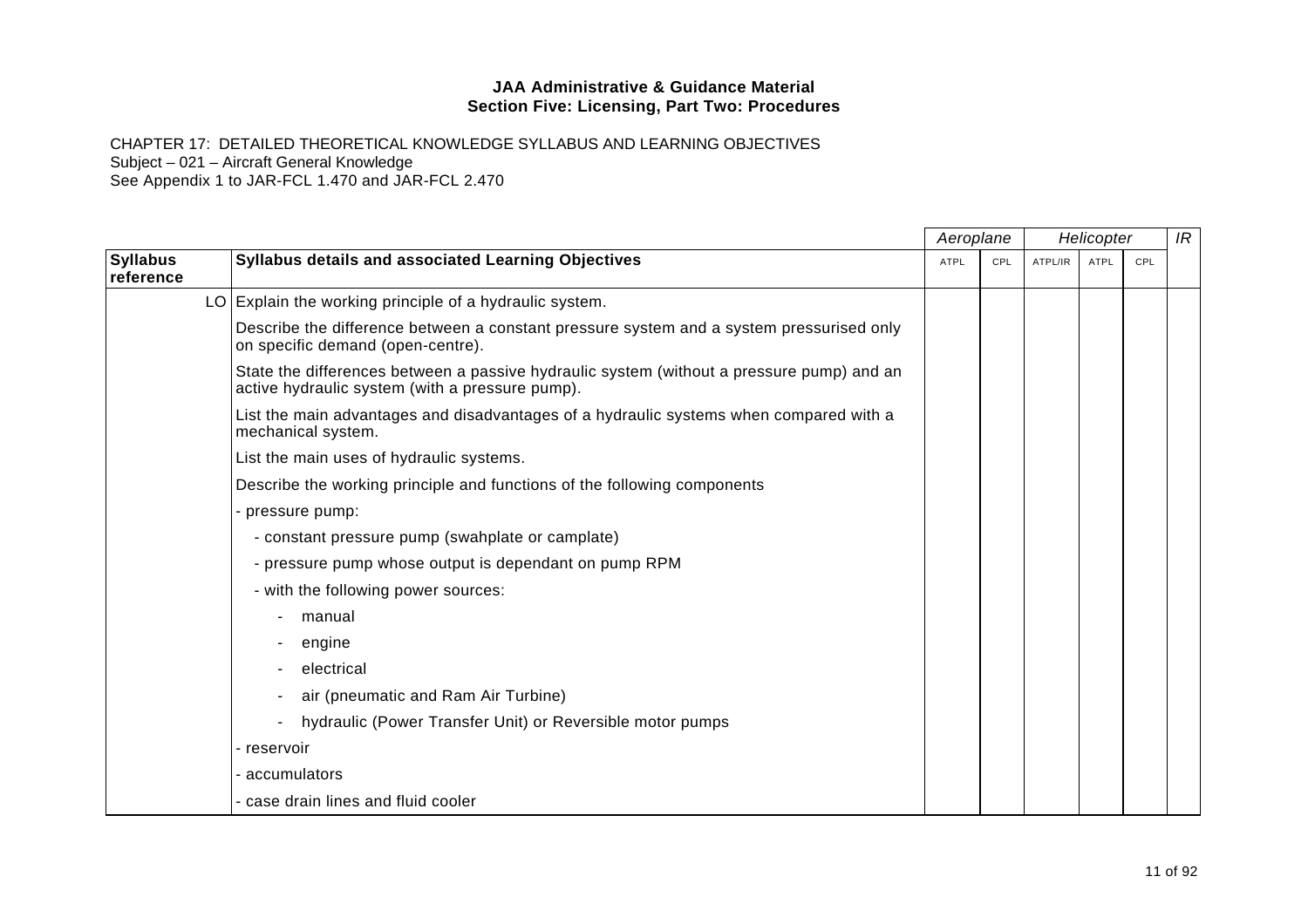**JAA Administrative & Guidance Material**
**Section Five: Licensing, Part Two: Procedures**

CHAPTER 17: DETAILED THEORETICAL KNOWLEDGE SYLLABUS AND LEARNING OBJECTIVES
Subject – 021 – Aircraft General Knowledge
See Appendix 1 to JAR-FCL 1.470 and JAR-FCL 2.470

| | | *Aeroplane* | | *Helicopter* | | | *IR* |
|---|---|---|---|---|---|---|---|
| **Syllabus reference** | **Syllabus details and associated Learning Objectives** | ATPL | CPL | ATPL/IR | ATPL | CPL | |
| LO | Explain the working principle of a hydraulic system. | | | | | | |
| | Describe the difference between a constant pressure system and a system pressurised only on specific demand (open-centre). | | | | | | |
| | State the differences between a passive hydraulic system (without a pressure pump) and an active hydraulic system (with a pressure pump). | | | | | | |
| | List the main advantages and disadvantages of a hydraulic systems when compared with a mechanical system. | | | | | | |
| | List the main uses of hydraulic systems. | | | | | | |
| | Describe the working principle and functions of the following components | | | | | | |
| | - pressure pump: | | | | | | |
| | - constant pressure pump (swahplate or camplate) | | | | | | |
| | - pressure pump whose output is dependant on pump RPM | | | | | | |
| | - with the following power sources: | | | | | | |
| | - manual | | | | | | |
| | - engine | | | | | | |
| | - electrical | | | | | | |
| | - air (pneumatic and Ram Air Turbine) | | | | | | |
| | - hydraulic (Power Transfer Unit) or Reversible motor pumps | | | | | | |
| | - reservoir | | | | | | |
| | - accumulators | | | | | | |
| | - case drain lines and fluid cooler | | | | | | |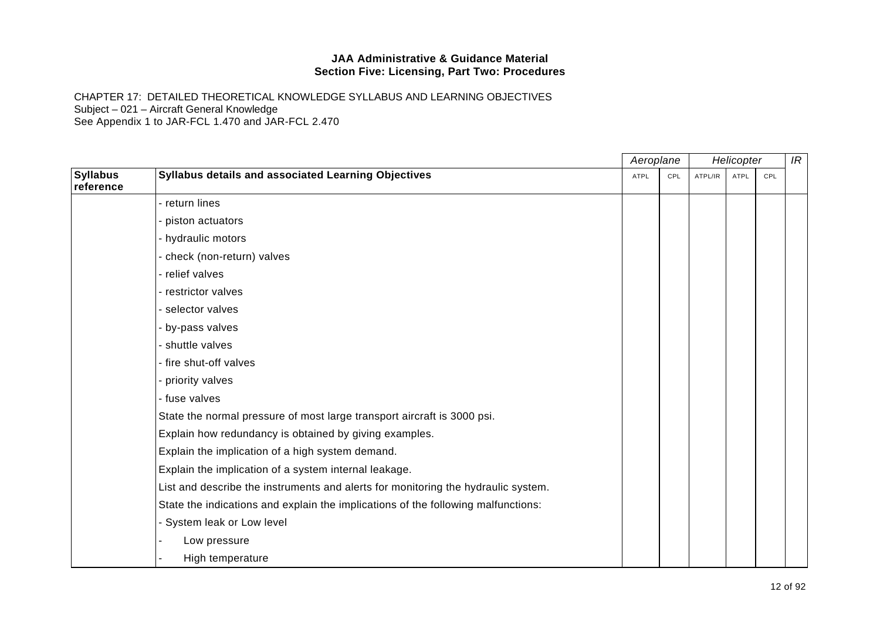**JAA Administrative & Guidance Material**
**Section Five: Licensing, Part Two: Procedures**

CHAPTER 17: DETAILED THEORETICAL KNOWLEDGE SYLLABUS AND LEARNING OBJECTIVES
Subject – 021 – Aircraft General Knowledge
See Appendix 1 to JAR-FCL 1.470 and JAR-FCL 2.470

| | | *Aeroplane* | | *Helicopter* | | | *IR* |
|---|---|---|---|---|---|---|---|
| **Syllabus reference** | **Syllabus details and associated Learning Objectives** | ATPL | CPL | ATPL/IR | ATPL | CPL | |
| | - return lines | | | | | | |
| | - piston actuators | | | | | | |
| | - hydraulic motors | | | | | | |
| | - check (non-return) valves | | | | | | |
| | - relief valves | | | | | | |
| | - restrictor valves | | | | | | |
| | - selector valves | | | | | | |
| | - by-pass valves | | | | | | |
| | - shuttle valves | | | | | | |
| | - fire shut-off valves | | | | | | |
| | - priority valves | | | | | | |
| | - fuse valves | | | | | | |
| | State the normal pressure of most large transport aircraft is 3000 psi. | | | | | | |
| | Explain how redundancy is obtained by giving examples. | | | | | | |
| | Explain the implication of a high system demand. | | | | | | |
| | Explain the implication of a system internal leakage. | | | | | | |
| | List and describe the instruments and alerts for monitoring the hydraulic system. | | | | | | |
| | State the indications and explain the implications of the following malfunctions: | | | | | | |
| | - System leak or Low level | | | | | | |
| | - Low pressure | | | | | | |
| | - High temperature | | | | | | |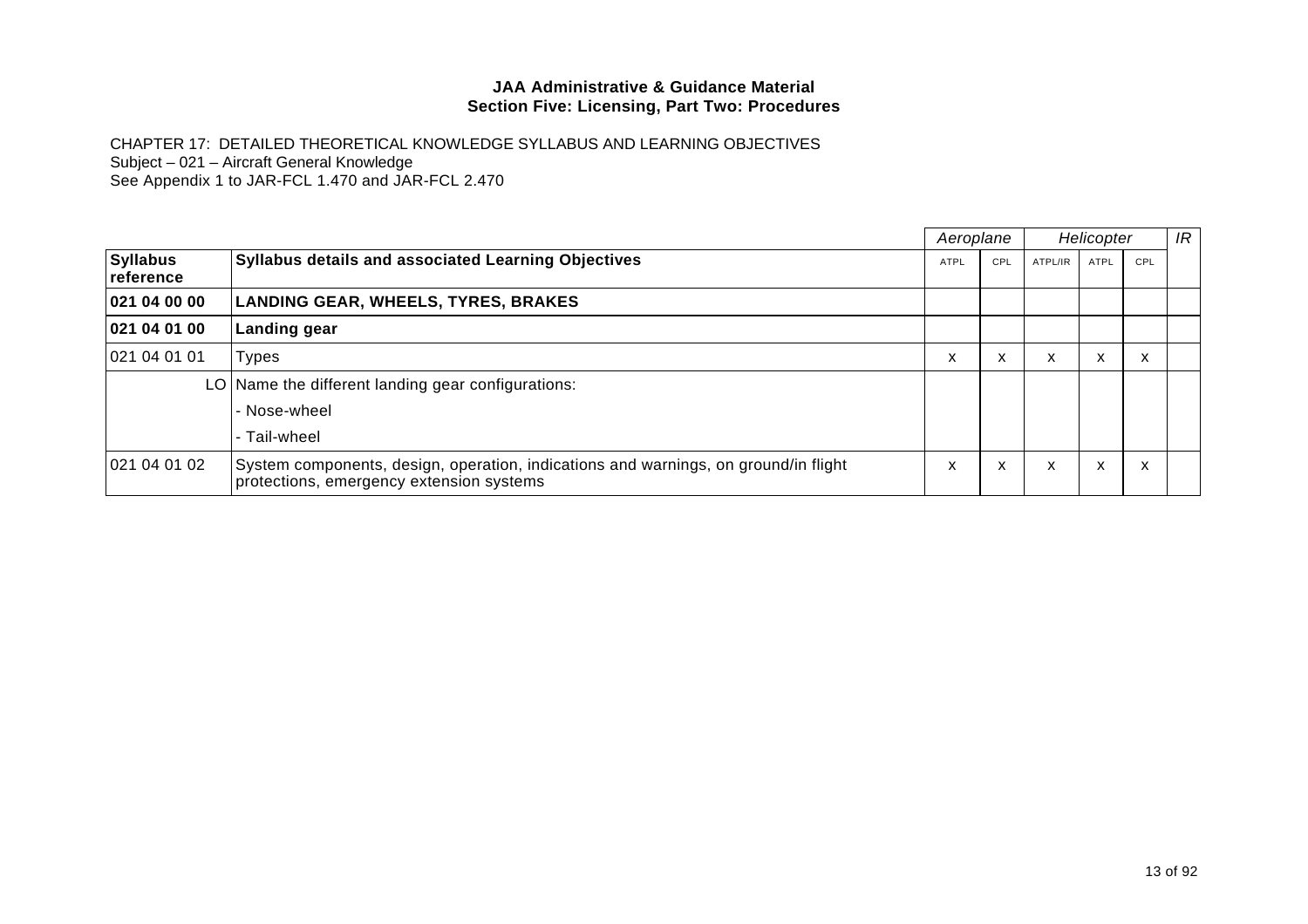**JAA Administrative & Guidance Material**
**Section Five: Licensing, Part Two: Procedures**

CHAPTER 17: DETAILED THEORETICAL KNOWLEDGE SYLLABUS AND LEARNING OBJECTIVES
Subject – 021 – Aircraft General Knowledge
See Appendix 1 to JAR-FCL 1.470 and JAR-FCL 2.470

| | | *Aeroplane* | | *Helicopter* | | | *IR* |
|---|---|---|---|---|---|---|---|
| **Syllabus reference** | **Syllabus details and associated Learning Objectives** | ATPL | CPL | ATPL/IR | ATPL | CPL | |
| **021 04 00 00** | **LANDING GEAR, WHEELS, TYRES, BRAKES** | | | | | | |
| **021 04 01 00** | **Landing gear** | | | | | | |
| 021 04 01 01 | Types | x | x | x | x | x | |
| LO | Name the different landing gear configurations:<br>- Nose-wheel<br>- Tail-wheel | | | | | | |
| 021 04 01 02 | System components, design, operation, indications and warnings, on ground/in flight protections, emergency extension systems | x | x | x | x | x | |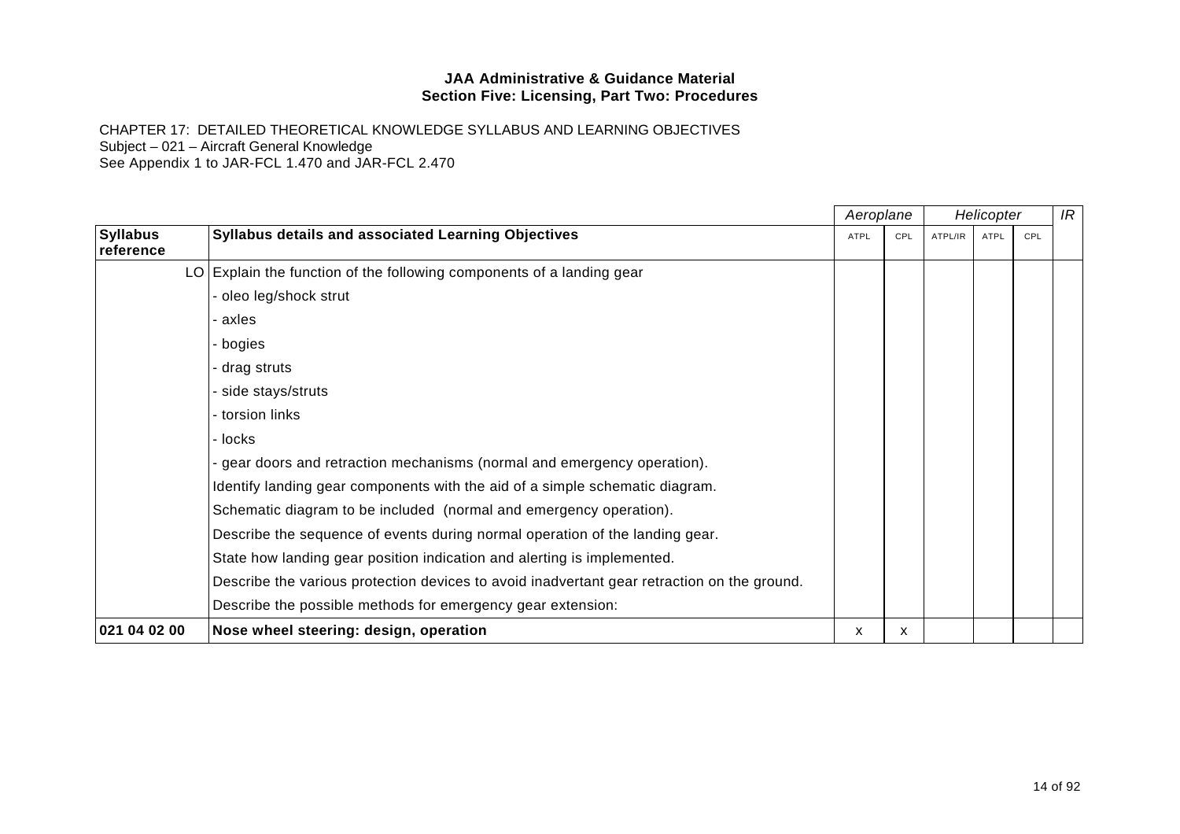**JAA Administrative & Guidance Material**
**Section Five: Licensing, Part Two: Procedures**

CHAPTER 17: DETAILED THEORETICAL KNOWLEDGE SYLLABUS AND LEARNING OBJECTIVES
Subject – 021 – Aircraft General Knowledge
See Appendix 1 to JAR-FCL 1.470 and JAR-FCL 2.470

| | | *Aeroplane* | | *Helicopter* | | | *IR* |
|---|---|---|---|---|---|---|---|
| **Syllabus reference** | **Syllabus details and associated Learning Objectives** | ATPL | CPL | ATPL/IR | ATPL | CPL | |
| LO | Explain the function of the following components of a landing gear | | | | | | |
| | - oleo leg/shock strut | | | | | | |
| | - axles | | | | | | |
| | - bogies | | | | | | |
| | - drag struts | | | | | | |
| | - side stays/struts | | | | | | |
| | - torsion links | | | | | | |
| | - locks | | | | | | |
| | - gear doors and retraction mechanisms (normal and emergency operation). | | | | | | |
| | Identify landing gear components with the aid of a simple schematic diagram. | | | | | | |
| | Schematic diagram to be included (normal and emergency operation). | | | | | | |
| | Describe the sequence of events during normal operation of the landing gear. | | | | | | |
| | State how landing gear position indication and alerting is implemented. | | | | | | |
| | Describe the various protection devices to avoid inadvertant gear retraction on the ground. | | | | | | |
| | Describe the possible methods for emergency gear extension: | | | | | | |
| **021 04 02 00** | **Nose wheel steering: design, operation** | x | x | | | | |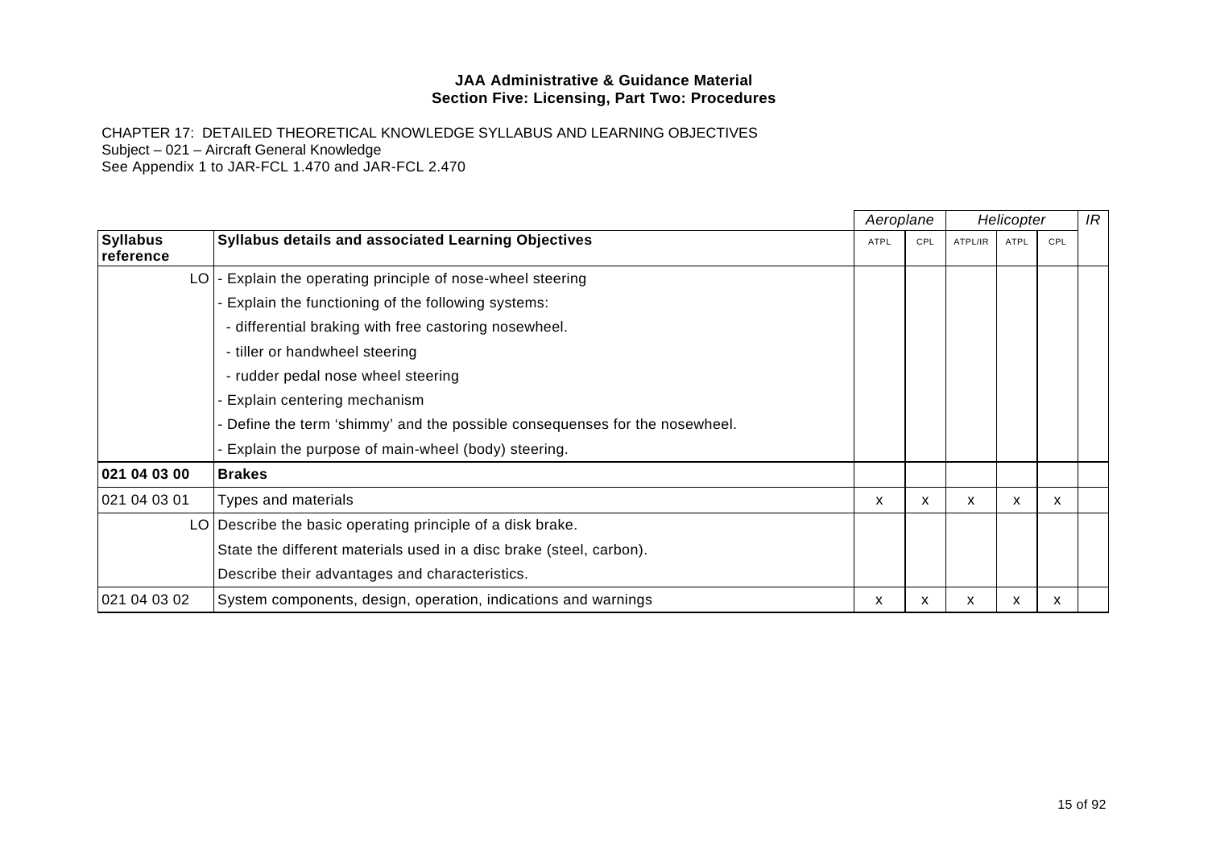**JAA Administrative & Guidance Material**
**Section Five: Licensing, Part Two: Procedures**

CHAPTER 17: DETAILED THEORETICAL KNOWLEDGE SYLLABUS AND LEARNING OBJECTIVES
Subject – 021 – Aircraft General Knowledge
See Appendix 1 to JAR-FCL 1.470 and JAR-FCL 2.470

| | | *Aeroplane* | | *Helicopter* | | | *IR* |
|---|---|---|---|---|---|---|---|
| **Syllabus reference** | **Syllabus details and associated Learning Objectives** | ATPL | CPL | ATPL/IR | ATPL | CPL | |
| LO | - Explain the operating principle of nose-wheel steering | | | | | | |
| | - Explain the functioning of the following systems: | | | | | | |
| | - differential braking with free castoring nosewheel. | | | | | | |
| | - tiller or handwheel steering | | | | | | |
| | - rudder pedal nose wheel steering | | | | | | |
| | - Explain centering mechanism | | | | | | |
| | - Define the term 'shimmy' and the possible consequenses for the nosewheel. | | | | | | |
| | - Explain the purpose of main-wheel (body) steering. | | | | | | |
| **021 04 03 00** | **Brakes** | | | | | | |
| 021 04 03 01 | Types and materials | x | x | x | x | x | |
| LO | Describe the basic operating principle of a disk brake. | | | | | | |
| | State the different materials used in a disc brake (steel, carbon). | | | | | | |
| | Describe their advantages and characteristics. | | | | | | |
| 021 04 03 02 | System components, design, operation, indications and warnings | x | x | x | x | x | |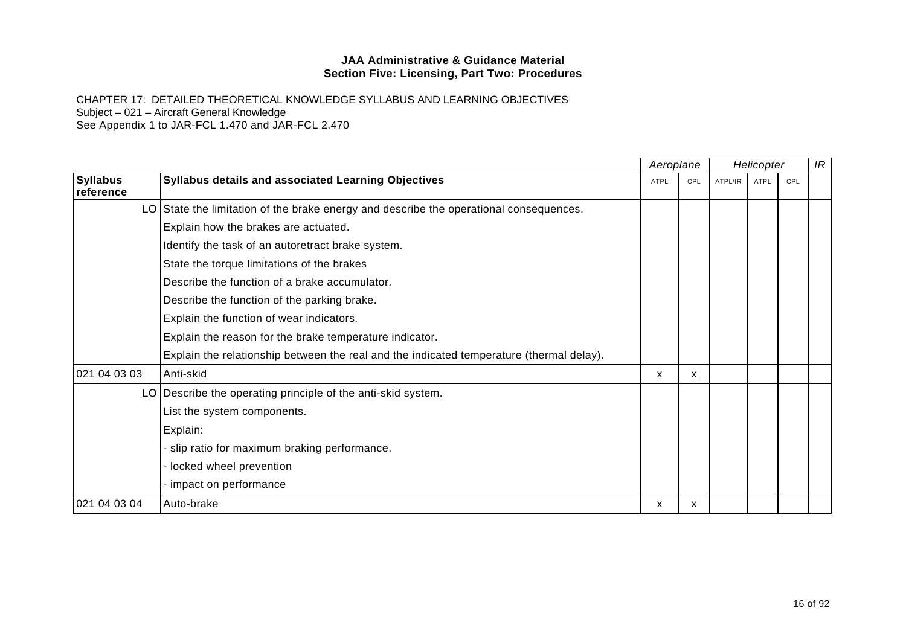**JAA Administrative & Guidance Material**
**Section Five: Licensing, Part Two: Procedures**

CHAPTER 17: DETAILED THEORETICAL KNOWLEDGE SYLLABUS AND LEARNING OBJECTIVES
Subject – 021 – Aircraft General Knowledge
See Appendix 1 to JAR-FCL 1.470 and JAR-FCL 2.470

| | | *Aeroplane* | | *Helicopter* | | | *IR* |
|---|---|---|---|---|---|---|---|
| **Syllabus reference** | **Syllabus details and associated Learning Objectives** | ATPL | CPL | ATPL/IR | ATPL | CPL | |
| LO | State the limitation of the brake energy and describe the operational consequences. | | | | | | |
| | Explain how the brakes are actuated. | | | | | | |
| | Identify the task of an autoretract brake system. | | | | | | |
| | State the torque limitations of the brakes | | | | | | |
| | Describe the function of a brake accumulator. | | | | | | |
| | Describe the function of the parking brake. | | | | | | |
| | Explain the function of wear indicators. | | | | | | |
| | Explain the reason for the brake temperature indicator. | | | | | | |
| | Explain the relationship between the real and the indicated temperature (thermal delay). | | | | | | |
| 021 04 03 03 | Anti-skid | x | x | | | | |
| LO | Describe the operating principle of the anti-skid system. | | | | | | |
| | List the system components. | | | | | | |
| | Explain: | | | | | | |
| | - slip ratio for maximum braking performance. | | | | | | |
| | - locked wheel prevention | | | | | | |
| | - impact on performance | | | | | | |
| 021 04 03 04 | Auto-brake | x | x | | | | |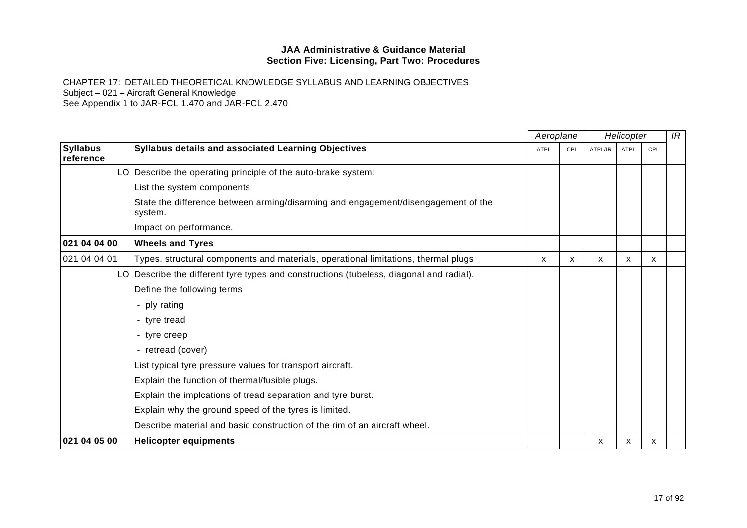**JAA Administrative & Guidance Material**
**Section Five: Licensing, Part Two: Procedures**

CHAPTER 17: DETAILED THEORETICAL KNOWLEDGE SYLLABUS AND LEARNING OBJECTIVES
Subject – 021 – Aircraft General Knowledge
See Appendix 1 to JAR-FCL 1.470 and JAR-FCL 2.470

| | | *Aeroplane* | | *Helicopter* | | | *IR* |
|---|---|---|---|---|---|---|---|
| **Syllabus reference** | **Syllabus details and associated Learning Objectives** | ATPL | CPL | ATPL/IR | ATPL | CPL | |
| LO | Describe the operating principle of the auto-brake system: | | | | | | |
| | List the system components | | | | | | |
| | State the difference between arming/disarming and engagement/disengagement of the system. | | | | | | |
| | Impact on performance. | | | | | | |
| **021 04 04 00** | **Wheels and Tyres** | | | | | | |
| 021 04 04 01 | Types, structural components and materials, operational limitations, thermal plugs | x | x | x | x | x | |
| LO | Describe the different tyre types and constructions (tubeless, diagonal and radial). | | | | | | |
| | Define the following terms | | | | | | |
| | - ply rating | | | | | | |
| | - tyre tread | | | | | | |
| | - tyre creep | | | | | | |
| | - retread (cover) | | | | | | |
| | List typical tyre pressure values for transport aircraft. | | | | | | |
| | Explain the function of thermal/fusible plugs. | | | | | | |
| | Explain the implcations of tread separation and tyre burst. | | | | | | |
| | Explain why the ground speed of the tyres is limited. | | | | | | |
| | Describe material and basic construction of the rim of an aircraft wheel. | | | | | | |
| **021 04 05 00** | **Helicopter equipments** | | | x | x | x | |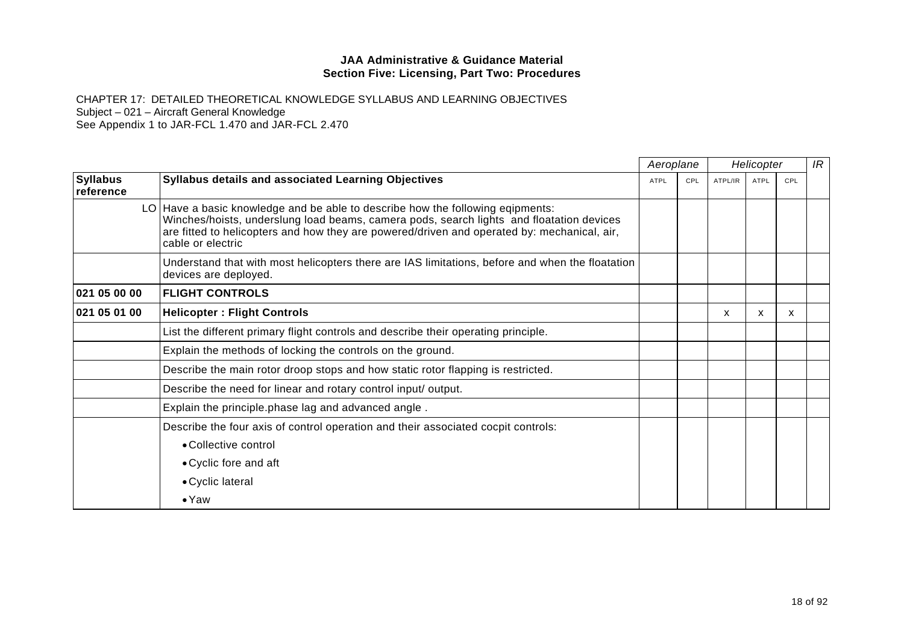**JAA Administrative & Guidance Material**
**Section Five: Licensing, Part Two: Procedures**

CHAPTER 17: DETAILED THEORETICAL KNOWLEDGE SYLLABUS AND LEARNING OBJECTIVES
Subject – 021 – Aircraft General Knowledge
See Appendix 1 to JAR-FCL 1.470 and JAR-FCL 2.470

| | | *Aeroplane* | | *Helicopter* | | | *IR* |
|---|---|---|---|---|---|---|---|
| **Syllabus reference** | **Syllabus details and associated Learning Objectives** | ATPL | CPL | ATPL/IR | ATPL | CPL | |
| LO | Have a basic knowledge and be able to describe how the following eqipments: Winches/hoists, underslung load beams, camera pods, search lights and floatation devices are fitted to helicopters and how they are powered/driven and operated by: mechanical, air, cable or electric | | | | | | |
| | Understand that with most helicopters there are IAS limitations, before and when the floatation devices are deployed. | | | | | | |
| **021 05 00 00** | **FLIGHT CONTROLS** | | | | | | |
| **021 05 01 00** | **Helicopter : Flight Controls** | | | x | x | x | |
| | List the different primary flight controls and describe their operating principle. | | | | | | |
| | Explain the methods of locking the controls on the ground. | | | | | | |
| | Describe the main rotor droop stops and how static rotor flapping is restricted. | | | | | | |
| | Describe the need for linear and rotary control input/ output. | | | | | | |
| | Explain the principle.phase lag and advanced angle . | | | | | | |
| | Describe the four axis of control operation and their associated cocpit controls:<br>• Collective control<br>• Cyclic fore and aft<br>• Cyclic lateral<br>• Yaw | | | | | | |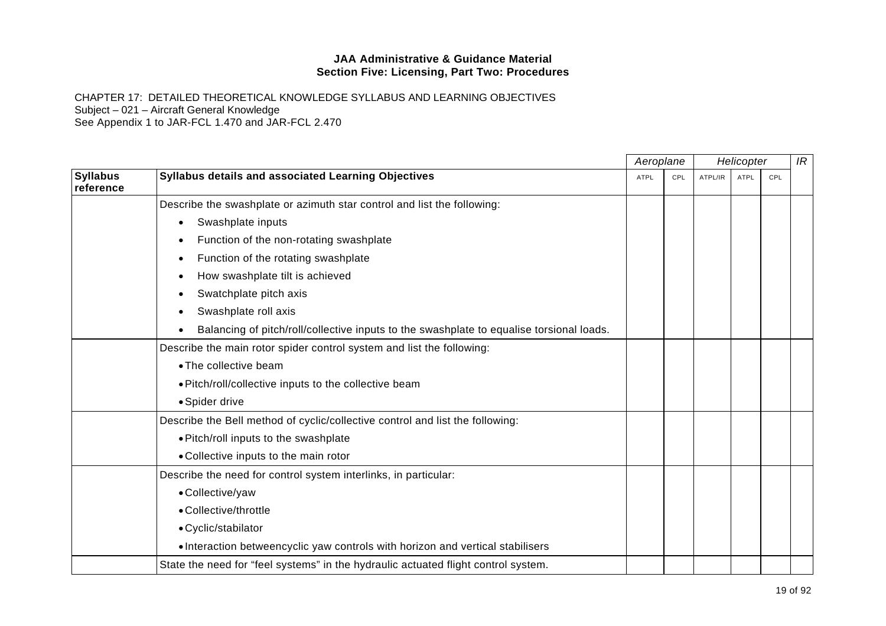**JAA Administrative & Guidance Material**
**Section Five: Licensing, Part Two: Procedures**

CHAPTER 17: DETAILED THEORETICAL KNOWLEDGE SYLLABUS AND LEARNING OBJECTIVES
Subject – 021 – Aircraft General Knowledge
See Appendix 1 to JAR-FCL 1.470 and JAR-FCL 2.470

| | | *Aeroplane* | | *Helicopter* | | | *IR* |
|---|---|---|---|---|---|---|---|
| **Syllabus reference** | **Syllabus details and associated Learning Objectives** | ATPL | CPL | ATPL/IR | ATPL | CPL | |
| | Describe the swashplate or azimuth star control and list the following:<br>• Swashplate inputs<br>• Function of the non-rotating swashplate<br>• Function of the rotating swashplate<br>• How swashplate tilt is achieved<br>• Swatchplate pitch axis<br>• Swashplate roll axis<br>• Balancing of pitch/roll/collective inputs to the swashplate to equalise torsional loads. | | | | | | |
| | Describe the main rotor spider control system and list the following:<br>• The collective beam<br>• Pitch/roll/collective inputs to the collective beam<br>• Spider drive | | | | | | |
| | Describe the Bell method of cyclic/collective control and list the following:<br>• Pitch/roll inputs to the swashplate<br>• Collective inputs to the main rotor | | | | | | |
| | Describe the need for control system interlinks, in particular:<br>• Collective/yaw<br>• Collective/throttle<br>• Cyclic/stabilator<br>• Interaction betweencyclic yaw controls with horizon and vertical stabilisers | | | | | | |
| | State the need for “feel systems” in the hydraulic actuated flight control system. | | | | | | |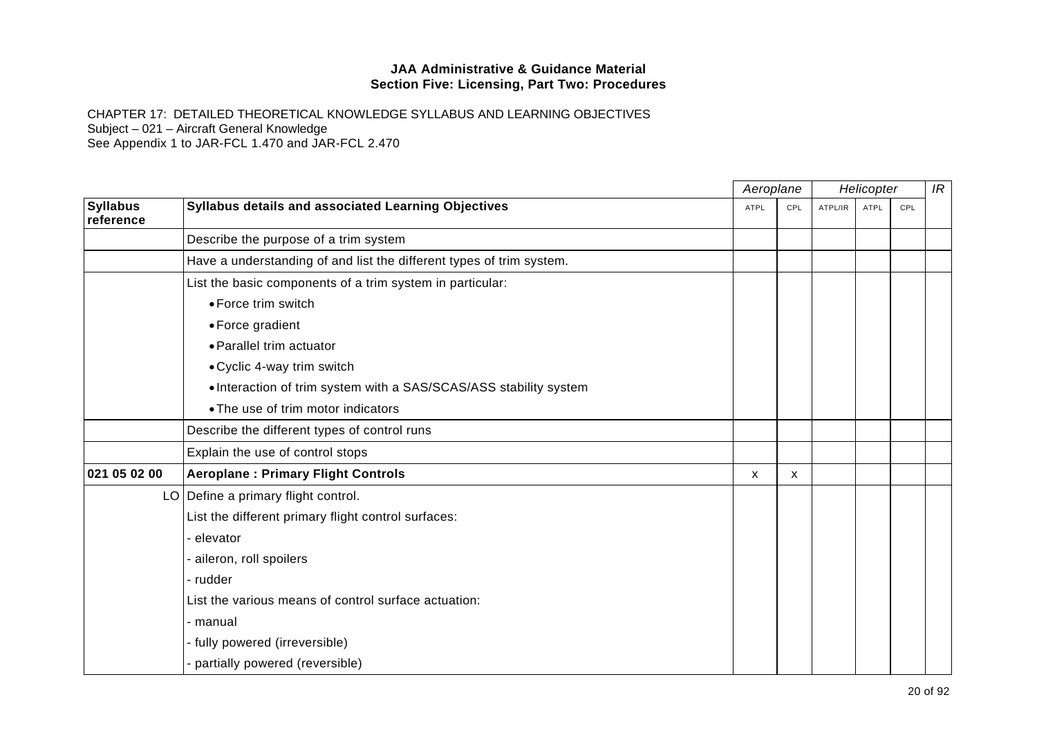**JAA Administrative & Guidance Material**
**Section Five: Licensing, Part Two: Procedures**

CHAPTER 17: DETAILED THEORETICAL KNOWLEDGE SYLLABUS AND LEARNING OBJECTIVES
Subject – 021 – Aircraft General Knowledge
See Appendix 1 to JAR-FCL 1.470 and JAR-FCL 2.470

| | | *Aeroplane* | | *Helicopter* | | | *IR* |
|---|---|---|---|---|---|---|---|
| **Syllabus reference** | **Syllabus details and associated Learning Objectives** | ATPL | CPL | ATPL/IR | ATPL | CPL | |
| | Describe the purpose of a trim system | | | | | | |
| | Have a understanding of and list the different types of trim system. | | | | | | |
| | List the basic components of a trim system in particular:<br>• Force trim switch<br>• Force gradient<br>• Parallel trim actuator<br>• Cyclic 4-way trim switch<br>• Interaction of trim system with a SAS/SCAS/ASS stability system<br>• The use of trim motor indicators | | | | | | |
| | Describe the different types of control runs | | | | | | |
| | Explain the use of control stops | | | | | | |
| **021 05 02 00** | **Aeroplane : Primary Flight Controls** | x | x | | | | |
| LO | Define a primary flight control.<br>List the different primary flight control surfaces:<br>- elevator<br>- aileron, roll spoilers<br>- rudder<br>List the various means of control surface actuation:<br>- manual<br>- fully powered (irreversible)<br>- partially powered (reversible) | | | | | | |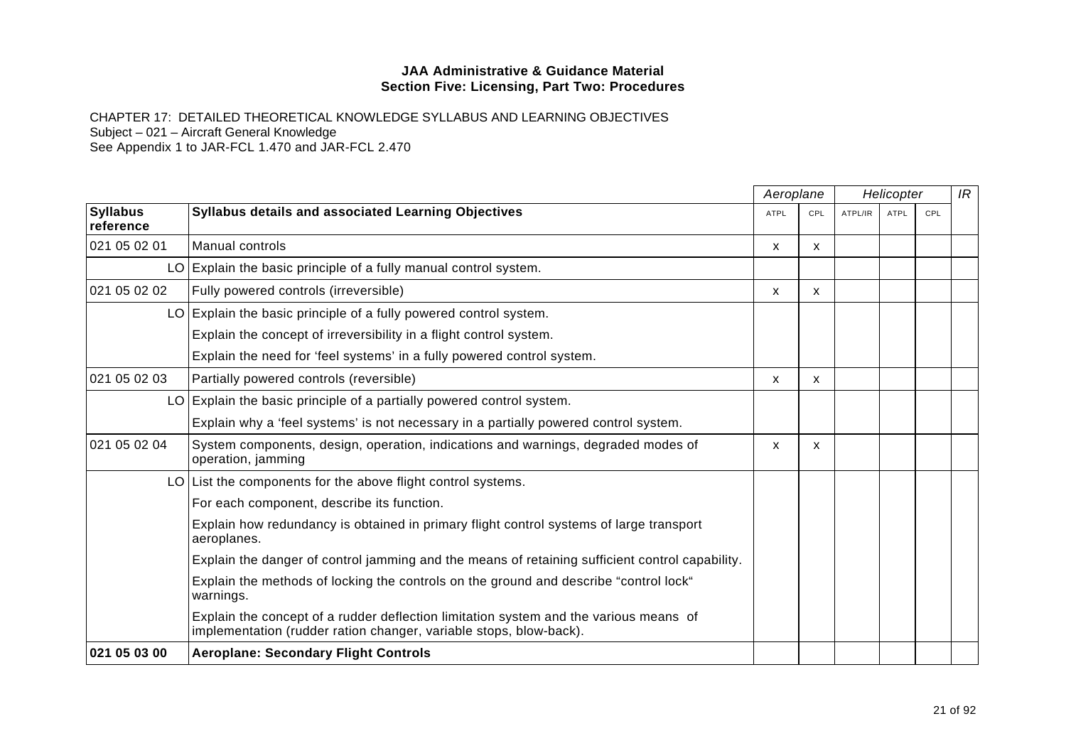**JAA Administrative & Guidance Material**
**Section Five: Licensing, Part Two: Procedures**

CHAPTER 17: DETAILED THEORETICAL KNOWLEDGE SYLLABUS AND LEARNING OBJECTIVES
Subject – 021 – Aircraft General Knowledge
See Appendix 1 to JAR-FCL 1.470 and JAR-FCL 2.470

| | | *Aeroplane* | | *Helicopter* | | | *IR* |
|---|---|---|---|---|---|---|---|
| **Syllabus reference** | **Syllabus details and associated Learning Objectives** | ATPL | CPL | ATPL/IR | ATPL | CPL | |
| 021 05 02 01 | Manual controls | x | x | | | | |
| LO | Explain the basic principle of a fully manual control system. | | | | | | |
| 021 05 02 02 | Fully powered controls (irreversible) | x | x | | | | |
| LO | Explain the basic principle of a fully powered control system. | | | | | | |
| | Explain the concept of irreversibility in a flight control system. | | | | | | |
| | Explain the need for 'feel systems' in a fully powered control system. | | | | | | |
| 021 05 02 03 | Partially powered controls (reversible) | x | x | | | | |
| LO | Explain the basic principle of a partially powered control system. | | | | | | |
| | Explain why a 'feel systems' is not necessary in a partially powered control system. | | | | | | |
| 021 05 02 04 | System components, design, operation, indications and warnings, degraded modes of operation, jamming | x | x | | | | |
| LO | List the components for the above flight control systems. | | | | | | |
| | For each component, describe its function. | | | | | | |
| | Explain how redundancy is obtained in primary flight control systems of large transport aeroplanes. | | | | | | |
| | Explain the danger of control jamming and the means of retaining sufficient control capability. | | | | | | |
| | Explain the methods of locking the controls on the ground and describe "control lock" warnings. | | | | | | |
| | Explain the concept of a rudder deflection limitation system and the various means of implementation (rudder ration changer, variable stops, blow-back). | | | | | | |
| **021 05 03 00** | **Aeroplane: Secondary Flight Controls** | | | | | | |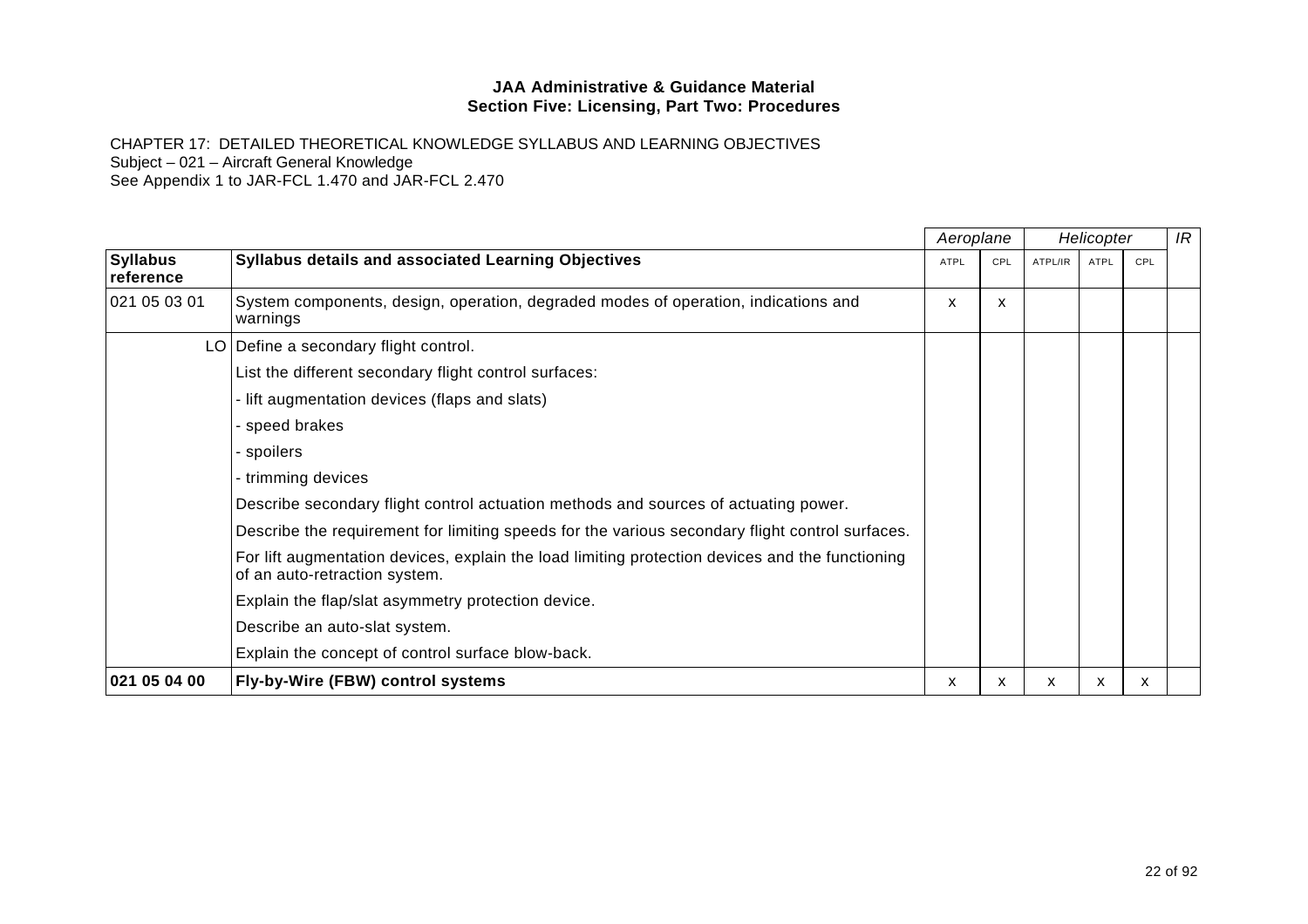**JAA Administrative & Guidance Material**
**Section Five: Licensing, Part Two: Procedures**

CHAPTER 17: DETAILED THEORETICAL KNOWLEDGE SYLLABUS AND LEARNING OBJECTIVES
Subject – 021 – Aircraft General Knowledge
See Appendix 1 to JAR-FCL 1.470 and JAR-FCL 2.470

| | | *Aeroplane* | | *Helicopter* | | | *IR* |
|---|---|---|---|---|---|---|---|
| **Syllabus reference** | **Syllabus details and associated Learning Objectives** | ATPL | CPL | ATPL/IR | ATPL | CPL | |
| 021 05 03 01 | System components, design, operation, degraded modes of operation, indications and warnings | x | x | | | | |
| LO | Define a secondary flight control. | | | | | | |
| | List the different secondary flight control surfaces: | | | | | | |
| | - lift augmentation devices (flaps and slats) | | | | | | |
| | - speed brakes | | | | | | |
| | - spoilers | | | | | | |
| | - trimming devices | | | | | | |
| | Describe secondary flight control actuation methods and sources of actuating power. | | | | | | |
| | Describe the requirement for limiting speeds for the various secondary flight control surfaces. | | | | | | |
| | For lift augmentation devices, explain the load limiting protection devices and the functioning of an auto-retraction system. | | | | | | |
| | Explain the flap/slat asymmetry protection device. | | | | | | |
| | Describe an auto-slat system. | | | | | | |
| | Explain the concept of control surface blow-back. | | | | | | |
| **021 05 04 00** | **Fly-by-Wire (FBW) control systems** | x | x | x | x | x | |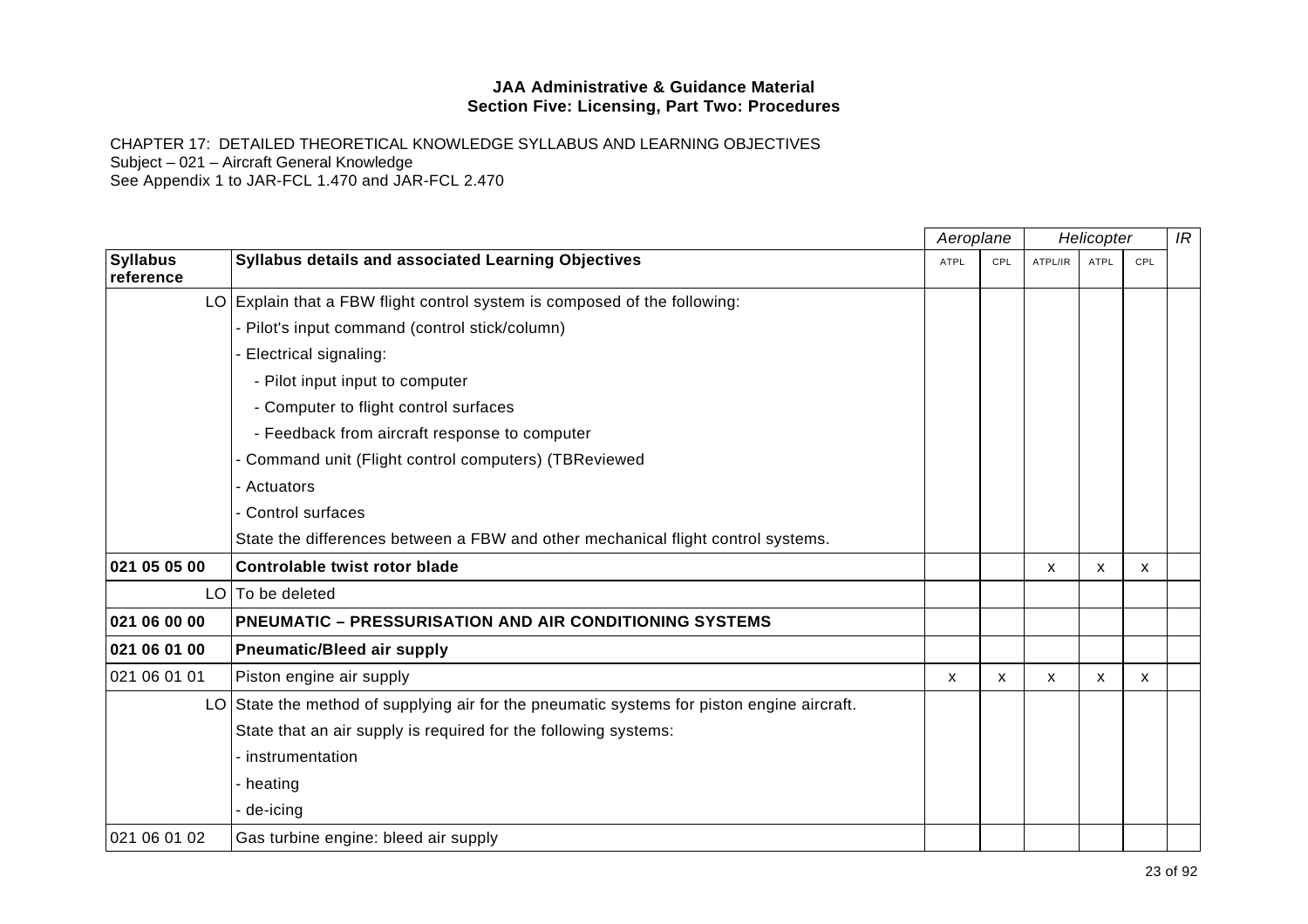**JAA Administrative & Guidance Material**
**Section Five: Licensing, Part Two: Procedures**

CHAPTER 17: DETAILED THEORETICAL KNOWLEDGE SYLLABUS AND LEARNING OBJECTIVES
Subject – 021 – Aircraft General Knowledge
See Appendix 1 to JAR-FCL 1.470 and JAR-FCL 2.470

| | | Aeroplane | | Helicopter | | | IR |
|---|---|---|---|---|---|---|---|
| **Syllabus reference** | **Syllabus details and associated Learning Objectives** | ATPL | CPL | ATPL/IR | ATPL | CPL | |
| LO | Explain that a FBW flight control system is composed of the following: | | | | | | |
| | - Pilot's input command (control stick/column) | | | | | | |
| | - Electrical signaling: | | | | | | |
| | - Pilot input input to computer | | | | | | |
| | - Computer to flight control surfaces | | | | | | |
| | - Feedback from aircraft response to computer | | | | | | |
| | - Command unit (Flight control computers) (TBReviewed | | | | | | |
| | - Actuators | | | | | | |
| | - Control surfaces | | | | | | |
| | State the differences between a FBW and other mechanical flight control systems. | | | | | | |
| **021 05 05 00** | **Controlable twist rotor blade** | | | x | x | x | |
| LO | To be deleted | | | | | | |
| **021 06 00 00** | **PNEUMATIC – PRESSURISATION AND AIR CONDITIONING SYSTEMS** | | | | | | |
| **021 06 01 00** | **Pneumatic/Bleed air supply** | | | | | | |
| 021 06 01 01 | Piston engine air supply | x | x | x | x | x | |
| LO | State the method of supplying air for the pneumatic systems for piston engine aircraft. | | | | | | |
| | State that an air supply is required for the following systems: | | | | | | |
| | - instrumentation | | | | | | |
| | - heating | | | | | | |
| | - de-icing | | | | | | |
| 021 06 01 02 | Gas turbine engine: bleed air supply | | | | | | |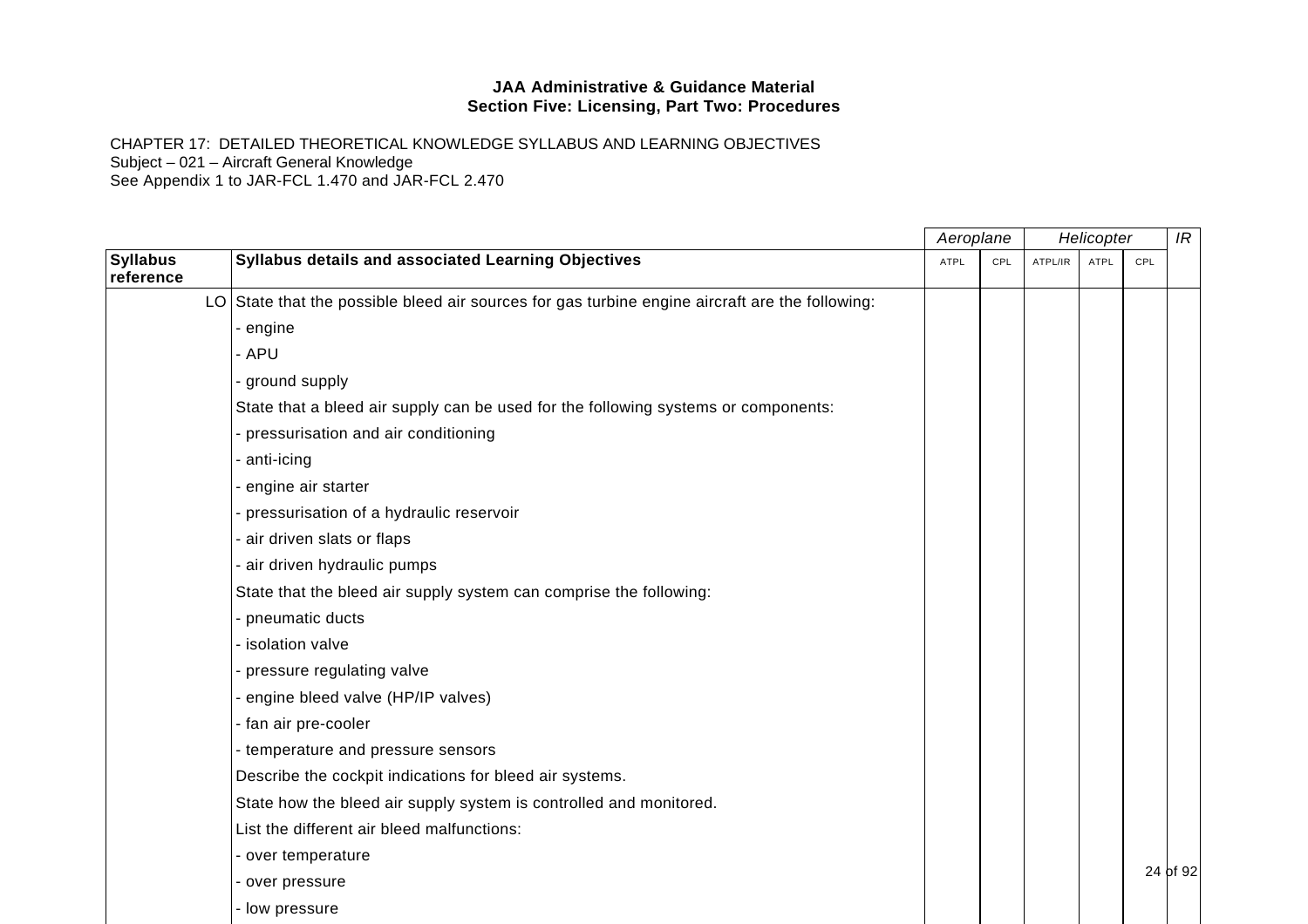JAA Administrative & Guidance Material
Section Five: Licensing, Part Two: Procedures

CHAPTER 17: DETAILED THEORETICAL KNOWLEDGE SYLLABUS AND LEARNING OBJECTIVES
Subject – 021 – Aircraft General Knowledge
See Appendix 1 to JAR-FCL 1.470 and JAR-FCL 2.470

| | | *Aeroplane* | | *Helicopter* | | | *IR* |
|---|---|---|---|---|---|---|---|
| **Syllabus reference** | **Syllabus details and associated Learning Objectives** | ATPL | CPL | ATPL/IR | ATPL | CPL | |
| LO | State that the possible bleed air sources for gas turbine engine aircraft are the following: | | | | | | |
| | - engine | | | | | | |
| | - APU | | | | | | |
| | - ground supply | | | | | | |
| | State that a bleed air supply can be used for the following systems or components: | | | | | | |
| | - pressurisation and air conditioning | | | | | | |
| | - anti-icing | | | | | | |
| | - engine air starter | | | | | | |
| | - pressurisation of a hydraulic reservoir | | | | | | |
| | - air driven slats or flaps | | | | | | |
| | - air driven hydraulic pumps | | | | | | |
| | State that the bleed air supply system can comprise the following: | | | | | | |
| | - pneumatic ducts | | | | | | |
| | - isolation valve | | | | | | |
| | - pressure regulating valve | | | | | | |
| | - engine bleed valve (HP/IP valves) | | | | | | |
| | - fan air pre-cooler | | | | | | |
| | - temperature and pressure sensors | | | | | | |
| | Describe the cockpit indications for bleed air systems. | | | | | | |
| | State how the bleed air supply system is controlled and monitored. | | | | | | |
| | List the different air bleed malfunctions: | | | | | | |
| | - over temperature | | | | | | |
| | - over pressure | | | | | | |
| | - low pressure | | | | | | |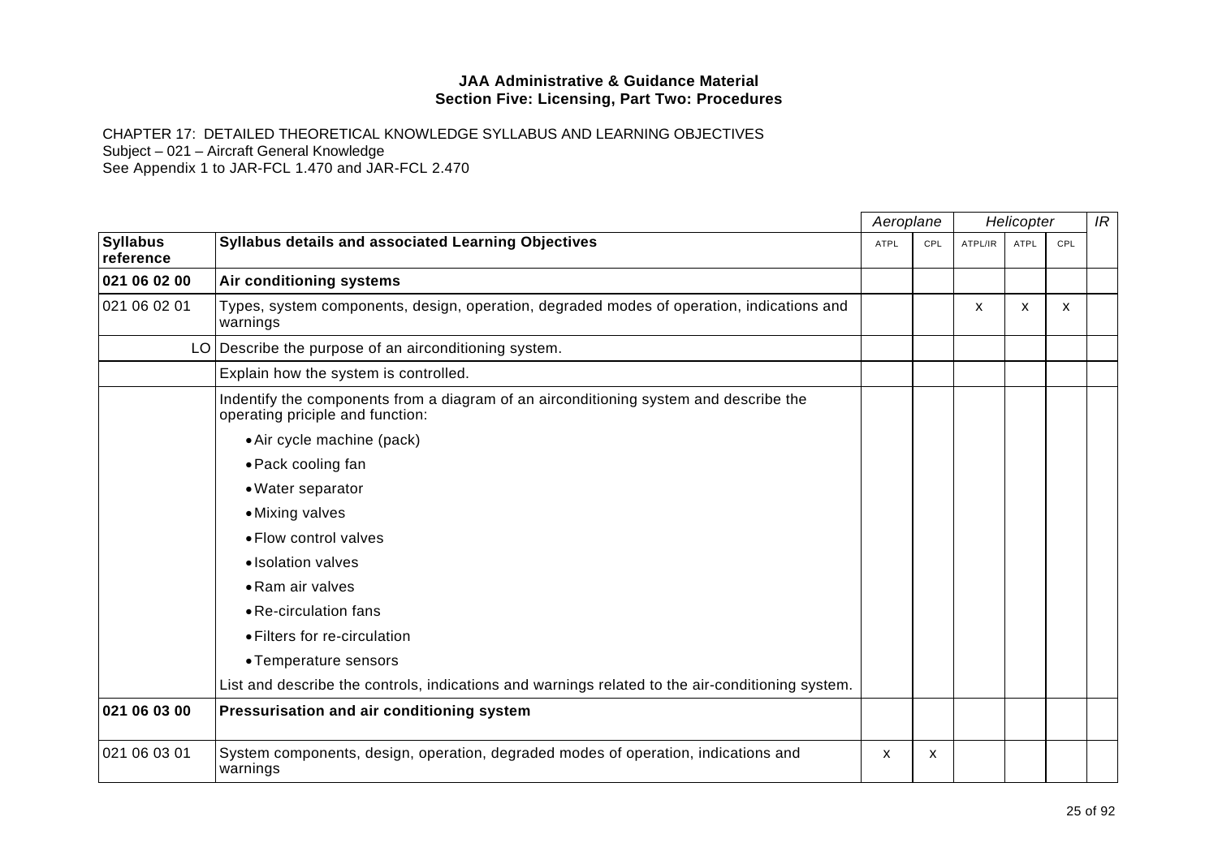**JAA Administrative & Guidance Material**
**Section Five: Licensing, Part Two: Procedures**

CHAPTER 17: DETAILED THEORETICAL KNOWLEDGE SYLLABUS AND LEARNING OBJECTIVES
Subject – 021 – Aircraft General Knowledge
See Appendix 1 to JAR-FCL 1.470 and JAR-FCL 2.470

| | | *Aeroplane* | | *Helicopter* | | | *IR* |
|---|---|---|---|---|---|---|---|
| **Syllabus reference** | **Syllabus details and associated Learning Objectives** | ATPL | CPL | ATPL/IR | ATPL | CPL | |
| **021 06 02 00** | **Air conditioning systems** | | | | | | |
| 021 06 02 01 | Types, system components, design, operation, degraded modes of operation, indications and warnings | | | x | x | x | |
| LO | Describe the purpose of an airconditioning system. | | | | | | |
| | Explain how the system is controlled. | | | | | | |
| | Indentify the components from a diagram of an airconditioning system and describe the operating priciple and function:<br>• Air cycle machine (pack)<br>• Pack cooling fan<br>• Water separator<br>• Mixing valves<br>• Flow control valves<br>• Isolation valves<br>• Ram air valves<br>• Re-circulation fans<br>• Filters for re-circulation<br>• Temperature sensors | | | | | | |
| | List and describe the controls, indications and warnings related to the air-conditioning system. | | | | | | |
| **021 06 03 00** | **Pressurisation and air conditioning system** | | | | | | |
| 021 06 03 01 | System components, design, operation, degraded modes of operation, indications and warnings | x | x | | | | |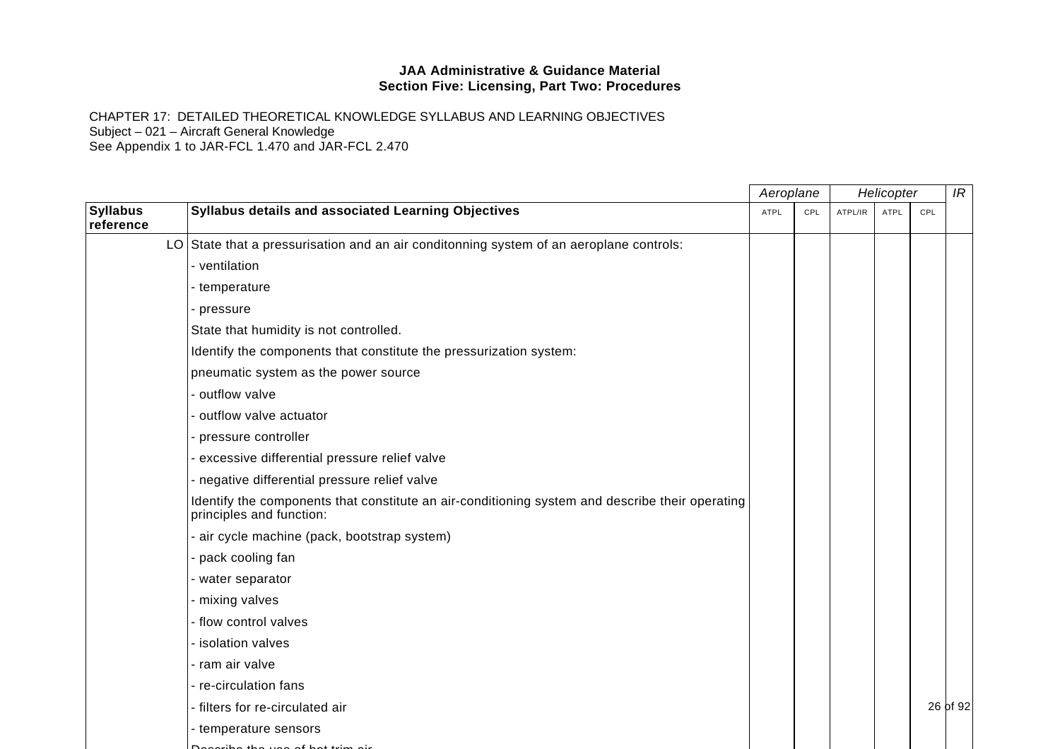**JAA Administrative & Guidance Material**
**Section Five: Licensing, Part Two: Procedures**

CHAPTER 17: DETAILED THEORETICAL KNOWLEDGE SYLLABUS AND LEARNING OBJECTIVES
Subject – 021 – Aircraft General Knowledge
See Appendix 1 to JAR-FCL 1.470 and JAR-FCL 2.470

| | | *Aeroplane* | | *Helicopter* | | | *IR* |
|---|---|---|---|---|---|---|---|
| **Syllabus reference** | **Syllabus details and associated Learning Objectives** | ATPL | CPL | ATPL/IR | ATPL | CPL | |
| LO | State that a pressurisation and an air conditonning system of an aeroplane controls: | | | | | | |
| | - ventilation | | | | | | |
| | - temperature | | | | | | |
| | - pressure | | | | | | |
| | State that humidity is not controlled. | | | | | | |
| | Identify the components that constitute the pressurization system: | | | | | | |
| | pneumatic system as the power source | | | | | | |
| | - outflow valve | | | | | | |
| | - outflow valve actuator | | | | | | |
| | - pressure controller | | | | | | |
| | - excessive differential pressure relief valve | | | | | | |
| | - negative differential pressure relief valve | | | | | | |
| | Identify the components that constitute an air-conditioning system and describe their operating principles and function: | | | | | | |
| | - air cycle machine (pack, bootstrap system) | | | | | | |
| | - pack cooling fan | | | | | | |
| | - water separator | | | | | | |
| | - mixing valves | | | | | | |
| | - flow control valves | | | | | | |
| | - isolation valves | | | | | | |
| | - ram air valve | | | | | | |
| | - re-circulation fans | | | | | | |
| | - filters for re-circulated air | | | | | | |
| | - temperature sensors | | | | | | |
| | Describe the use of hot trim air | | | | | | |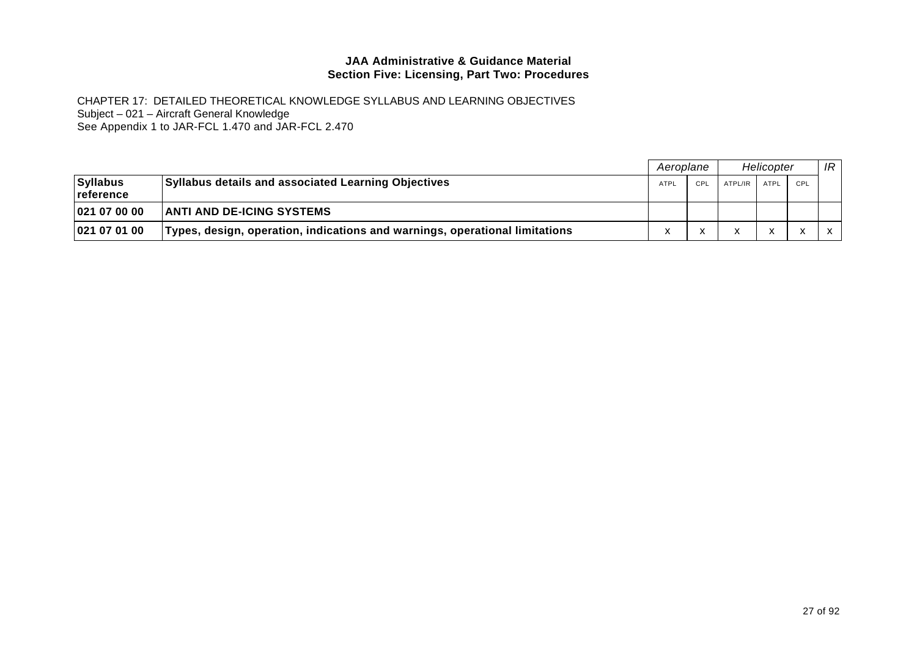**JAA Administrative & Guidance Material**
**Section Five: Licensing, Part Two: Procedures**

CHAPTER 17: DETAILED THEORETICAL KNOWLEDGE SYLLABUS AND LEARNING OBJECTIVES
Subject – 021 – Aircraft General Knowledge
See Appendix 1 to JAR-FCL 1.470 and JAR-FCL 2.470

| | | *Aeroplane* | | *Helicopter* | | | *IR* |
|---|---|---|---|---|---|---|---|
| **Syllabus reference** | **Syllabus details and associated Learning Objectives** | ATPL | CPL | ATPL/IR | ATPL | CPL | |
| **021 07 00 00** | **ANTI AND DE-ICING SYSTEMS** | | | | | | |
| **021 07 01 00** | **Types, design, operation, indications and warnings, operational limitations** | X | X | X | X | X | X |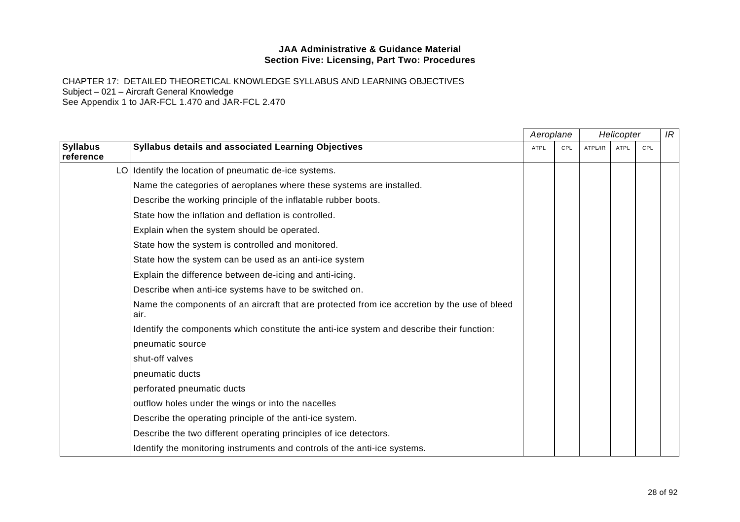**JAA Administrative & Guidance Material**
**Section Five: Licensing, Part Two: Procedures**

CHAPTER 17: DETAILED THEORETICAL KNOWLEDGE SYLLABUS AND LEARNING OBJECTIVES
Subject – 021 – Aircraft General Knowledge
See Appendix 1 to JAR-FCL 1.470 and JAR-FCL 2.470

| | | *Aeroplane* | | *Helicopter* | | | *IR* |
|---|---|---|---|---|---|---|---|
| **Syllabus reference** | **Syllabus details and associated Learning Objectives** | ATPL | CPL | ATPL/IR | ATPL | CPL | |
| LO | Identify the location of pneumatic de-ice systems. | | | | | | |
| | Name the categories of aeroplanes where these systems are installed. | | | | | | |
| | Describe the working principle of the inflatable rubber boots. | | | | | | |
| | State how the inflation and deflation is controlled. | | | | | | |
| | Explain when the system should be operated. | | | | | | |
| | State how the system is controlled and monitored. | | | | | | |
| | State how the system can be used as an anti-ice system | | | | | | |
| | Explain the difference between de-icing and anti-icing. | | | | | | |
| | Describe when anti-ice systems have to be switched on. | | | | | | |
| | Name the components of an aircraft that are protected from ice accretion by the use of bleed air. | | | | | | |
| | Identify the components which constitute the anti-ice system and describe their function: | | | | | | |
| | pneumatic source | | | | | | |
| | shut-off valves | | | | | | |
| | pneumatic ducts | | | | | | |
| | perforated pneumatic ducts | | | | | | |
| | outflow holes under the wings or into the nacelles | | | | | | |
| | Describe the operating principle of the anti-ice system. | | | | | | |
| | Describe the two different operating principles of ice detectors. | | | | | | |
| | Identify the monitoring instruments and controls of the anti-ice systems. | | | | | | |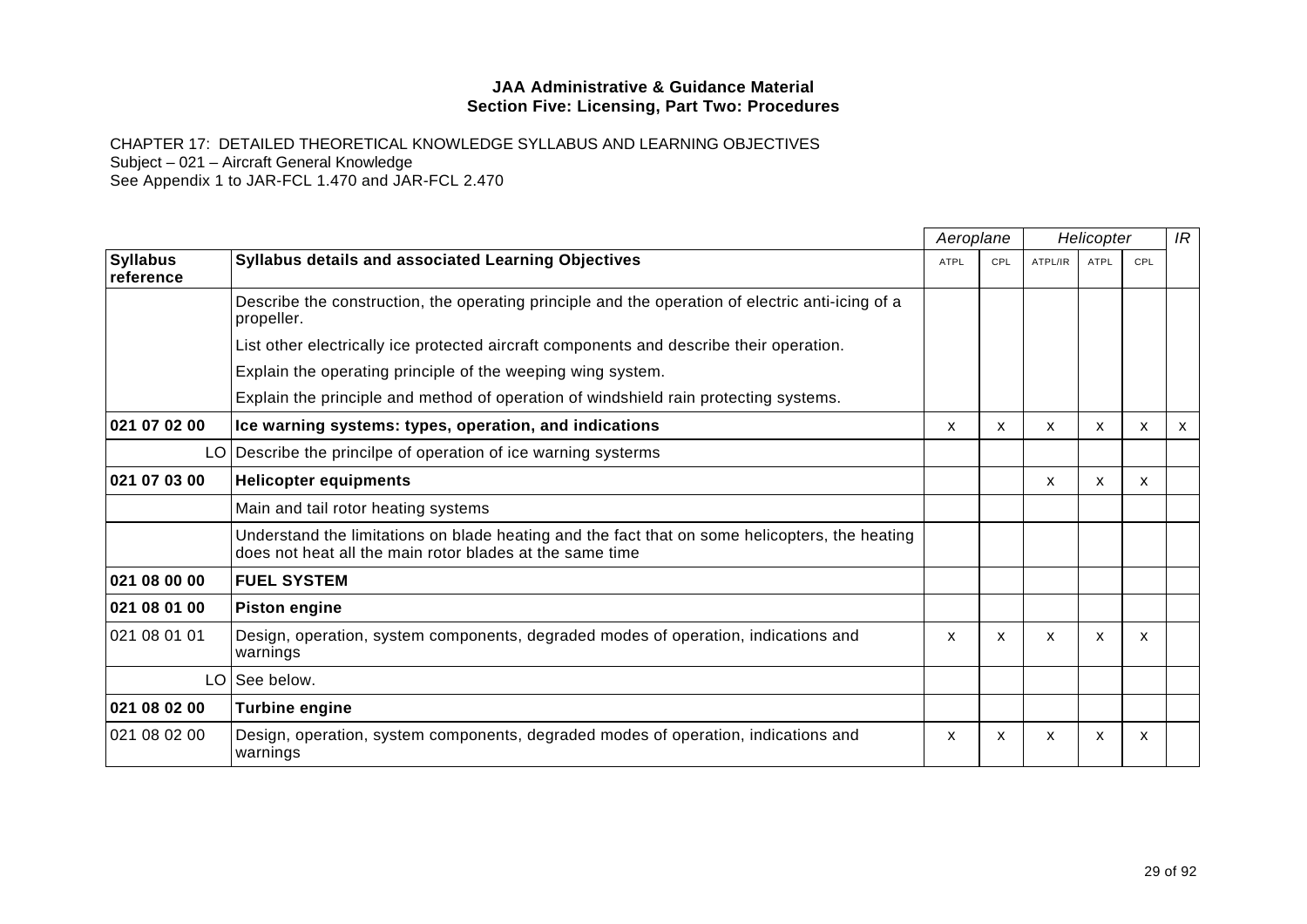**JAA Administrative & Guidance Material**
**Section Five: Licensing, Part Two: Procedures**

CHAPTER 17: DETAILED THEORETICAL KNOWLEDGE SYLLABUS AND LEARNING OBJECTIVES
Subject – 021 – Aircraft General Knowledge
See Appendix 1 to JAR-FCL 1.470 and JAR-FCL 2.470

| | | *Aeroplane* | | *Helicopter* | | | *IR* |
|---|---|---|---|---|---|---|---|
| **Syllabus reference** | **Syllabus details and associated Learning Objectives** | ATPL | CPL | ATPL/IR | ATPL | CPL | |
| | Describe the construction, the operating principle and the operation of electric anti-icing of a propeller. | | | | | | |
| | List other electrically ice protected aircraft components and describe their operation. | | | | | | |
| | Explain the operating principle of the weeping wing system. | | | | | | |
| | Explain the principle and method of operation of windshield rain protecting systems. | | | | | | |
| **021 07 02 00** | **Ice warning systems: types, operation, and indications** | x | x | x | x | x | x |
| LO | Describe the princilpe of operation of ice warning systerms | | | | | | |
| **021 07 03 00** | **Helicopter equipments** | | | x | x | x | |
| | Main and tail rotor heating systems | | | | | | |
| | Understand the limitations on blade heating and the fact that on some helicopters, the heating does not heat all the main rotor blades at the same time | | | | | | |
| **021 08 00 00** | **FUEL SYSTEM** | | | | | | |
| **021 08 01 00** | **Piston engine** | | | | | | |
| 021 08 01 01 | Design, operation, system components, degraded modes of operation, indications and warnings | x | x | x | x | x | |
| LO | See below. | | | | | | |
| **021 08 02 00** | **Turbine engine** | | | | | | |
| 021 08 02 00 | Design, operation, system components, degraded modes of operation, indications and warnings | x | x | x | x | x | |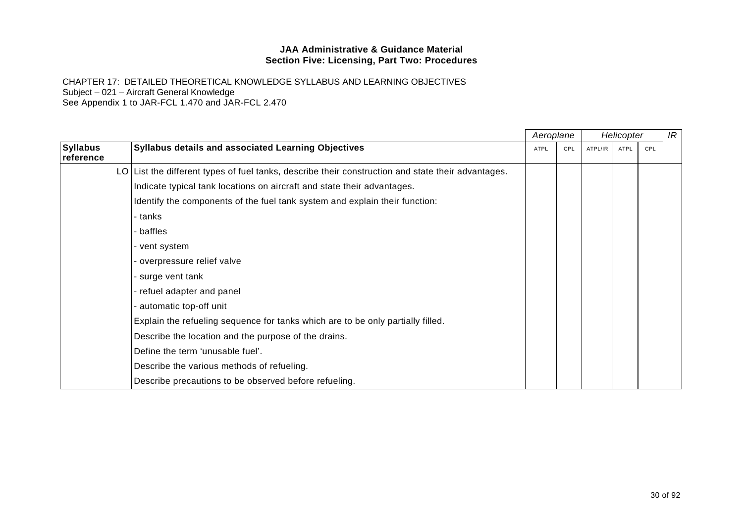**JAA Administrative & Guidance Material**
**Section Five: Licensing, Part Two: Procedures**

CHAPTER 17: DETAILED THEORETICAL KNOWLEDGE SYLLABUS AND LEARNING OBJECTIVES
Subject – 021 – Aircraft General Knowledge
See Appendix 1 to JAR-FCL 1.470 and JAR-FCL 2.470

| | | *Aeroplane* | | *Helicopter* | | | *IR* |
|---|---|---|---|---|---|---|---|
| **Syllabus reference** | **Syllabus details and associated Learning Objectives** | ATPL | CPL | ATPL/IR | ATPL | CPL | |
| LO | List the different types of fuel tanks, describe their construction and state their advantages. | | | | | | |
| | Indicate typical tank locations on aircraft and state their advantages. | | | | | | |
| | Identify the components of the fuel tank system and explain their function: | | | | | | |
| | - tanks | | | | | | |
| | - baffles | | | | | | |
| | - vent system | | | | | | |
| | - overpressure relief valve | | | | | | |
| | - surge vent tank | | | | | | |
| | - refuel adapter and panel | | | | | | |
| | - automatic top-off unit | | | | | | |
| | Explain the refueling sequence for tanks which are to be only partially filled. | | | | | | |
| | Describe the location and the purpose of the drains. | | | | | | |
| | Define the term 'unusable fuel'. | | | | | | |
| | Describe the various methods of refueling. | | | | | | |
| | Describe precautions to be observed before refueling. | | | | | | |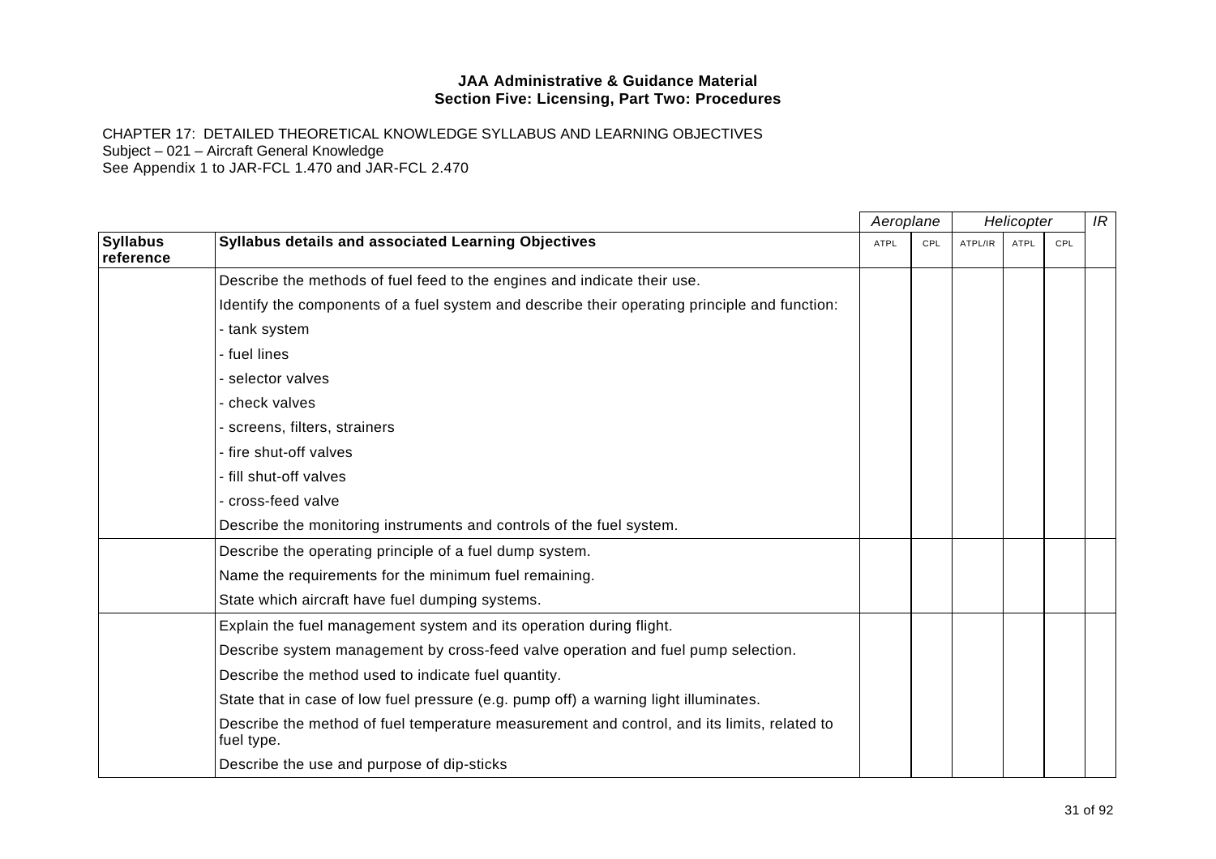**JAA Administrative & Guidance Material**
**Section Five: Licensing, Part Two: Procedures**

CHAPTER 17: DETAILED THEORETICAL KNOWLEDGE SYLLABUS AND LEARNING OBJECTIVES
Subject – 021 – Aircraft General Knowledge
See Appendix 1 to JAR-FCL 1.470 and JAR-FCL 2.470

| | | *Aeroplane* | | *Helicopter* | | | *IR* |
|---|---|---|---|---|---|---|---|
| **Syllabus reference** | **Syllabus details and associated Learning Objectives** | ATPL | CPL | ATPL/IR | ATPL | CPL | |
| | Describe the methods of fuel feed to the engines and indicate their use.<br>Identify the components of a fuel system and describe their operating principle and function:<br>- tank system<br>- fuel lines<br>- selector valves<br>- check valves<br>- screens, filters, strainers<br>- fire shut-off valves<br>- fill shut-off valves<br>- cross-feed valve<br>Describe the monitoring instruments and controls of the fuel system. | | | | | | |
| | Describe the operating principle of a fuel dump system.<br>Name the requirements for the minimum fuel remaining.<br>State which aircraft have fuel dumping systems. | | | | | | |
| | Explain the fuel management system and its operation during flight.<br>Describe system management by cross-feed valve operation and fuel pump selection.<br>Describe the method used to indicate fuel quantity.<br>State that in case of low fuel pressure (e.g. pump off) a warning light illuminates.<br>Describe the method of fuel temperature measurement and control, and its limits, related to fuel type.<br>Describe the use and purpose of dip-sticks | | | | | | |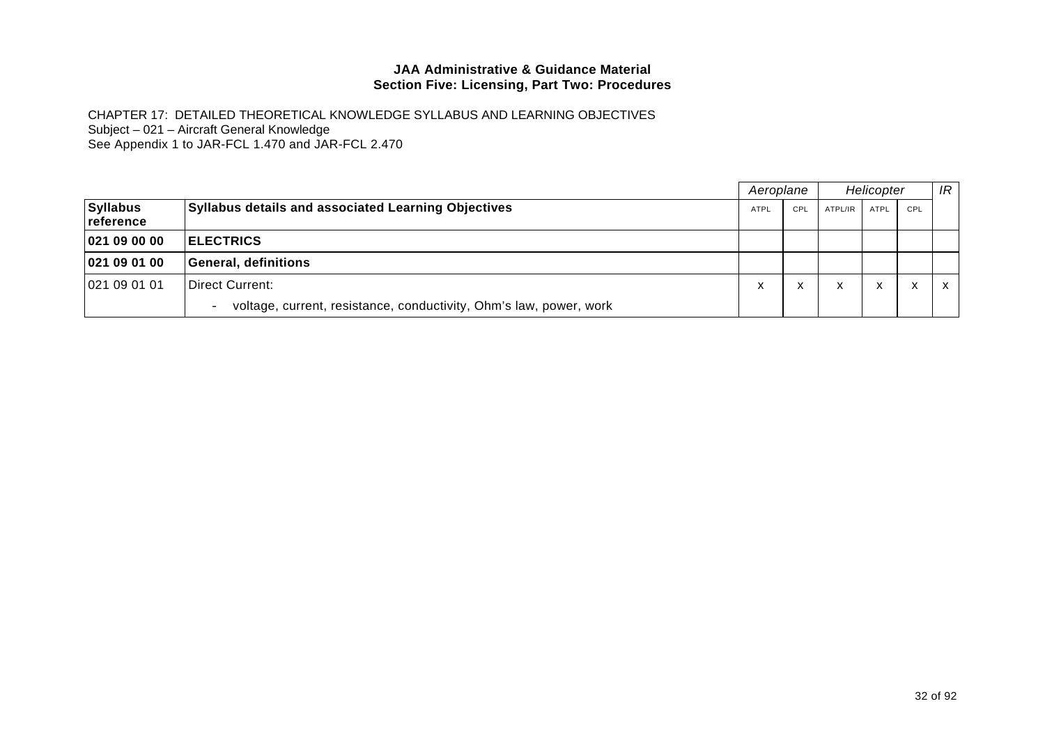**JAA Administrative & Guidance Material**
**Section Five: Licensing, Part Two: Procedures**

CHAPTER 17: DETAILED THEORETICAL KNOWLEDGE SYLLABUS AND LEARNING OBJECTIVES
Subject – 021 – Aircraft General Knowledge
See Appendix 1 to JAR-FCL 1.470 and JAR-FCL 2.470

| | | *Aeroplane* | | *Helicopter* | | | *IR* |
|---|---|---|---|---|---|---|---|
| **Syllabus reference** | **Syllabus details and associated Learning Objectives** | ATPL | CPL | ATPL/IR | ATPL | CPL | |
| **021 09 00 00** | **ELECTRICS** | | | | | | |
| **021 09 01 00** | **General, definitions** | | | | | | |
| 021 09 01 01 | Direct Current:<br>- voltage, current, resistance, conductivity, Ohm's law, power, work | X | X | X | X | X | X |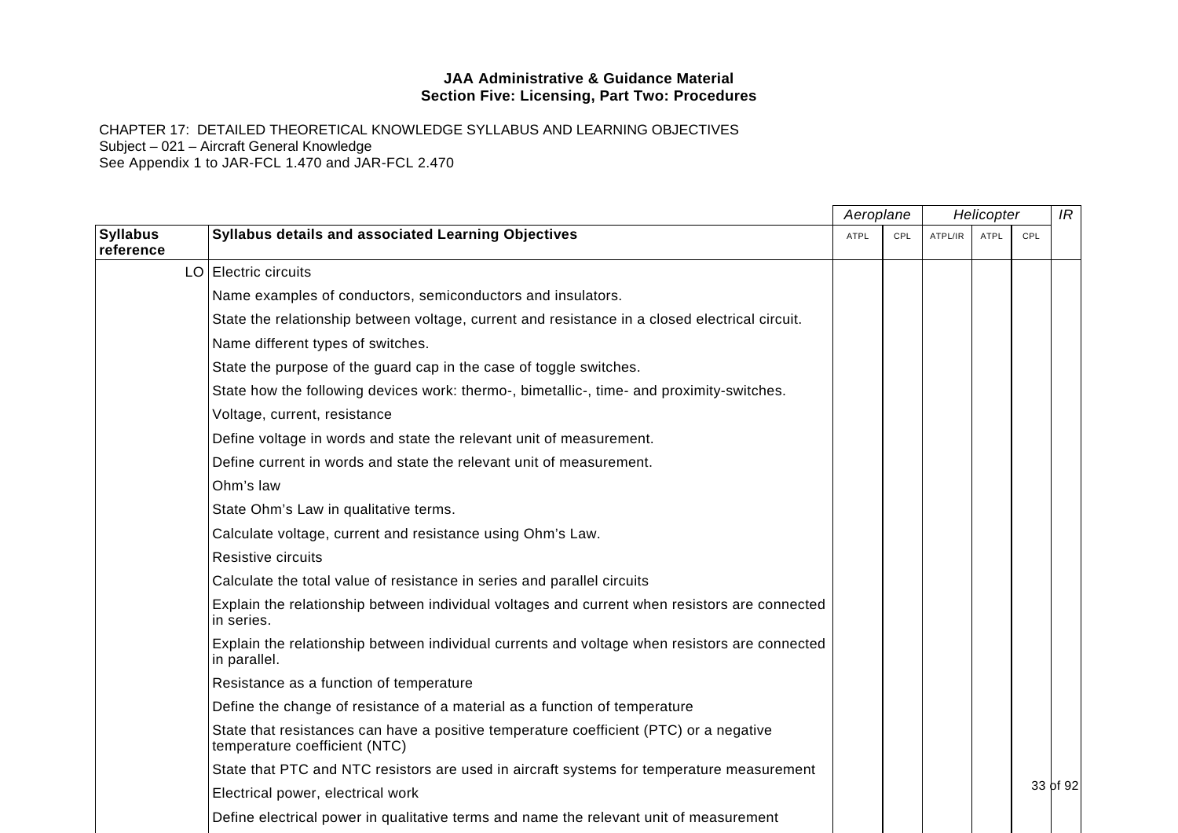**JAA Administrative & Guidance Material**
**Section Five: Licensing, Part Two: Procedures**

CHAPTER 17: DETAILED THEORETICAL KNOWLEDGE SYLLABUS AND LEARNING OBJECTIVES
Subject – 021 – Aircraft General Knowledge
See Appendix 1 to JAR-FCL 1.470 and JAR-FCL 2.470

| | | *Aeroplane* | | *Helicopter* | | | *IR* |
|---|---|---|---|---|---|---|---|
| **Syllabus reference** | **Syllabus details and associated Learning Objectives** | ATPL | CPL | ATPL/IR | ATPL | CPL | |
| LO | Electric circuits | | | | | | |
| | Name examples of conductors, semiconductors and insulators. | | | | | | |
| | State the relationship between voltage, current and resistance in a closed electrical circuit. | | | | | | |
| | Name different types of switches. | | | | | | |
| | State the purpose of the guard cap in the case of toggle switches. | | | | | | |
| | State how the following devices work: thermo-, bimetallic-, time- and proximity-switches. | | | | | | |
| | Voltage, current, resistance | | | | | | |
| | Define voltage in words and state the relevant unit of measurement. | | | | | | |
| | Define current in words and state the relevant unit of measurement. | | | | | | |
| | Ohm's law | | | | | | |
| | State Ohm's Law in qualitative terms. | | | | | | |
| | Calculate voltage, current and resistance using Ohm's Law. | | | | | | |
| | Resistive circuits | | | | | | |
| | Calculate the total value of resistance in series and parallel circuits | | | | | | |
| | Explain the relationship between individual voltages and current when resistors are connected in series. | | | | | | |
| | Explain the relationship between individual currents and voltage when resistors are connected in parallel. | | | | | | |
| | Resistance as a function of temperature | | | | | | |
| | Define the change of resistance of a material as a function of temperature | | | | | | |
| | State that resistances can have a positive temperature coefficient (PTC) or a negative temperature coefficient (NTC) | | | | | | |
| | State that PTC and NTC resistors are used in aircraft systems for temperature measurement | | | | | | |
| | Electrical power, electrical work | | | | | | |
| | Define electrical power in qualitative terms and name the relevant unit of measurement | | | | | | |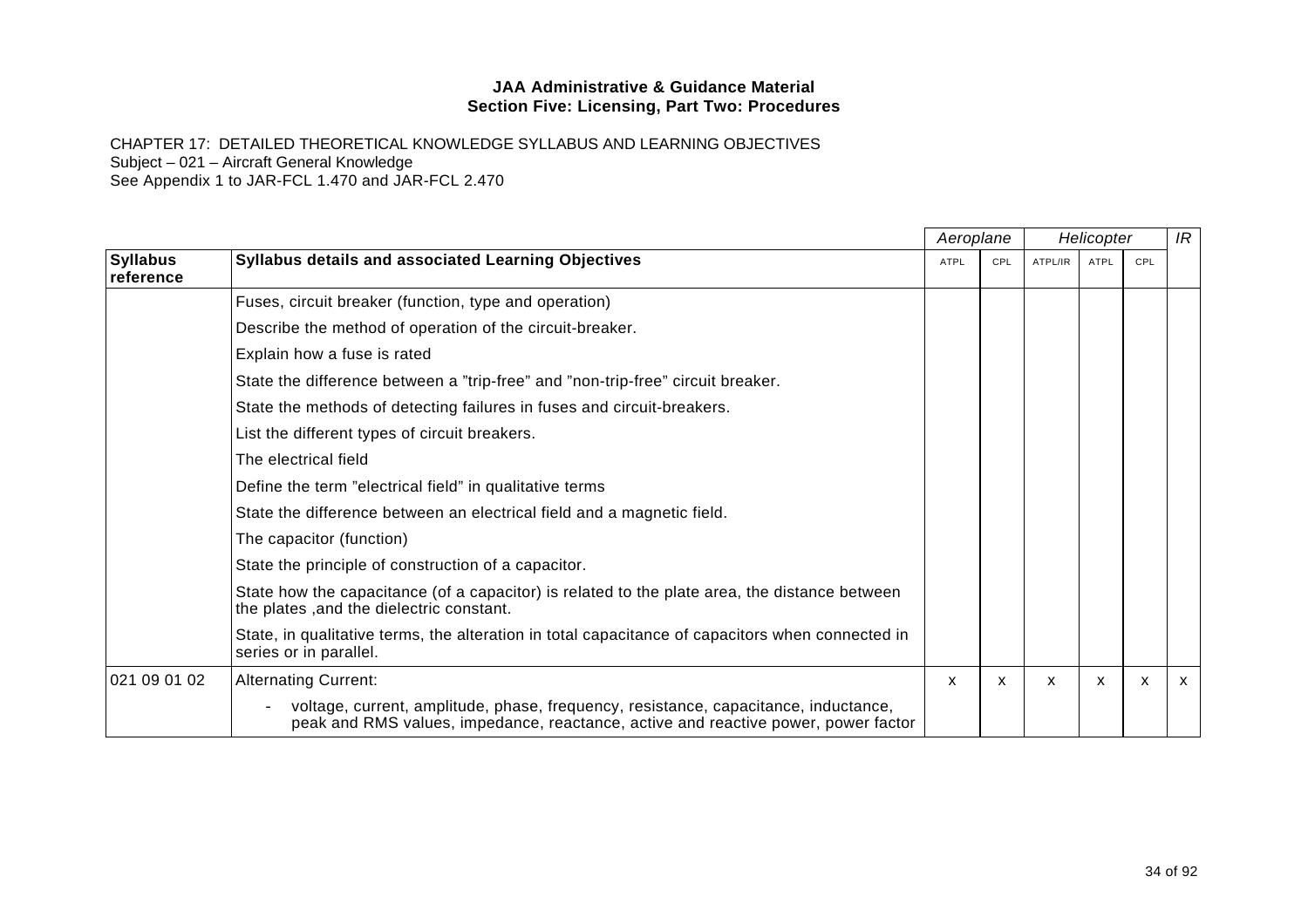CHAPTER 17: DETAILED THEORETICAL KNOWLEDGE SYLLABUS AND LEARNING OBJECTIVES
Subject – 021 – Aircraft General Knowledge
See Appendix 1 to JAR-FCL 1.470 and JAR-FCL 2.470

| | | *Aeroplane* | | *Helicopter* | | | *IR* |
|---|---|---|---|---|---|---|---|
| **Syllabus reference** | **Syllabus details and associated Learning Objectives** | ATPL | CPL | ATPL/IR | ATPL | CPL | |
| | Fuses, circuit breaker (function, type and operation) | | | | | | |
| | Describe the method of operation of the circuit-breaker. | | | | | | |
| | Explain how a fuse is rated | | | | | | |
| | State the difference between a "trip-free" and "non-trip-free" circuit breaker. | | | | | | |
| | State the methods of detecting failures in fuses and circuit-breakers. | | | | | | |
| | List the different types of circuit breakers. | | | | | | |
| | The electrical field | | | | | | |
| | Define the term "electrical field" in qualitative terms | | | | | | |
| | State the difference between an electrical field and a magnetic field. | | | | | | |
| | The capacitor (function) | | | | | | |
| | State the principle of construction of a capacitor. | | | | | | |
| | State how the capacitance (of a capacitor) is related to the plate area, the distance between the plates ,and the dielectric constant. | | | | | | |
| | State, in qualitative terms, the alteration in total capacitance of capacitors when connected in series or in parallel. | | | | | | |
| 021 09 01 02 | Alternating Current: | x | x | x | x | x | x |
| | - voltage, current, amplitude, phase, frequency, resistance, capacitance, inductance, peak and RMS values, impedance, reactance, active and reactive power, power factor | | | | | | |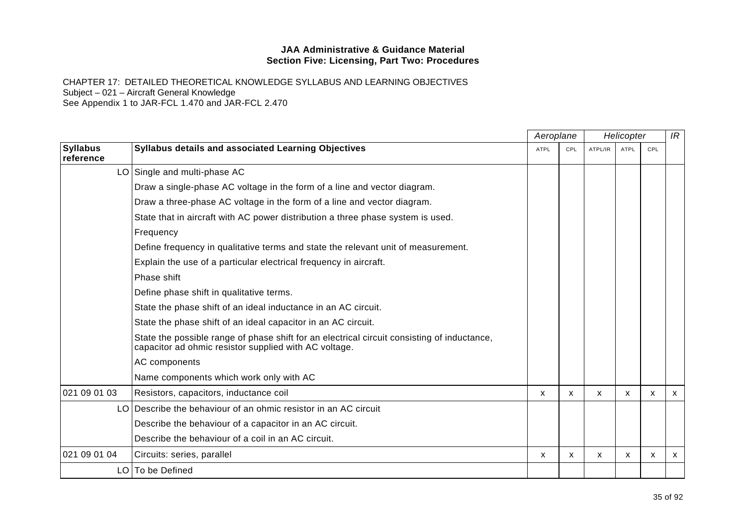**JAA Administrative & Guidance Material**
**Section Five: Licensing, Part Two: Procedures**

CHAPTER 17: DETAILED THEORETICAL KNOWLEDGE SYLLABUS AND LEARNING OBJECTIVES
Subject – 021 – Aircraft General Knowledge
See Appendix 1 to JAR-FCL 1.470 and JAR-FCL 2.470

| | | *Aeroplane* | | *Helicopter* | | | *IR* |
|---|---|---|---|---|---|---|---|
| **Syllabus reference** | **Syllabus details and associated Learning Objectives** | ATPL | CPL | ATPL/IR | ATPL | CPL | |
| LO | Single and multi-phase AC | | | | | | |
| | Draw a single-phase AC voltage in the form of a line and vector diagram. | | | | | | |
| | Draw a three-phase AC voltage in the form of a line and vector diagram. | | | | | | |
| | State that in aircraft with AC power distribution a three phase system is used. | | | | | | |
| | Frequency | | | | | | |
| | Define frequency in qualitative terms and state the relevant unit of measurement. | | | | | | |
| | Explain the use of a particular electrical frequency in aircraft. | | | | | | |
| | Phase shift | | | | | | |
| | Define phase shift in qualitative terms. | | | | | | |
| | State the phase shift of an ideal inductance in an AC circuit. | | | | | | |
| | State the phase shift of an ideal capacitor in an AC circuit. | | | | | | |
| | State the possible range of phase shift for an electrical circuit consisting of inductance, capacitor ad ohmic resistor supplied with AC voltage. | | | | | | |
| | AC components | | | | | | |
| | Name components which work only with AC | | | | | | |
| 021 09 01 03 | Resistors, capacitors, inductance coil | x | x | x | x | x | x |
| LO | Describe the behaviour of an ohmic resistor in an AC circuit | | | | | | |
| | Describe the behaviour of a capacitor in an AC circuit. | | | | | | |
| | Describe the behaviour of a coil in an AC circuit. | | | | | | |
| 021 09 01 04 | Circuits: series, parallel | x | x | x | x | x | x |
| LO | To be Defined | | | | | | |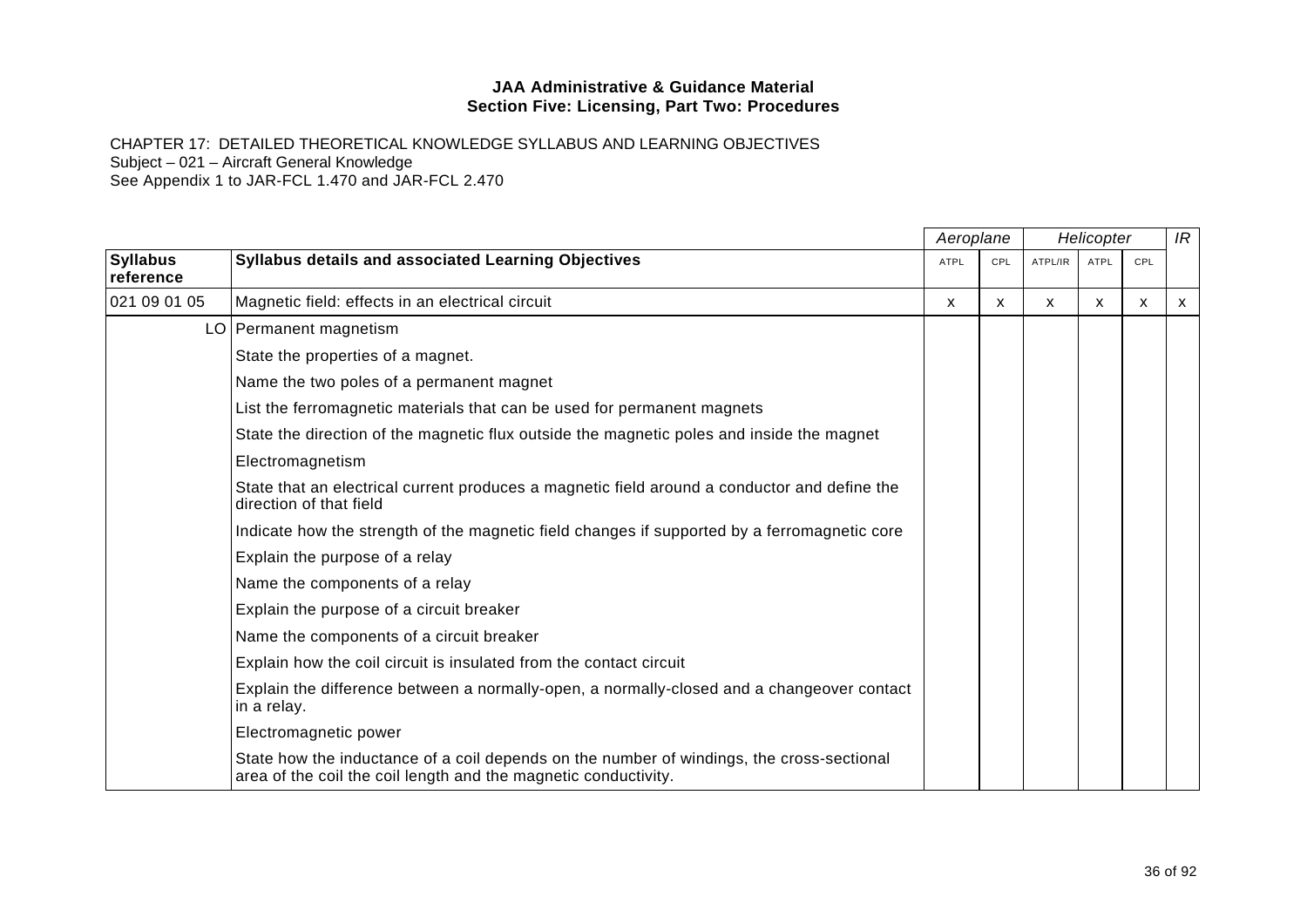**JAA Administrative & Guidance Material**
**Section Five: Licensing, Part Two: Procedures**

CHAPTER 17: DETAILED THEORETICAL KNOWLEDGE SYLLABUS AND LEARNING OBJECTIVES
Subject – 021 – Aircraft General Knowledge
See Appendix 1 to JAR-FCL 1.470 and JAR-FCL 2.470

| | | *Aeroplane* | | *Helicopter* | | | *IR* |
|---|---|---|---|---|---|---|---|
| **Syllabus reference** | **Syllabus details and associated Learning Objectives** | ATPL | CPL | ATPL/IR | ATPL | CPL | |
| 021 09 01 05 | Magnetic field: effects in an electrical circuit | x | x | x | x | x | x |
| LO | Permanent magnetism | | | | | | |
| | State the properties of a magnet. | | | | | | |
| | Name the two poles of a permanent magnet | | | | | | |
| | List the ferromagnetic materials that can be used for permanent magnets | | | | | | |
| | State the direction of the magnetic flux outside the magnetic poles and inside the magnet | | | | | | |
| | Electromagnetism | | | | | | |
| | State that an electrical current produces a magnetic field around a conductor and define the direction of that field | | | | | | |
| | Indicate how the strength of the magnetic field changes if supported by a ferromagnetic core | | | | | | |
| | Explain the purpose of a relay | | | | | | |
| | Name the components of a relay | | | | | | |
| | Explain the purpose of a circuit breaker | | | | | | |
| | Name the components of a circuit breaker | | | | | | |
| | Explain how the coil circuit is insulated from the contact circuit | | | | | | |
| | Explain the difference between a normally-open, a normally-closed and a changeover contact in a relay. | | | | | | |
| | Electromagnetic power | | | | | | |
| | State how the inductance of a coil depends on the number of windings, the cross-sectional area of the coil the coil length and the magnetic conductivity. | | | | | | |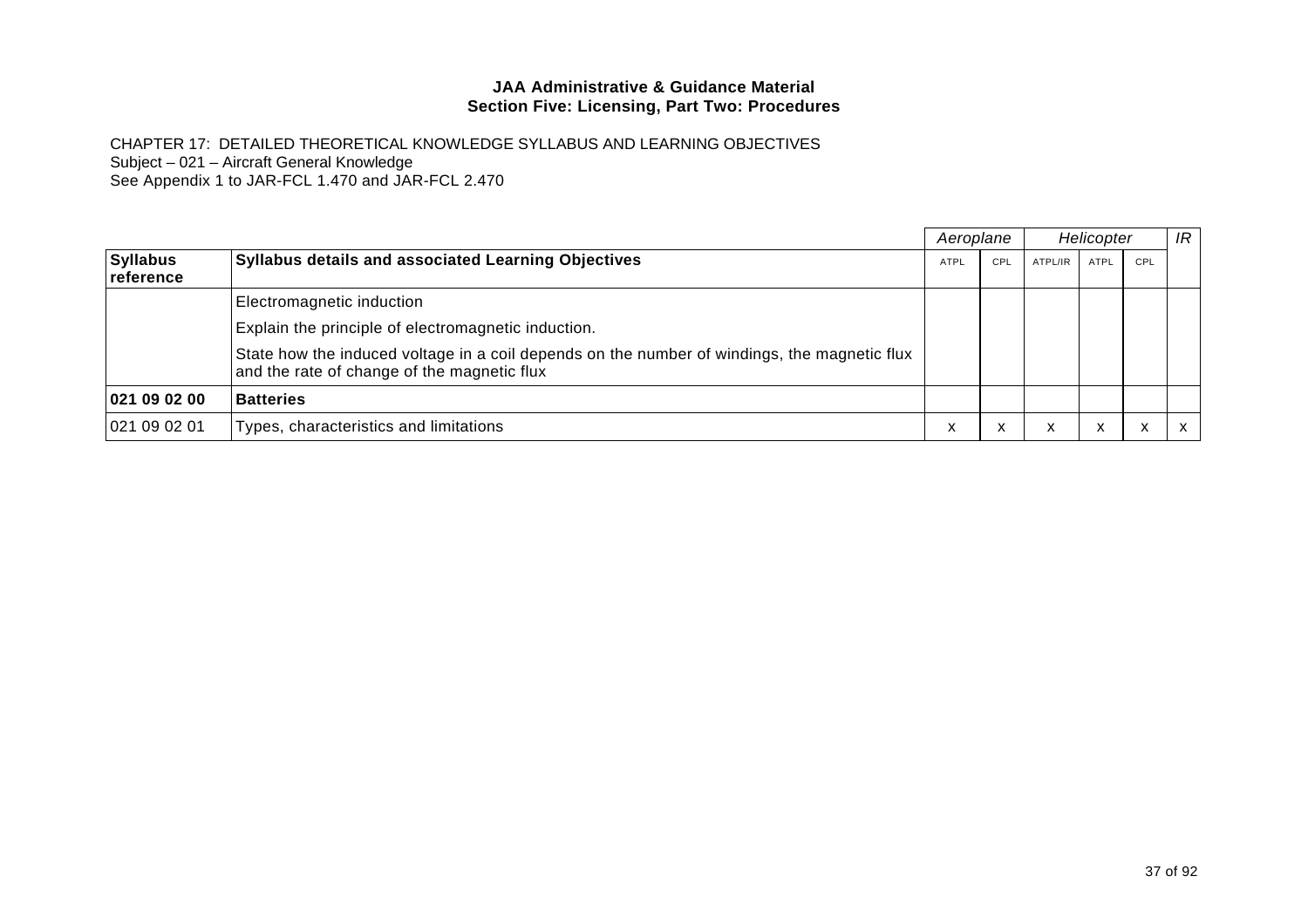**JAA Administrative & Guidance Material**
**Section Five: Licensing, Part Two: Procedures**

CHAPTER 17: DETAILED THEORETICAL KNOWLEDGE SYLLABUS AND LEARNING OBJECTIVES
Subject – 021 – Aircraft General Knowledge
See Appendix 1 to JAR-FCL 1.470 and JAR-FCL 2.470

| | | *Aeroplane* | | *Helicopter* | | | *IR* |
|---|---|---|---|---|---|---|---|
| **Syllabus reference** | **Syllabus details and associated Learning Objectives** | ATPL | CPL | ATPL/IR | ATPL | CPL | |
| | Electromagnetic induction<br>Explain the principle of electromagnetic induction.<br>State how the induced voltage in a coil depends on the number of windings, the magnetic flux and the rate of change of the magnetic flux | | | | | | |
| **021 09 02 00** | **Batteries** | | | | | | |
| 021 09 02 01 | Types, characteristics and limitations | x | x | x | x | x | x |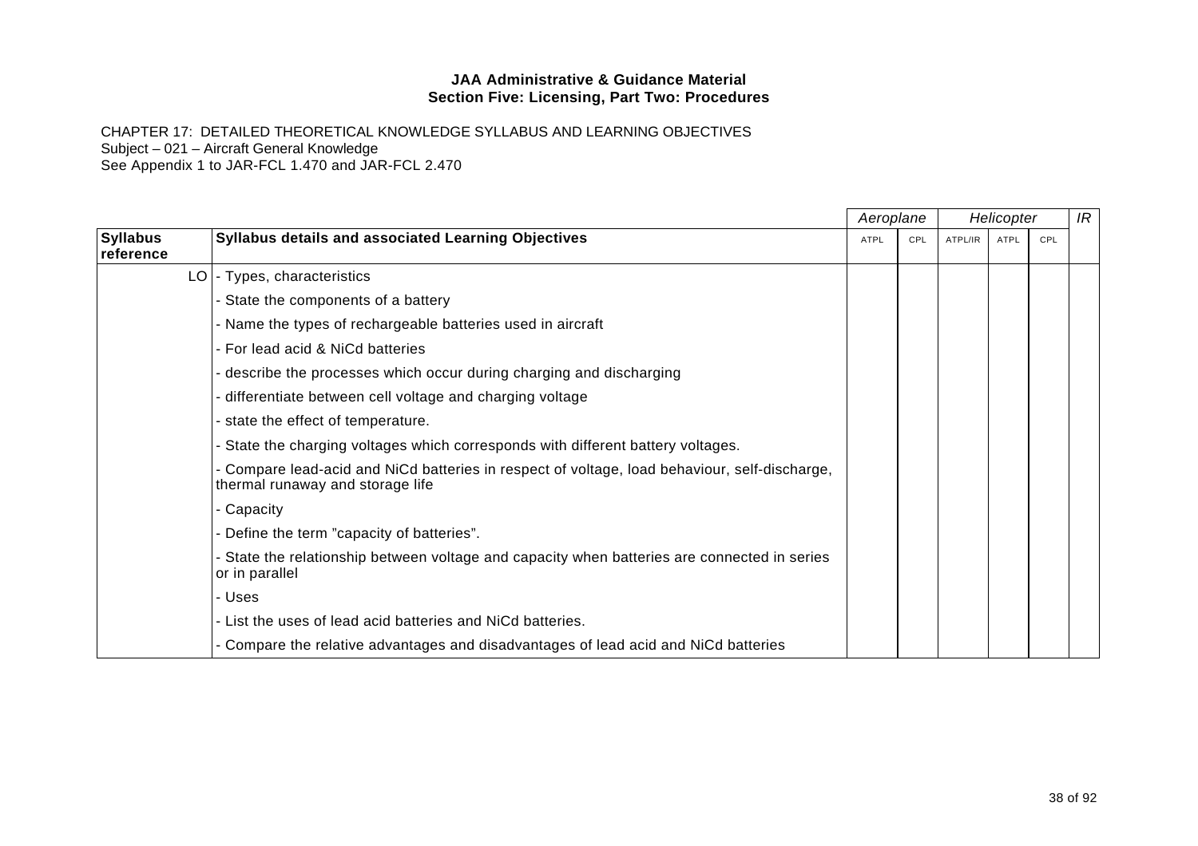**JAA Administrative & Guidance Material**
**Section Five: Licensing, Part Two: Procedures**

CHAPTER 17: DETAILED THEORETICAL KNOWLEDGE SYLLABUS AND LEARNING OBJECTIVES
Subject – 021 – Aircraft General Knowledge
See Appendix 1 to JAR-FCL 1.470 and JAR-FCL 2.470

| | | *Aeroplane* | | *Helicopter* | | | *IR* |
|---|---|---|---|---|---|---|---|
| **Syllabus reference** | **Syllabus details and associated Learning Objectives** | ATPL | CPL | ATPL/IR | ATPL | CPL | |
| LO | - Types, characteristics | | | | | | |
| | - State the components of a battery | | | | | | |
| | - Name the types of rechargeable batteries used in aircraft | | | | | | |
| | - For lead acid & NiCd batteries | | | | | | |
| | - describe the processes which occur during charging and discharging | | | | | | |
| | - differentiate between cell voltage and charging voltage | | | | | | |
| | - state the effect of temperature. | | | | | | |
| | - State the charging voltages which corresponds with different battery voltages. | | | | | | |
| | - Compare lead-acid and NiCd batteries in respect of voltage, load behaviour, self-discharge, thermal runaway and storage life | | | | | | |
| | - Capacity | | | | | | |
| | - Define the term ”capacity of batteries”. | | | | | | |
| | - State the relationship between voltage and capacity when batteries are connected in series or in parallel | | | | | | |
| | - Uses | | | | | | |
| | - List the uses of lead acid batteries and NiCd batteries. | | | | | | |
| | - Compare the relative advantages and disadvantages of lead acid and NiCd batteries | | | | | | |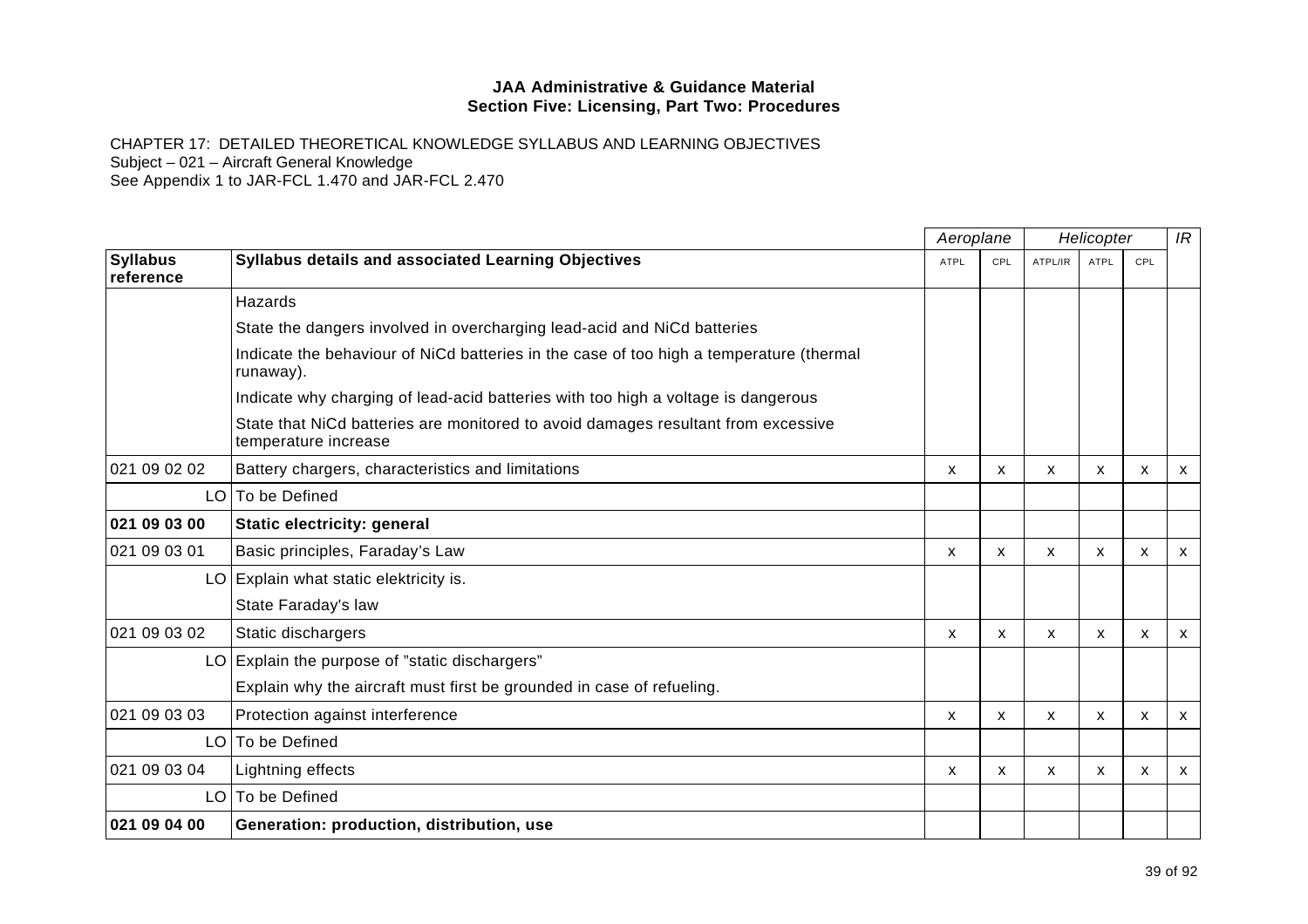**JAA Administrative & Guidance Material**
**Section Five: Licensing, Part Two: Procedures**

CHAPTER 17: DETAILED THEORETICAL KNOWLEDGE SYLLABUS AND LEARNING OBJECTIVES
Subject – 021 – Aircraft General Knowledge
See Appendix 1 to JAR-FCL 1.470 and JAR-FCL 2.470

| | | *Aeroplane* | | *Helicopter* | | | *IR* |
|---|---|---|---|---|---|---|---|
| **Syllabus reference** | **Syllabus details and associated Learning Objectives** | ATPL | CPL | ATPL/IR | ATPL | CPL | |
| | Hazards | | | | | | |
| | State the dangers involved in overcharging lead-acid and NiCd batteries | | | | | | |
| | Indicate the behaviour of NiCd batteries in the case of too high a temperature (thermal runaway). | | | | | | |
| | Indicate why charging of lead-acid batteries with too high a voltage is dangerous | | | | | | |
| | State that NiCd batteries are monitored to avoid damages resultant from excessive temperature increase | | | | | | |
| 021 09 02 02 | Battery chargers, characteristics and limitations | x | x | x | x | x | x |
| LO | To be Defined | | | | | | |
| **021 09 03 00** | **Static electricity: general** | | | | | | |
| 021 09 03 01 | Basic principles, Faraday's Law | x | x | x | x | x | x |
| LO | Explain what static elektricity is. | | | | | | |
| | State Faraday's law | | | | | | |
| 021 09 03 02 | Static dischargers | x | x | x | x | x | x |
| LO | Explain the purpose of "static dischargers" | | | | | | |
| | Explain why the aircraft must first be grounded in case of refueling. | | | | | | |
| 021 09 03 03 | Protection against interference | x | x | x | x | x | x |
| LO | To be Defined | | | | | | |
| 021 09 03 04 | Lightning effects | x | x | x | x | x | x |
| LO | To be Defined | | | | | | |
| **021 09 04 00** | **Generation: production, distribution, use** | | | | | | |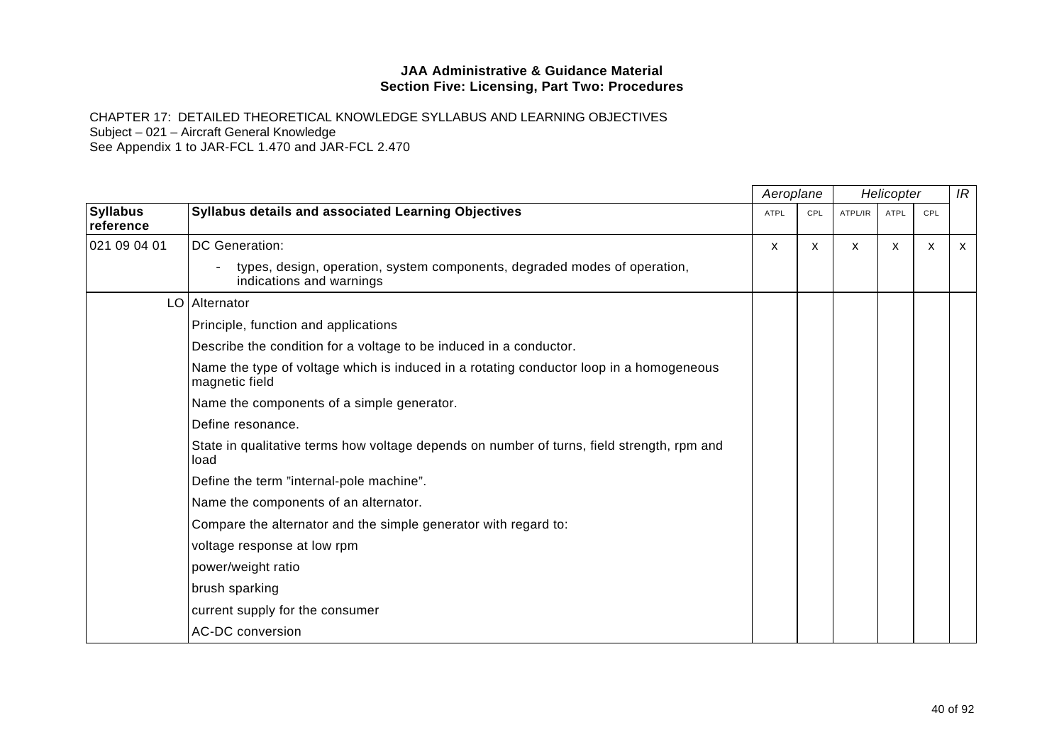**JAA Administrative & Guidance Material**
**Section Five: Licensing, Part Two: Procedures**

CHAPTER 17: DETAILED THEORETICAL KNOWLEDGE SYLLABUS AND LEARNING OBJECTIVES
Subject – 021 – Aircraft General Knowledge
See Appendix 1 to JAR-FCL 1.470 and JAR-FCL 2.470

| | | *Aeroplane* | | *Helicopter* | | | *IR* |
|---|---|---|---|---|---|---|---|
| **Syllabus reference** | **Syllabus details and associated Learning Objectives** | ATPL | CPL | ATPL/IR | ATPL | CPL | |
| 021 09 04 01 | DC Generation:<br>- types, design, operation, system components, degraded modes of operation, indications and warnings | x | x | x | x | x | x |
| LO | Alternator | | | | | | |
| | Principle, function and applications | | | | | | |
| | Describe the condition for a voltage to be induced in a conductor. | | | | | | |
| | Name the type of voltage which is induced in a rotating conductor loop in a homogeneous magnetic field | | | | | | |
| | Name the components of a simple generator. | | | | | | |
| | Define resonance. | | | | | | |
| | State in qualitative terms how voltage depends on number of turns, field strength, rpm and load | | | | | | |
| | Define the term "internal-pole machine". | | | | | | |
| | Name the components of an alternator. | | | | | | |
| | Compare the alternator and the simple generator with regard to: | | | | | | |
| | voltage response at low rpm | | | | | | |
| | power/weight ratio | | | | | | |
| | brush sparking | | | | | | |
| | current supply for the consumer | | | | | | |
| | AC-DC conversion | | | | | | |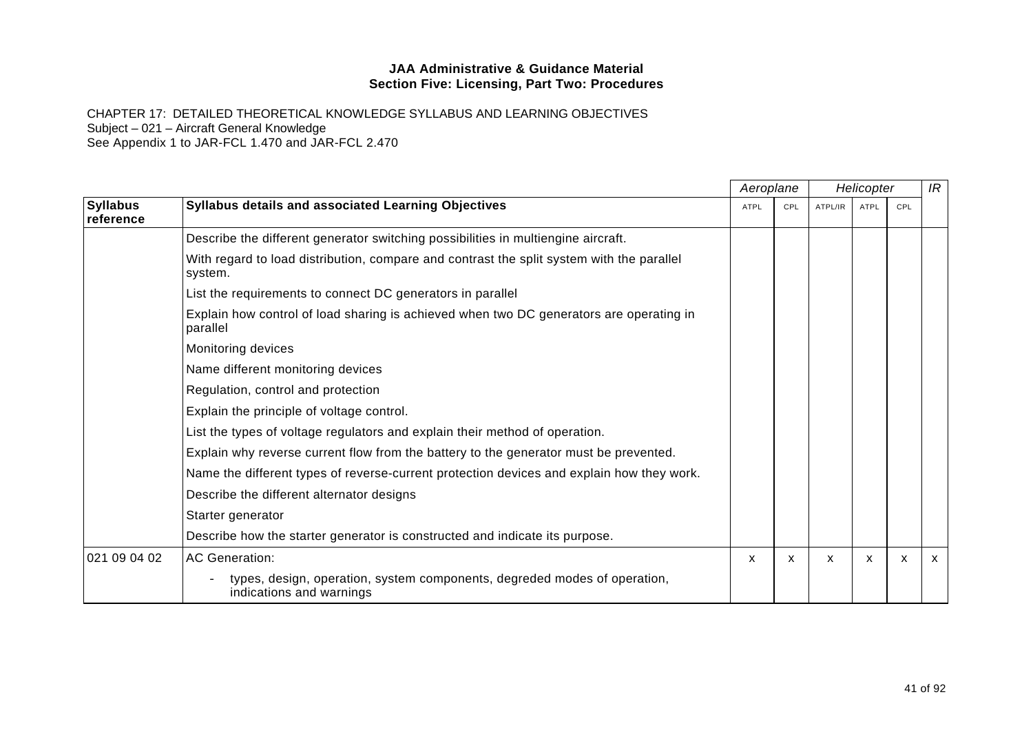**JAA Administrative & Guidance Material**
**Section Five: Licensing, Part Two: Procedures**

CHAPTER 17: DETAILED THEORETICAL KNOWLEDGE SYLLABUS AND LEARNING OBJECTIVES
Subject – 021 – Aircraft General Knowledge
See Appendix 1 to JAR-FCL 1.470 and JAR-FCL 2.470

| | | *Aeroplane* | | *Helicopter* | | | *IR* |
|---|---|---|---|---|---|---|---|
| **Syllabus reference** | **Syllabus details and associated Learning Objectives** | ATPL | CPL | ATPL/IR | ATPL | CPL | |
| | Describe the different generator switching possibilities in multiengine aircraft. | | | | | | |
| | With regard to load distribution, compare and contrast the split system with the parallel system. | | | | | | |
| | List the requirements to connect DC generators in parallel | | | | | | |
| | Explain how control of load sharing is achieved when two DC generators are operating in parallel | | | | | | |
| | Monitoring devices | | | | | | |
| | Name different monitoring devices | | | | | | |
| | Regulation, control and protection | | | | | | |
| | Explain the principle of voltage control. | | | | | | |
| | List the types of voltage regulators and explain their method of operation. | | | | | | |
| | Explain why reverse current flow from the battery to the generator must be prevented. | | | | | | |
| | Name the different types of reverse-current protection devices and explain how they work. | | | | | | |
| | Describe the different alternator designs | | | | | | |
| | Starter generator | | | | | | |
| | Describe how the starter generator is constructed and indicate its purpose. | | | | | | |
| 021 09 04 02 | AC Generation:<br>- types, design, operation, system components, degreded modes of operation, indications and warnings | x | x | x | x | x | x |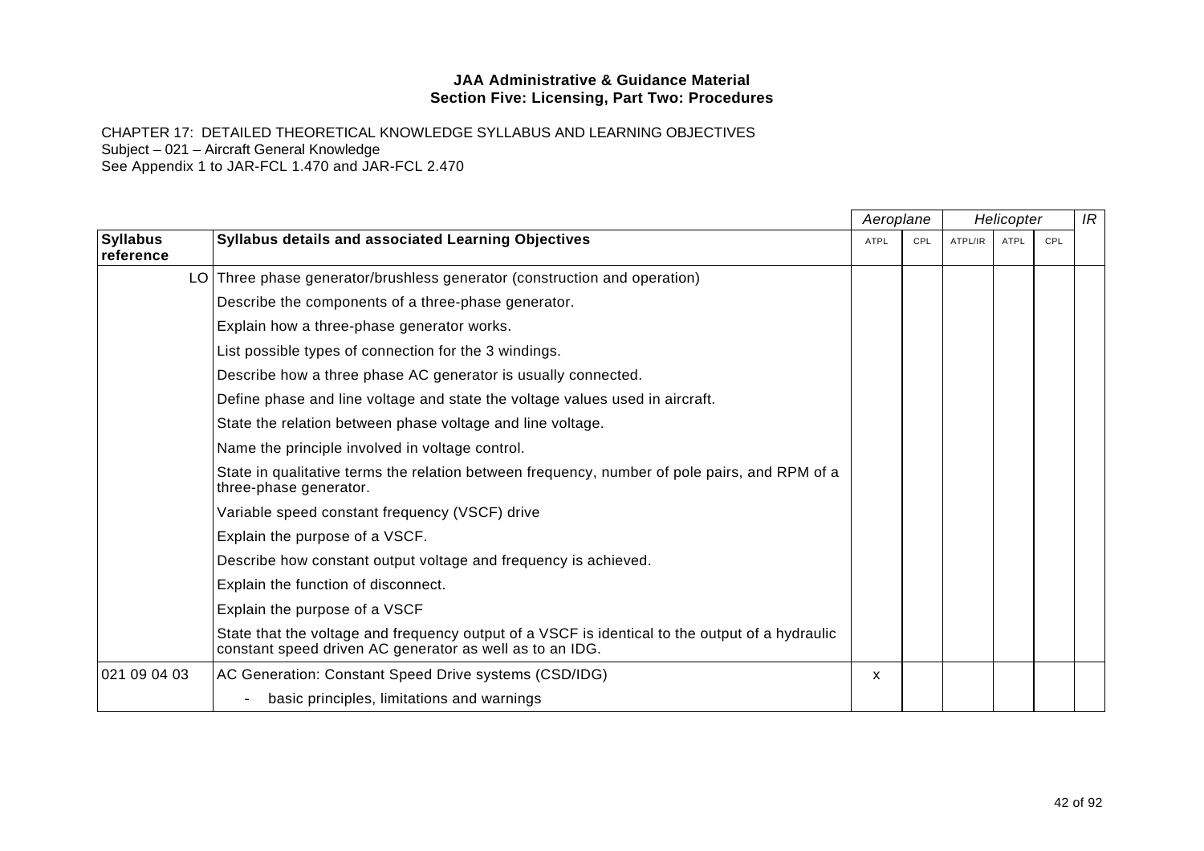**JAA Administrative & Guidance Material**
**Section Five: Licensing, Part Two: Procedures**

CHAPTER 17: DETAILED THEORETICAL KNOWLEDGE SYLLABUS AND LEARNING OBJECTIVES
Subject – 021 – Aircraft General Knowledge
See Appendix 1 to JAR-FCL 1.470 and JAR-FCL 2.470

| | | Aeroplane | | Helicopter | | | IR |
|---|---|---|---|---|---|---|---|
| **Syllabus reference** | **Syllabus details and associated Learning Objectives** | ATPL | CPL | ATPL/IR | ATPL | CPL | |
| LO | Three phase generator/brushless generator (construction and operation) | | | | | | |
| | Describe the components of a three-phase generator. | | | | | | |
| | Explain how a three-phase generator works. | | | | | | |
| | List possible types of connection for the 3 windings. | | | | | | |
| | Describe how a three phase AC generator is usually connected. | | | | | | |
| | Define phase and line voltage and state the voltage values used in aircraft. | | | | | | |
| | State the relation between phase voltage and line voltage. | | | | | | |
| | Name the principle involved in voltage control. | | | | | | |
| | State in qualitative terms the relation between frequency, number of pole pairs, and RPM of a three-phase generator. | | | | | | |
| | Variable speed constant frequency (VSCF) drive | | | | | | |
| | Explain the purpose of a VSCF. | | | | | | |
| | Describe how constant output voltage and frequency is achieved. | | | | | | |
| | Explain the function of disconnect. | | | | | | |
| | Explain the purpose of a VSCF | | | | | | |
| | State that the voltage and frequency output of a VSCF is identical to the output of a hydraulic constant speed driven AC generator as well as to an IDG. | | | | | | |
| 021 09 04 03 | AC Generation: Constant Speed Drive systems (CSD/IDG) | x | | | | | |
| | - basic principles, limitations and warnings | | | | | | |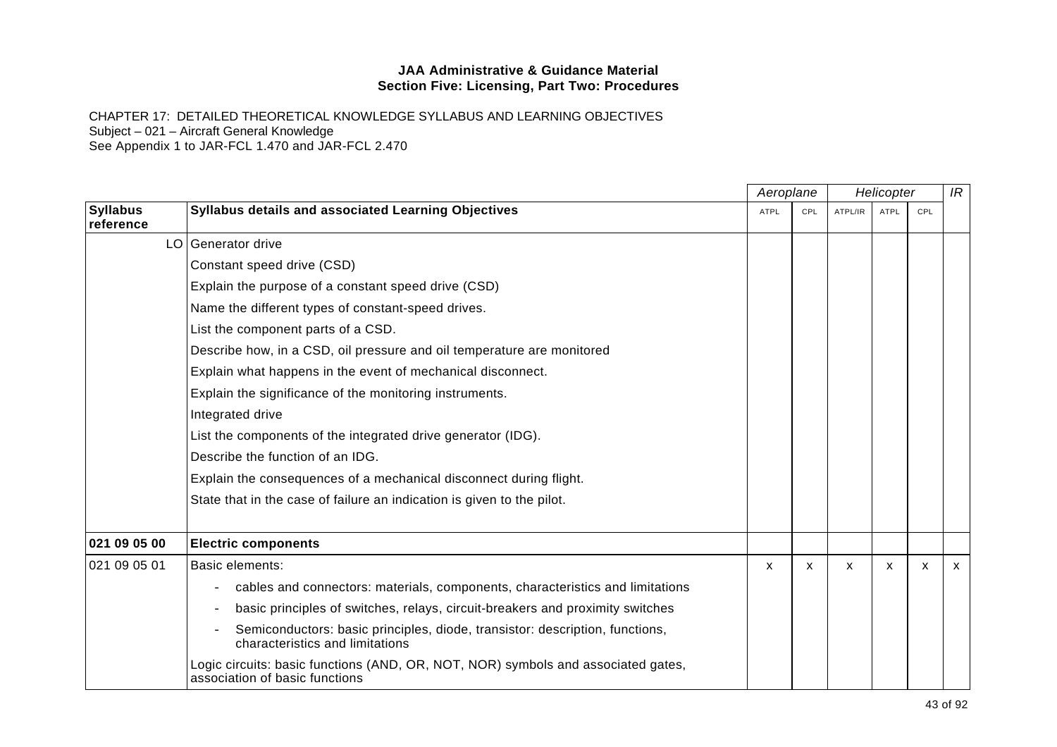**JAA Administrative & Guidance Material**
**Section Five: Licensing, Part Two: Procedures**

CHAPTER 17: DETAILED THEORETICAL KNOWLEDGE SYLLABUS AND LEARNING OBJECTIVES
Subject – 021 – Aircraft General Knowledge
See Appendix 1 to JAR-FCL 1.470 and JAR-FCL 2.470

| | | *Aeroplane* | | *Helicopter* | | | *IR* |
|---|---|---|---|---|---|---|---|
| **Syllabus reference** | **Syllabus details and associated Learning Objectives** | ATPL | CPL | ATPL/IR | ATPL | CPL | |
| LO | Generator drive | | | | | | |
| | Constant speed drive (CSD) | | | | | | |
| | Explain the purpose of a constant speed drive (CSD) | | | | | | |
| | Name the different types of constant-speed drives. | | | | | | |
| | List the component parts of a CSD. | | | | | | |
| | Describe how, in a CSD, oil pressure and oil temperature are monitored | | | | | | |
| | Explain what happens in the event of mechanical disconnect. | | | | | | |
| | Explain the significance of the monitoring instruments. | | | | | | |
| | Integrated drive | | | | | | |
| | List the components of the integrated drive generator (IDG). | | | | | | |
| | Describe the function of an IDG. | | | | | | |
| | Explain the consequences of a mechanical disconnect during flight. | | | | | | |
| | State that in the case of failure an indication is given to the pilot. | | | | | | |
| **021 09 05 00** | **Electric components** | | | | | | |
| 021 09 05 01 | Basic elements: | x | x | x | x | x | x |
| | - cables and connectors: materials, components, characteristics and limitations | | | | | | |
| | - basic principles of switches, relays, circuit-breakers and proximity switches | | | | | | |
| | - Semiconductors: basic principles, diode, transistor: description, functions, characteristics and limitations | | | | | | |
| | Logic circuits: basic functions (AND, OR, NOT, NOR) symbols and associated gates, association of basic functions | | | | | | |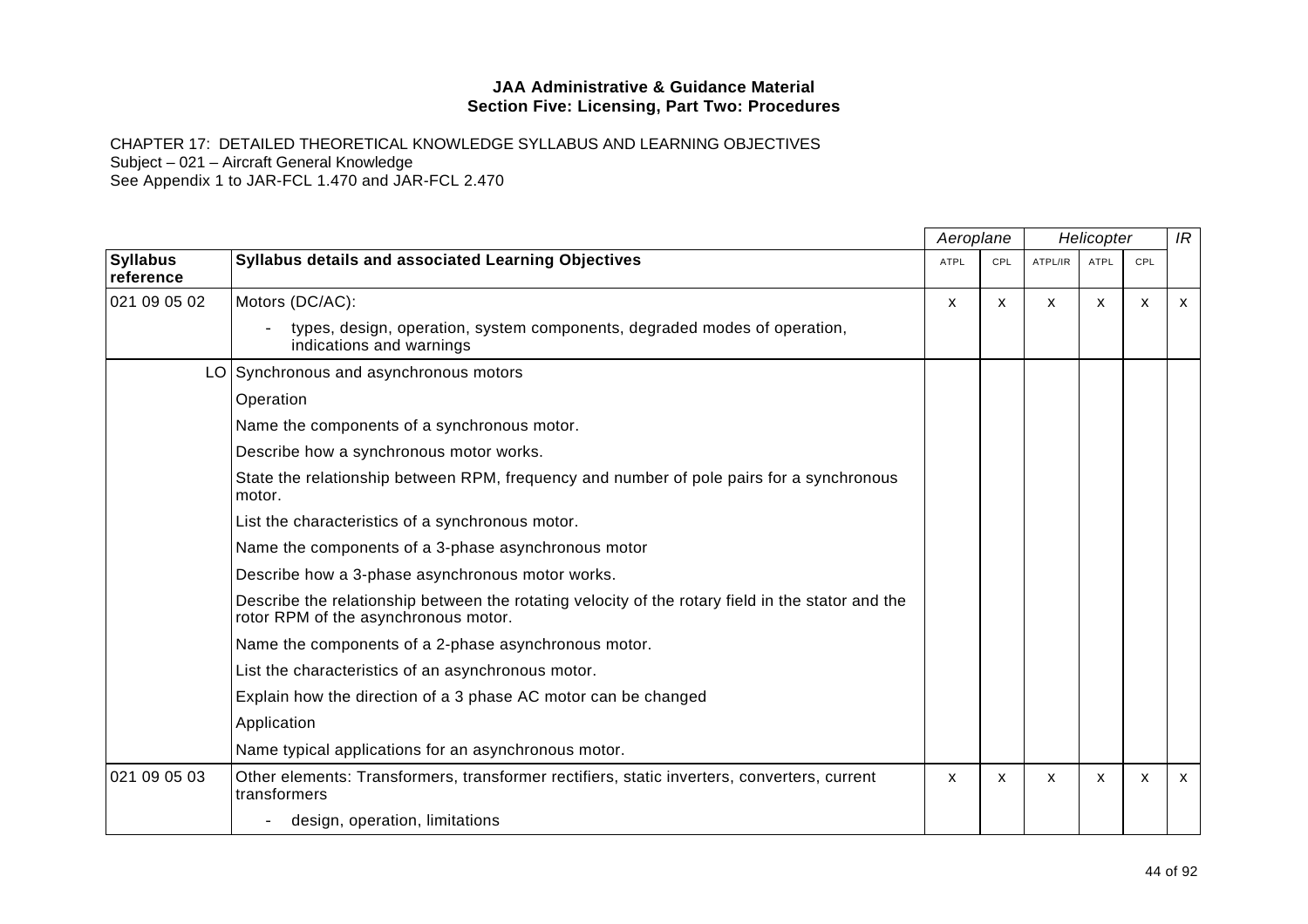**JAA Administrative & Guidance Material**
**Section Five: Licensing, Part Two: Procedures**

CHAPTER 17: DETAILED THEORETICAL KNOWLEDGE SYLLABUS AND LEARNING OBJECTIVES
Subject – 021 – Aircraft General Knowledge
See Appendix 1 to JAR-FCL 1.470 and JAR-FCL 2.470

| | | *Aeroplane* | | *Helicopter* | | | *IR* |
|---|---|---|---|---|---|---|---|
| **Syllabus reference** | **Syllabus details and associated Learning Objectives** | ATPL | CPL | ATPL/IR | ATPL | CPL | |
| 021 09 05 02 | Motors (DC/AC): | x | x | x | x | x | x |
| | - types, design, operation, system components, degraded modes of operation, indications and warnings | | | | | | |
| LO | Synchronous and asynchronous motors | | | | | | |
| | Operation | | | | | | |
| | Name the components of a synchronous motor. | | | | | | |
| | Describe how a synchronous motor works. | | | | | | |
| | State the relationship between RPM, frequency and number of pole pairs for a synchronous motor. | | | | | | |
| | List the characteristics of a synchronous motor. | | | | | | |
| | Name the components of a 3-phase asynchronous motor | | | | | | |
| | Describe how a 3-phase asynchronous motor works. | | | | | | |
| | Describe the relationship between the rotating velocity of the rotary field in the stator and the rotor RPM of the asynchronous motor. | | | | | | |
| | Name the components of a 2-phase asynchronous motor. | | | | | | |
| | List the characteristics of an asynchronous motor. | | | | | | |
| | Explain how the direction of a 3 phase AC motor can be changed | | | | | | |
| | Application | | | | | | |
| | Name typical applications for an asynchronous motor. | | | | | | |
| 021 09 05 03 | Other elements: Transformers, transformer rectifiers, static inverters, converters, current transformers | x | x | x | x | x | x |
| | - design, operation, limitations | | | | | | |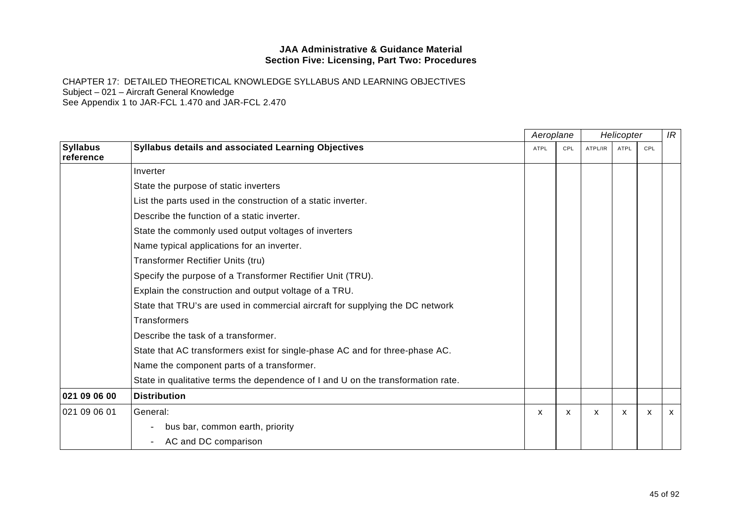**JAA Administrative & Guidance Material**
**Section Five: Licensing, Part Two: Procedures**

CHAPTER 17: DETAILED THEORETICAL KNOWLEDGE SYLLABUS AND LEARNING OBJECTIVES
Subject – 021 – Aircraft General Knowledge
See Appendix 1 to JAR-FCL 1.470 and JAR-FCL 2.470

| | | *Aeroplane* | | *Helicopter* | | | *IR* |
|---|---|---|---|---|---|---|---|
| **Syllabus reference** | **Syllabus details and associated Learning Objectives** | ATPL | CPL | ATPL/IR | ATPL | CPL | |
| | Inverter | | | | | | |
| | State the purpose of static inverters | | | | | | |
| | List the parts used in the construction of a static inverter. | | | | | | |
| | Describe the function of a static inverter. | | | | | | |
| | State the commonly used output voltages of inverters | | | | | | |
| | Name typical applications for an inverter. | | | | | | |
| | Transformer Rectifier Units (tru) | | | | | | |
| | Specify the purpose of a Transformer Rectifier Unit (TRU). | | | | | | |
| | Explain the construction and output voltage of a TRU. | | | | | | |
| | State that TRU's are used in commercial aircraft for supplying the DC network | | | | | | |
| | Transformers | | | | | | |
| | Describe the task of a transformer. | | | | | | |
| | State that AC transformers exist for single-phase AC and for three-phase AC. | | | | | | |
| | Name the component parts of a transformer. | | | | | | |
| | State in qualitative terms the dependence of I and U on the transformation rate. | | | | | | |
| **021 09 06 00** | **Distribution** | | | | | | |
| 021 09 06 01 | General: | x | x | x | x | x | x |
| | - bus bar, common earth, priority | | | | | | |
| | - AC and DC comparison | | | | | | |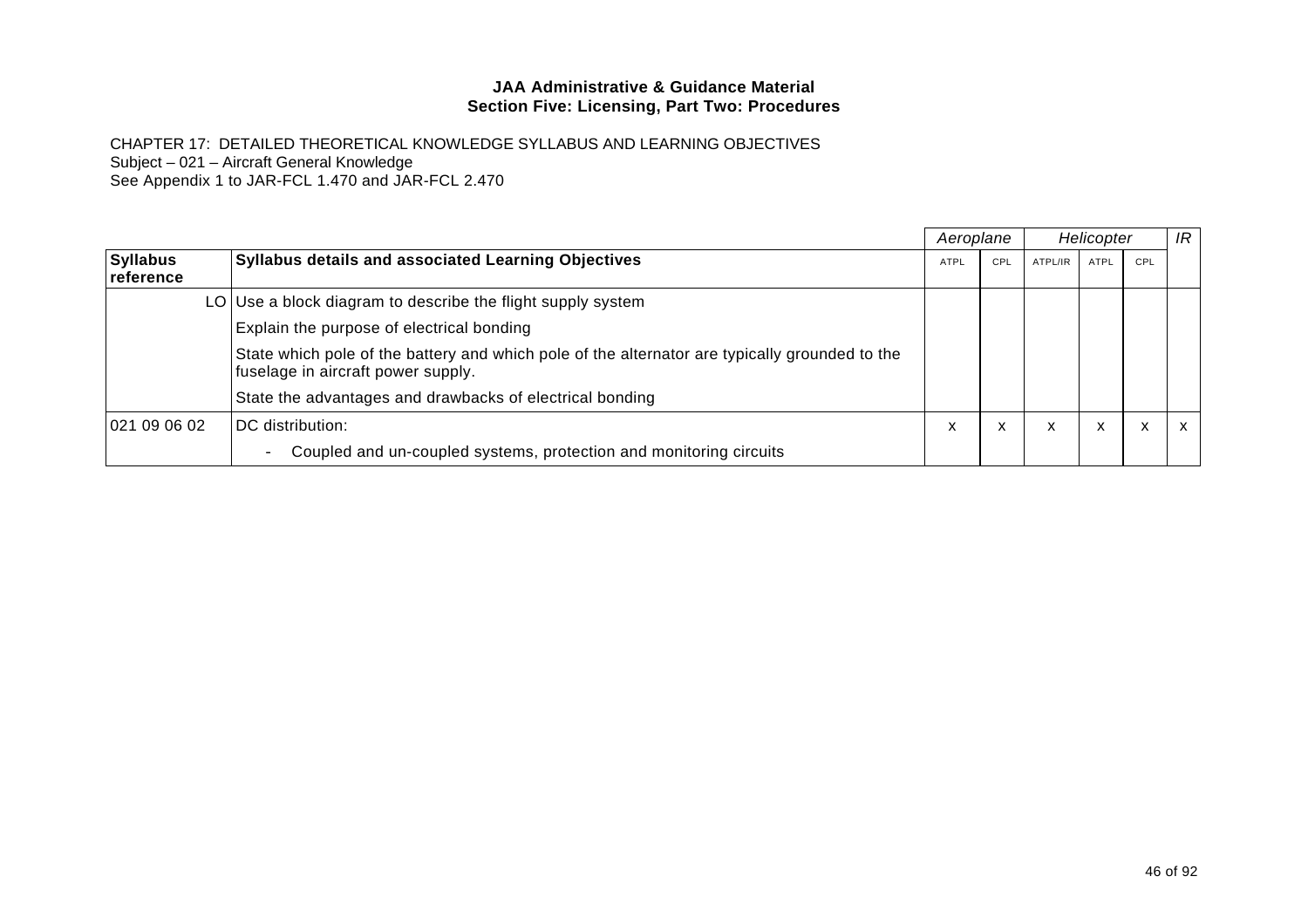CHAPTER 17: DETAILED THEORETICAL KNOWLEDGE SYLLABUS AND LEARNING OBJECTIVES
Subject – 021 – Aircraft General Knowledge
See Appendix 1 to JAR-FCL 1.470 and JAR-FCL 2.470

| | | *Aeroplane* | | *Helicopter* | | | *IR* |
|---|---|---|---|---|---|---|---|
| **Syllabus reference** | **Syllabus details and associated Learning Objectives** | ATPL | CPL | ATPL/IR | ATPL | CPL | |
| LO | Use a block diagram to describe the flight supply system | | | | | | |
| | Explain the purpose of electrical bonding | | | | | | |
| | State which pole of the battery and which pole of the alternator are typically grounded to the fuselage in aircraft power supply. | | | | | | |
| | State the advantages and drawbacks of electrical bonding | | | | | | |
| 021 09 06 02 | DC distribution: | x | x | x | x | x | x |
| | - Coupled and un-coupled systems, protection and monitoring circuits | | | | | | |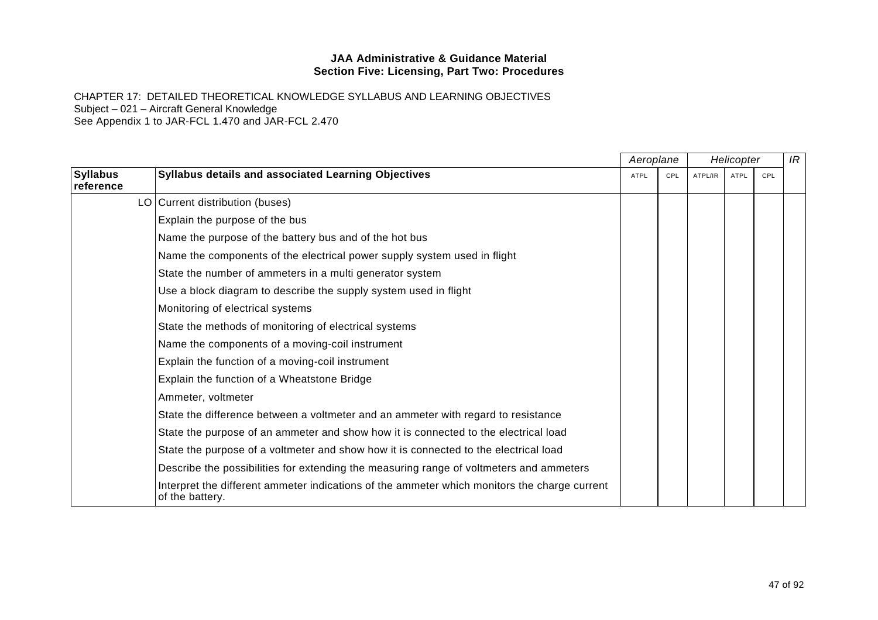**JAA Administrative & Guidance Material**
**Section Five: Licensing, Part Two: Procedures**

CHAPTER 17: DETAILED THEORETICAL KNOWLEDGE SYLLABUS AND LEARNING OBJECTIVES
Subject – 021 – Aircraft General Knowledge
See Appendix 1 to JAR-FCL 1.470 and JAR-FCL 2.470

| | | *Aeroplane* | | *Helicopter* | | | *IR* |
|---|---|---|---|---|---|---|---|
| **Syllabus reference** | **Syllabus details and associated Learning Objectives** | ATPL | CPL | ATPL/IR | ATPL | CPL | |
| LO | Current distribution (buses) | | | | | | |
| | Explain the purpose of the bus | | | | | | |
| | Name the purpose of the battery bus and of the hot bus | | | | | | |
| | Name the components of the electrical power supply system used in flight | | | | | | |
| | State the number of ammeters in a multi generator system | | | | | | |
| | Use a block diagram to describe the supply system used in flight | | | | | | |
| | Monitoring of electrical systems | | | | | | |
| | State the methods of monitoring of electrical systems | | | | | | |
| | Name the components of a moving-coil instrument | | | | | | |
| | Explain the function of a moving-coil instrument | | | | | | |
| | Explain the function of a Wheatstone Bridge | | | | | | |
| | Ammeter, voltmeter | | | | | | |
| | State the difference between a voltmeter and an ammeter with regard to resistance | | | | | | |
| | State the purpose of an ammeter and show how it is connected to the electrical load | | | | | | |
| | State the purpose of a voltmeter and show how it is connected to the electrical load | | | | | | |
| | Describe the possibilities for extending the measuring range of voltmeters and ammeters | | | | | | |
| | Interpret the different ammeter indications of the ammeter which monitors the charge current of the battery. | | | | | | |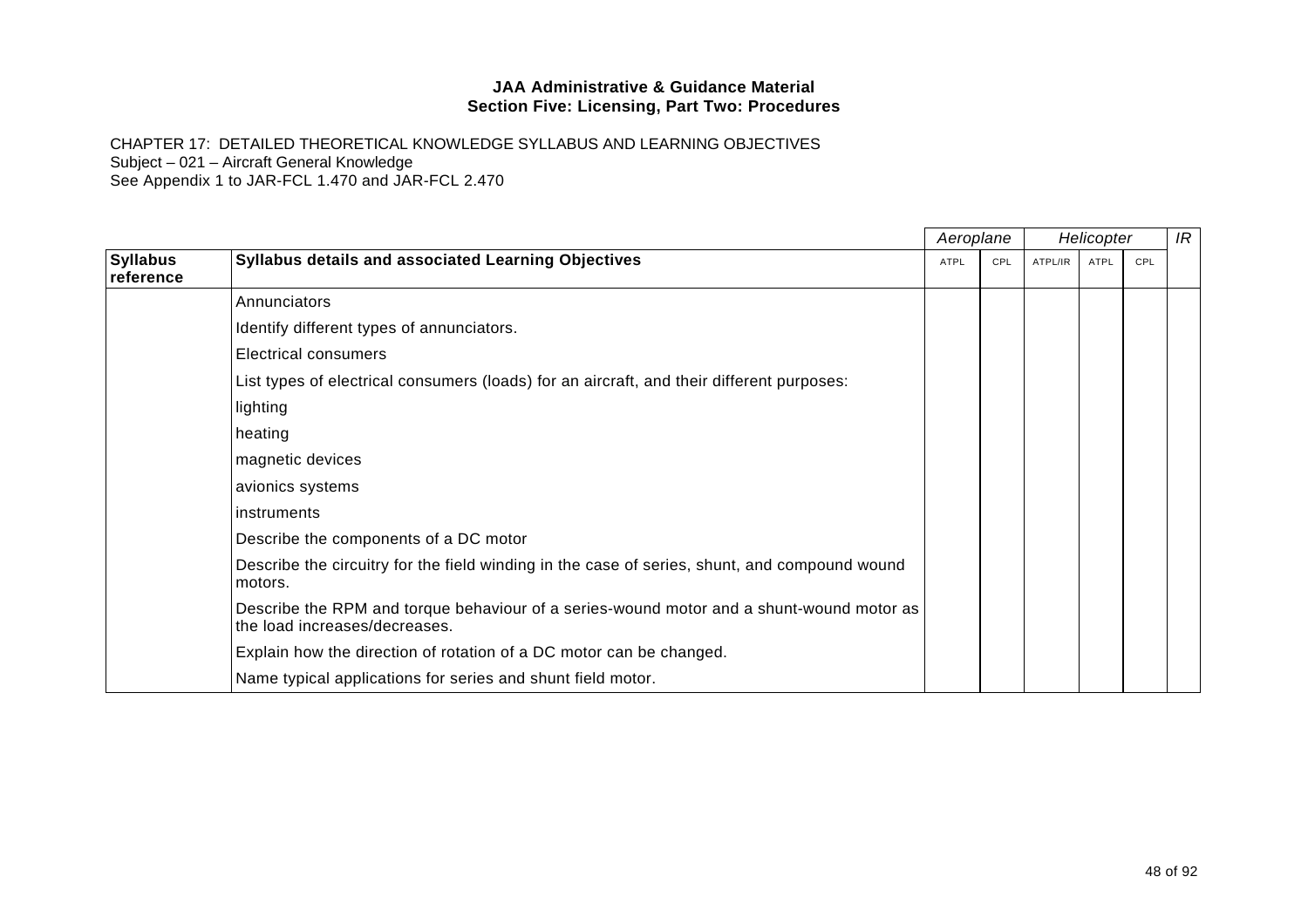**JAA Administrative & Guidance Material**
**Section Five: Licensing, Part Two: Procedures**

CHAPTER 17: DETAILED THEORETICAL KNOWLEDGE SYLLABUS AND LEARNING OBJECTIVES
Subject – 021 – Aircraft General Knowledge
See Appendix 1 to JAR-FCL 1.470 and JAR-FCL 2.470

| | | *Aeroplane* | | *Helicopter* | | | *IR* |
|---|---|---|---|---|---|---|---|
| **Syllabus reference** | **Syllabus details and associated Learning Objectives** | ATPL | CPL | ATPL/IR | ATPL | CPL | |
| | Annunciators | | | | | | |
| | Identify different types of annunciators. | | | | | | |
| | Electrical consumers | | | | | | |
| | List types of electrical consumers (loads) for an aircraft, and their different purposes: | | | | | | |
| | lighting | | | | | | |
| | heating | | | | | | |
| | magnetic devices | | | | | | |
| | avionics systems | | | | | | |
| | instruments | | | | | | |
| | Describe the components of a DC motor | | | | | | |
| | Describe the circuitry for the field winding in the case of series, shunt, and compound wound motors. | | | | | | |
| | Describe the RPM and torque behaviour of a series-wound motor and a shunt-wound motor as the load increases/decreases. | | | | | | |
| | Explain how the direction of rotation of a DC motor can be changed. | | | | | | |
| | Name typical applications for series and shunt field motor. | | | | | | |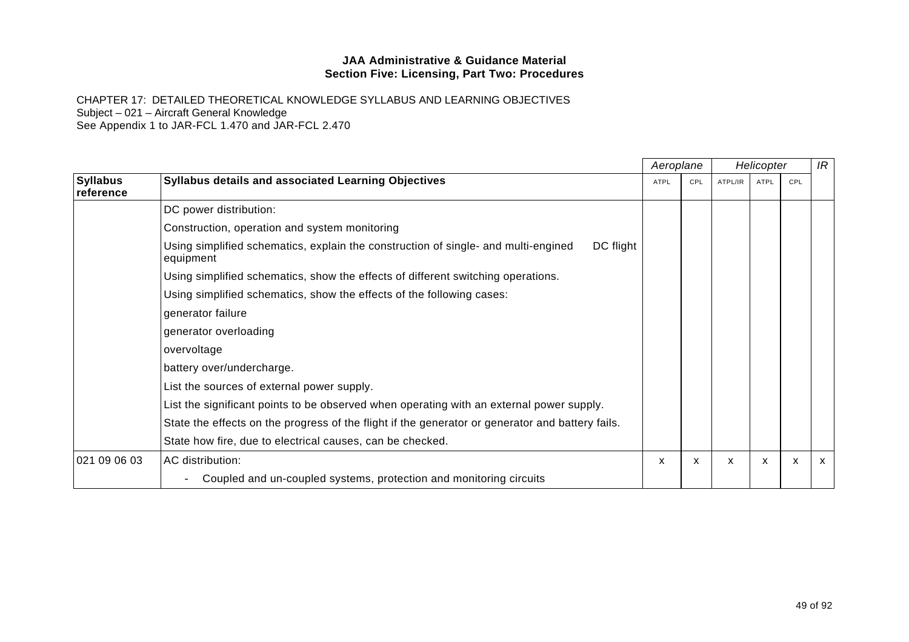**JAA Administrative & Guidance Material**
**Section Five: Licensing, Part Two: Procedures**

CHAPTER 17: DETAILED THEORETICAL KNOWLEDGE SYLLABUS AND LEARNING OBJECTIVES
Subject – 021 – Aircraft General Knowledge
See Appendix 1 to JAR-FCL 1.470 and JAR-FCL 2.470

| | | *Aeroplane* | | *Helicopter* | | | *IR* |
|---|---|---|---|---|---|---|---|
| **Syllabus reference** | **Syllabus details and associated Learning Objectives** | ATPL | CPL | ATPL/IR | ATPL | CPL | |
| | DC power distribution: | | | | | | |
| | Construction, operation and system monitoring | | | | | | |
| | Using simplified schematics, explain the construction of single- and multi-engined DC flight equipment | | | | | | |
| | Using simplified schematics, show the effects of different switching operations. | | | | | | |
| | Using simplified schematics, show the effects of the following cases: | | | | | | |
| | generator failure | | | | | | |
| | generator overloading | | | | | | |
| | overvoltage | | | | | | |
| | battery over/undercharge. | | | | | | |
| | List the sources of external power supply. | | | | | | |
| | List the significant points to be observed when operating with an external power supply. | | | | | | |
| | State the effects on the progress of the flight if the generator or generator and battery fails. | | | | | | |
| | State how fire, due to electrical causes, can be checked. | | | | | | |
| 021 09 06 03 | AC distribution: | x | x | x | x | x | x |
| | - Coupled and un-coupled systems, protection and monitoring circuits | | | | | | |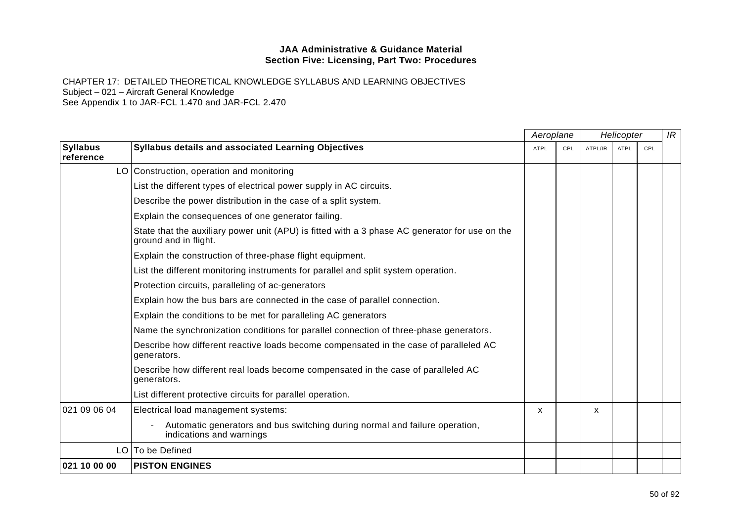**JAA Administrative & Guidance Material**
**Section Five: Licensing, Part Two: Procedures**

CHAPTER 17: DETAILED THEORETICAL KNOWLEDGE SYLLABUS AND LEARNING OBJECTIVES
Subject – 021 – Aircraft General Knowledge
See Appendix 1 to JAR-FCL 1.470 and JAR-FCL 2.470

| | | *Aeroplane* | | *Helicopter* | | | *IR* |
|---|---|---|---|---|---|---|---|
| **Syllabus reference** | **Syllabus details and associated Learning Objectives** | ATPL | CPL | ATPL/IR | ATPL | CPL | |
| LO | Construction, operation and monitoring | | | | | | |
| | List the different types of electrical power supply in AC circuits. | | | | | | |
| | Describe the power distribution in the case of a split system. | | | | | | |
| | Explain the consequences of one generator failing. | | | | | | |
| | State that the auxiliary power unit (APU) is fitted with a 3 phase AC generator for use on the ground and in flight. | | | | | | |
| | Explain the construction of three-phase flight equipment. | | | | | | |
| | List the different monitoring instruments for parallel and split system operation. | | | | | | |
| | Protection circuits, paralleling of ac-generators | | | | | | |
| | Explain how the bus bars are connected in the case of parallel connection. | | | | | | |
| | Explain the conditions to be met for paralleling AC generators | | | | | | |
| | Name the synchronization conditions for parallel connection of three-phase generators. | | | | | | |
| | Describe how different reactive loads become compensated in the case of paralleled AC generators. | | | | | | |
| | Describe how different real loads become compensated in the case of paralleled AC generators. | | | | | | |
| | List different protective circuits for parallel operation. | | | | | | |
| 021 09 06 04 | Electrical load management systems: | x | | x | | | |
| | - Automatic generators and bus switching during normal and failure operation, indications and warnings | | | | | | |
| LO | To be Defined | | | | | | |
| **021 10 00 00** | **PISTON ENGINES** | | | | | | |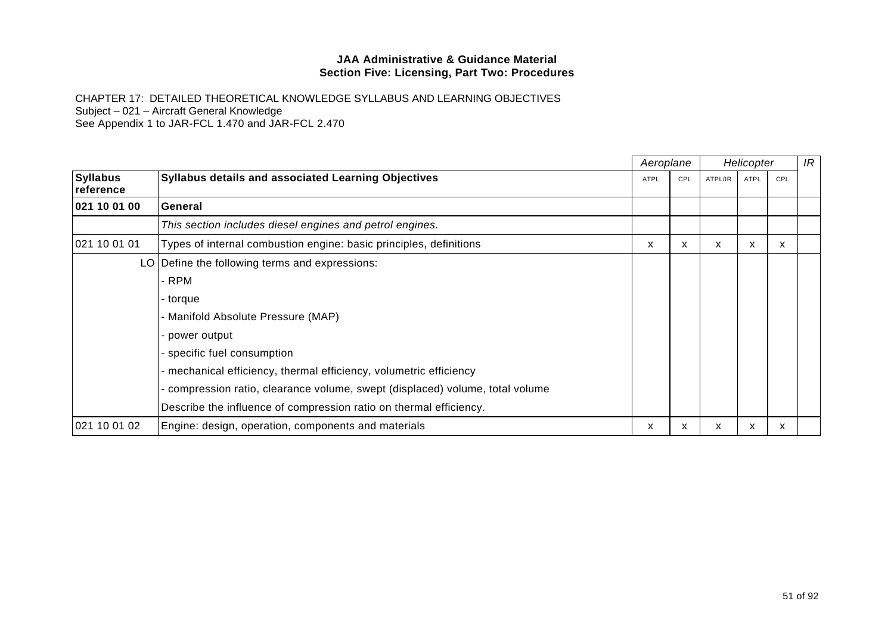**JAA Administrative & Guidance Material**
**Section Five: Licensing, Part Two: Procedures**

CHAPTER 17: DETAILED THEORETICAL KNOWLEDGE SYLLABUS AND LEARNING OBJECTIVES
Subject – 021 – Aircraft General Knowledge
See Appendix 1 to JAR-FCL 1.470 and JAR-FCL 2.470

| | | *Aeroplane* | | *Helicopter* | | | *IR* |
|---|---|---|---|---|---|---|---|
| **Syllabus reference** | **Syllabus details and associated Learning Objectives** | ATPL | CPL | ATPL/IR | ATPL | CPL | |
| **021 10 01 00** | **General** | | | | | | |
| | *This section includes diesel engines and petrol engines.* | | | | | | |
| 021 10 01 01 | Types of internal combustion engine: basic principles, definitions | x | x | x | x | x | |
| LO | Define the following terms and expressions: | | | | | | |
| | - RPM | | | | | | |
| | - torque | | | | | | |
| | - Manifold Absolute Pressure (MAP) | | | | | | |
| | - power output | | | | | | |
| | - specific fuel consumption | | | | | | |
| | - mechanical efficiency, thermal efficiency, volumetric efficiency | | | | | | |
| | - compression ratio, clearance volume, swept (displaced) volume, total volume | | | | | | |
| | Describe the influence of compression ratio on thermal efficiency. | | | | | | |
| 021 10 01 02 | Engine: design, operation, components and materials | x | x | x | x | x | |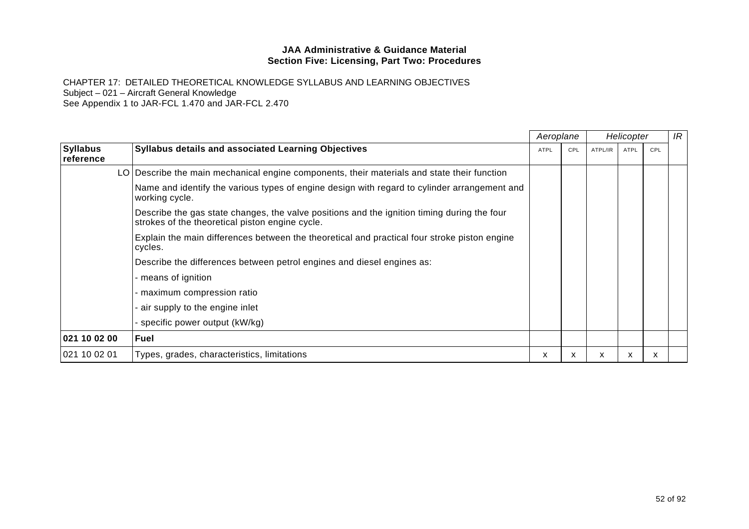**JAA Administrative & Guidance Material**
**Section Five: Licensing, Part Two: Procedures**

CHAPTER 17: DETAILED THEORETICAL KNOWLEDGE SYLLABUS AND LEARNING OBJECTIVES
Subject – 021 – Aircraft General Knowledge
See Appendix 1 to JAR-FCL 1.470 and JAR-FCL 2.470

| | | *Aeroplane* | | *Helicopter* | | | *IR* |
|---|---|---|---|---|---|---|---|
| **Syllabus reference** | **Syllabus details and associated Learning Objectives** | ATPL | CPL | ATPL/IR | ATPL | CPL | |
| LO | Describe the main mechanical engine components, their materials and state their function | | | | | | |
| | Name and identify the various types of engine design with regard to cylinder arrangement and working cycle. | | | | | | |
| | Describe the gas state changes, the valve positions and the ignition timing during the four strokes of the theoretical piston engine cycle. | | | | | | |
| | Explain the main differences between the theoretical and practical four stroke piston engine cycles. | | | | | | |
| | Describe the differences between petrol engines and diesel engines as: | | | | | | |
| | - means of ignition | | | | | | |
| | - maximum compression ratio | | | | | | |
| | - air supply to the engine inlet | | | | | | |
| | - specific power output (kW/kg) | | | | | | |
| **021 10 02 00** | **Fuel** | | | | | | |
| 021 10 02 01 | Types, grades, characteristics, limitations | x | x | x | x | x | |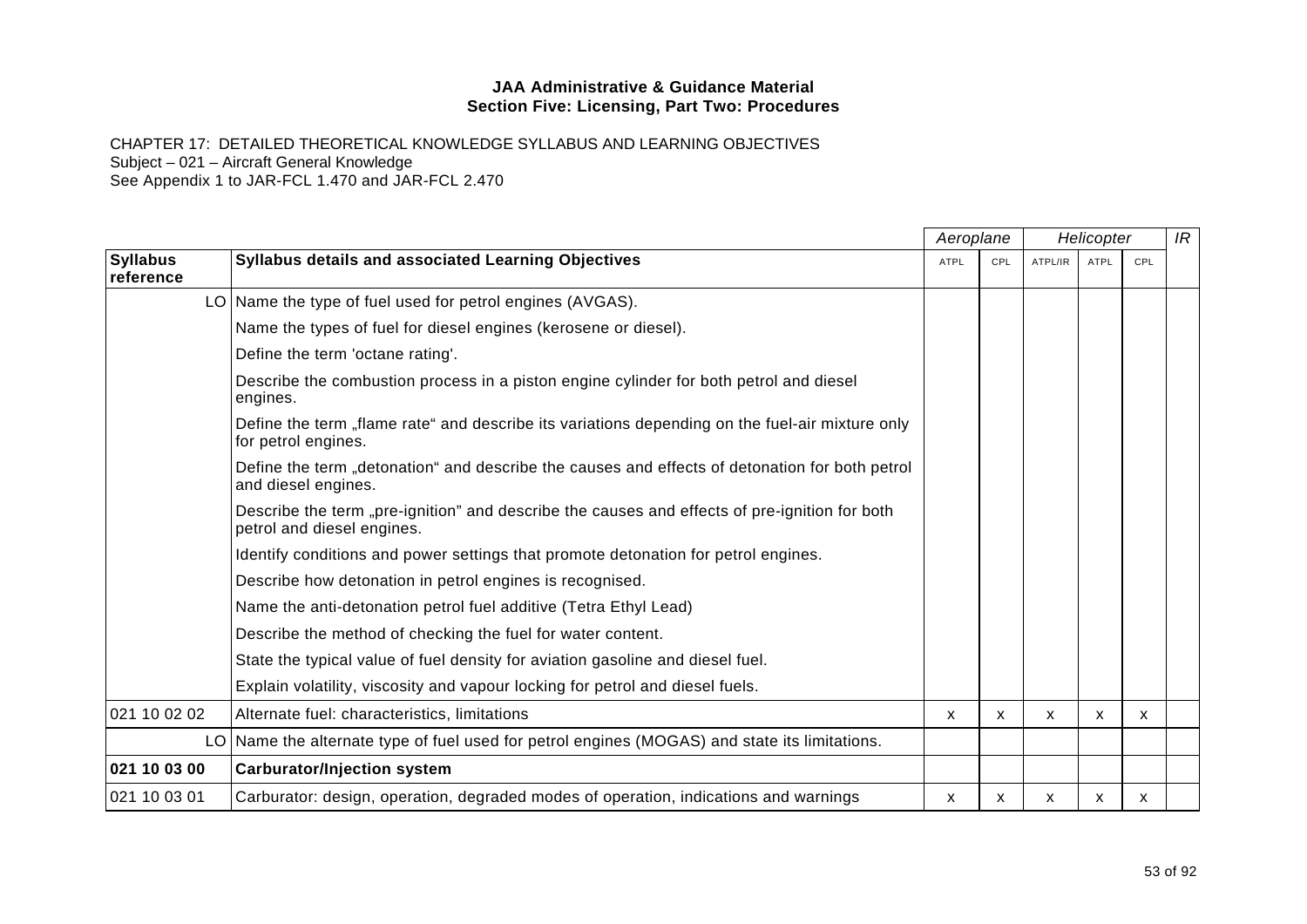**JAA Administrative & Guidance Material**
**Section Five: Licensing, Part Two: Procedures**

CHAPTER 17: DETAILED THEORETICAL KNOWLEDGE SYLLABUS AND LEARNING OBJECTIVES
Subject – 021 – Aircraft General Knowledge
See Appendix 1 to JAR-FCL 1.470 and JAR-FCL 2.470

| | | *Aeroplane* | | *Helicopter* | | | *IR* |
|---|---|---|---|---|---|---|---|
| **Syllabus reference** | **Syllabus details and associated Learning Objectives** | ATPL | CPL | ATPL/IR | ATPL | CPL | |
| LO | Name the type of fuel used for petrol engines (AVGAS). | | | | | | |
| | Name the types of fuel for diesel engines (kerosene or diesel). | | | | | | |
| | Define the term 'octane rating'. | | | | | | |
| | Describe the combustion process in a piston engine cylinder for both petrol and diesel engines. | | | | | | |
| | Define the term „flame rate“ and describe its variations depending on the fuel-air mixture only for petrol engines. | | | | | | |
| | Define the term „detonation“ and describe the causes and effects of detonation for both petrol and diesel engines. | | | | | | |
| | Describe the term „pre-ignition” and describe the causes and effects of pre-ignition for both petrol and diesel engines. | | | | | | |
| | Identify conditions and power settings that promote detonation for petrol engines. | | | | | | |
| | Describe how detonation in petrol engines is recognised. | | | | | | |
| | Name the anti-detonation petrol fuel additive (Tetra Ethyl Lead) | | | | | | |
| | Describe the method of checking the fuel for water content. | | | | | | |
| | State the typical value of fuel density for aviation gasoline and diesel fuel. | | | | | | |
| | Explain volatility, viscosity and vapour locking for petrol and diesel fuels. | | | | | | |
| 021 10 02 02 | Alternate fuel: characteristics, limitations | x | x | x | x | x | |
| LO | Name the alternate type of fuel used for petrol engines (MOGAS) and state its limitations. | | | | | | |
| **021 10 03 00** | **Carburator/Injection system** | | | | | | |
| 021 10 03 01 | Carburator: design, operation, degraded modes of operation, indications and warnings | x | x | x | x | x | |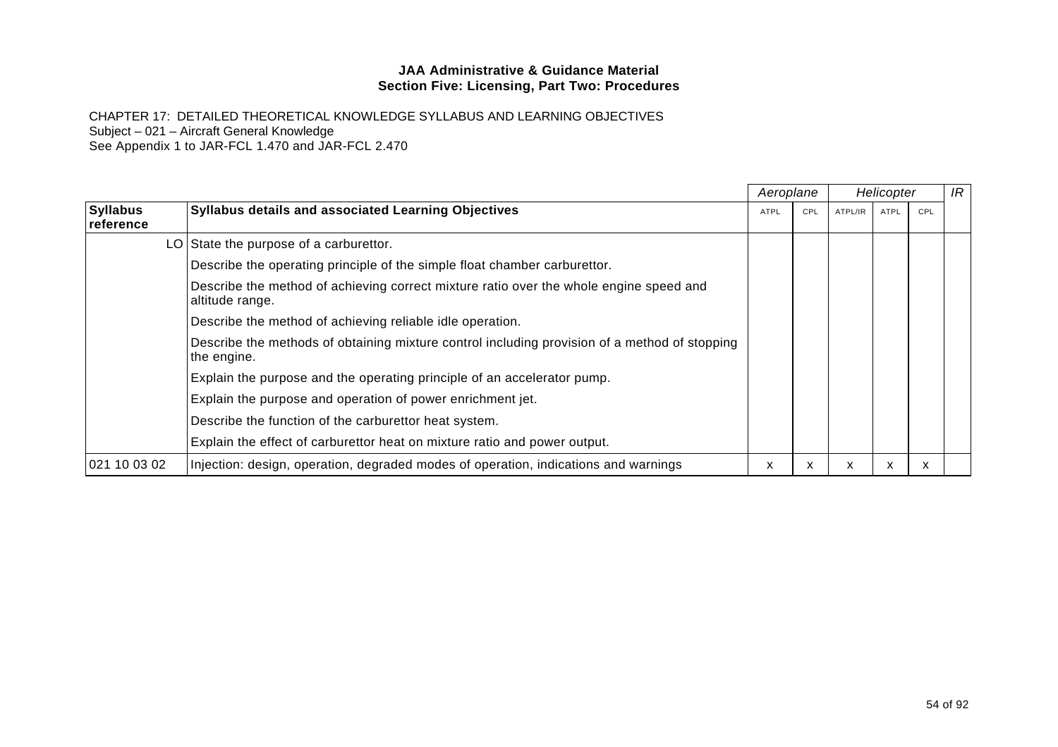**JAA Administrative & Guidance Material**
**Section Five: Licensing, Part Two: Procedures**

CHAPTER 17: DETAILED THEORETICAL KNOWLEDGE SYLLABUS AND LEARNING OBJECTIVES
Subject – 021 – Aircraft General Knowledge
See Appendix 1 to JAR-FCL 1.470 and JAR-FCL 2.470

| | | *Aeroplane* | | *Helicopter* | | | *IR* |
|---|---|---|---|---|---|---|---|
| **Syllabus reference** | **Syllabus details and associated Learning Objectives** | ATPL | CPL | ATPL/IR | ATPL | CPL | |
| LO | State the purpose of a carburettor. | | | | | | |
| | Describe the operating principle of the simple float chamber carburettor. | | | | | | |
| | Describe the method of achieving correct mixture ratio over the whole engine speed and altitude range. | | | | | | |
| | Describe the method of achieving reliable idle operation. | | | | | | |
| | Describe the methods of obtaining mixture control including provision of a method of stopping the engine. | | | | | | |
| | Explain the purpose and the operating principle of an accelerator pump. | | | | | | |
| | Explain the purpose and operation of power enrichment jet. | | | | | | |
| | Describe the function of the carburettor heat system. | | | | | | |
| | Explain the effect of carburettor heat on mixture ratio and power output. | | | | | | |
| 021 10 03 02 | Injection: design, operation, degraded modes of operation, indications and warnings | x | x | x | x | x | |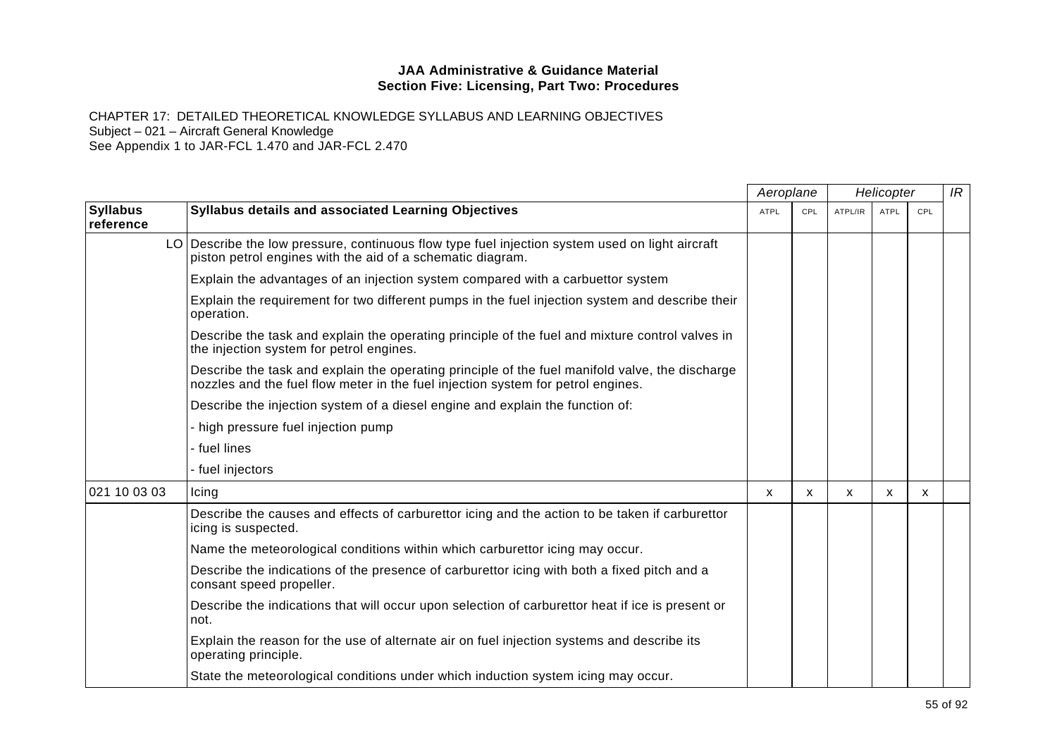**JAA Administrative & Guidance Material**
**Section Five: Licensing, Part Two: Procedures**

CHAPTER 17: DETAILED THEORETICAL KNOWLEDGE SYLLABUS AND LEARNING OBJECTIVES
Subject – 021 – Aircraft General Knowledge
See Appendix 1 to JAR-FCL 1.470 and JAR-FCL 2.470

| | | Aeroplane | | Helicopter | | | IR |
|---|---|---|---|---|---|---|---|
| **Syllabus reference** | **Syllabus details and associated Learning Objectives** | ATPL | CPL | ATPL/IR | ATPL | CPL | |
| LO | Describe the low pressure, continuous flow type fuel injection system used on light aircraft piston petrol engines with the aid of a schematic diagram. | | | | | | |
| | Explain the advantages of an injection system compared with a carbuettor system | | | | | | |
| | Explain the requirement for two different pumps in the fuel injection system and describe their operation. | | | | | | |
| | Describe the task and explain the operating principle of the fuel and mixture control valves in the injection system for petrol engines. | | | | | | |
| | Describe the task and explain the operating principle of the fuel manifold valve, the discharge nozzles and the fuel flow meter in the fuel injection system for petrol engines. | | | | | | |
| | Describe the injection system of a diesel engine and explain the function of: | | | | | | |
| | - high pressure fuel injection pump | | | | | | |
| | - fuel lines | | | | | | |
| | - fuel injectors | | | | | | |
| 021 10 03 03 | Icing | x | x | x | x | x | |
| | Describe the causes and effects of carburettor icing and the action to be taken if carburettor icing is suspected. | | | | | | |
| | Name the meteorological conditions within which carburettor icing may occur. | | | | | | |
| | Describe the indications of the presence of carburettor icing with both a fixed pitch and a consant speed propeller. | | | | | | |
| | Describe the indications that will occur upon selection of carburettor heat if ice is present or not. | | | | | | |
| | Explain the reason for the use of alternate air on fuel injection systems and describe its operating principle. | | | | | | |
| | State the meteorological conditions under which induction system icing may occur. | | | | | | |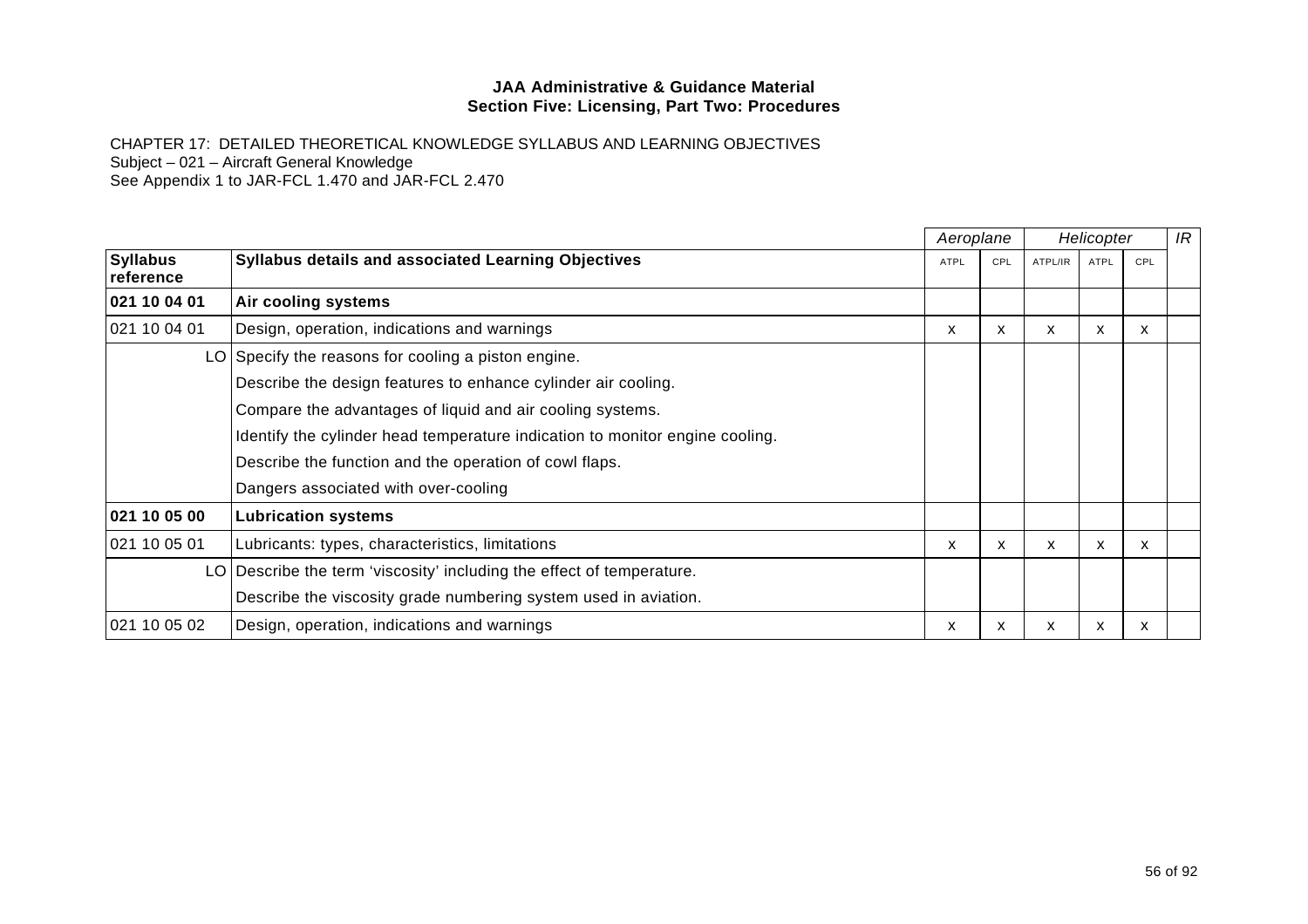**JAA Administrative & Guidance Material**
**Section Five: Licensing, Part Two: Procedures**

CHAPTER 17: DETAILED THEORETICAL KNOWLEDGE SYLLABUS AND LEARNING OBJECTIVES
Subject – 021 – Aircraft General Knowledge
See Appendix 1 to JAR-FCL 1.470 and JAR-FCL 2.470

| | | *Aeroplane* | | *Helicopter* | | | *IR* |
|---|---|---|---|---|---|---|---|
| **Syllabus reference** | **Syllabus details and associated Learning Objectives** | ATPL | CPL | ATPL/IR | ATPL | CPL | |
| **021 10 04 01** | **Air cooling systems** | | | | | | |
| 021 10 04 01 | Design, operation, indications and warnings | x | x | x | x | x | |
| LO | Specify the reasons for cooling a piston engine. | | | | | | |
| | Describe the design features to enhance cylinder air cooling. | | | | | | |
| | Compare the advantages of liquid and air cooling systems. | | | | | | |
| | Identify the cylinder head temperature indication to monitor engine cooling. | | | | | | |
| | Describe the function and the operation of cowl flaps. | | | | | | |
| | Dangers associated with over-cooling | | | | | | |
| **021 10 05 00** | **Lubrication systems** | | | | | | |
| 021 10 05 01 | Lubricants: types, characteristics, limitations | x | x | x | x | x | |
| LO | Describe the term 'viscosity' including the effect of temperature. | | | | | | |
| | Describe the viscosity grade numbering system used in aviation. | | | | | | |
| 021 10 05 02 | Design, operation, indications and warnings | x | x | x | x | x | |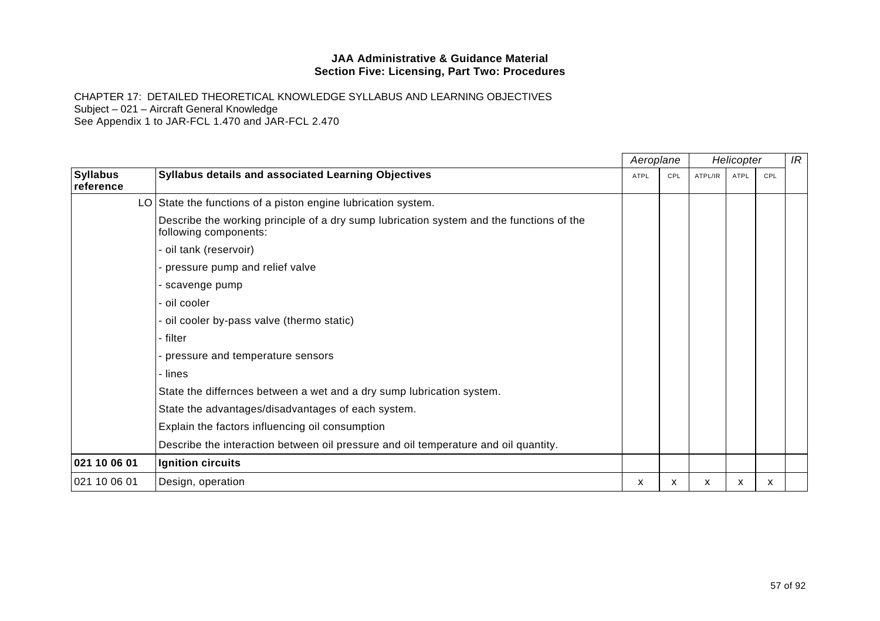**JAA Administrative & Guidance Material**
**Section Five: Licensing, Part Two: Procedures**

CHAPTER 17: DETAILED THEORETICAL KNOWLEDGE SYLLABUS AND LEARNING OBJECTIVES
Subject – 021 – Aircraft General Knowledge
See Appendix 1 to JAR-FCL 1.470 and JAR-FCL 2.470

| | | *Aeroplane* | | *Helicopter* | | | *IR* |
|---|---|---|---|---|---|---|---|
| **Syllabus reference** | **Syllabus details and associated Learning Objectives** | ATPL | CPL | ATPL/IR | ATPL | CPL | |
| LO | State the functions of a piston engine lubrication system. | | | | | | |
| | Describe the working principle of a dry sump lubrication system and the functions of the following components: | | | | | | |
| | - oil tank (reservoir) | | | | | | |
| | - pressure pump and relief valve | | | | | | |
| | - scavenge pump | | | | | | |
| | - oil cooler | | | | | | |
| | - oil cooler by-pass valve (thermo static) | | | | | | |
| | - filter | | | | | | |
| | - pressure and temperature sensors | | | | | | |
| | - lines | | | | | | |
| | State the differnces between a wet and a dry sump lubrication system. | | | | | | |
| | State the advantages/disadvantages of each system. | | | | | | |
| | Explain the factors influencing oil consumption | | | | | | |
| | Describe the interaction between oil pressure and oil temperature and oil quantity. | | | | | | |
| **021 10 06 01** | **Ignition circuits** | | | | | | |
| 021 10 06 01 | Design, operation | x | x | x | x | x | |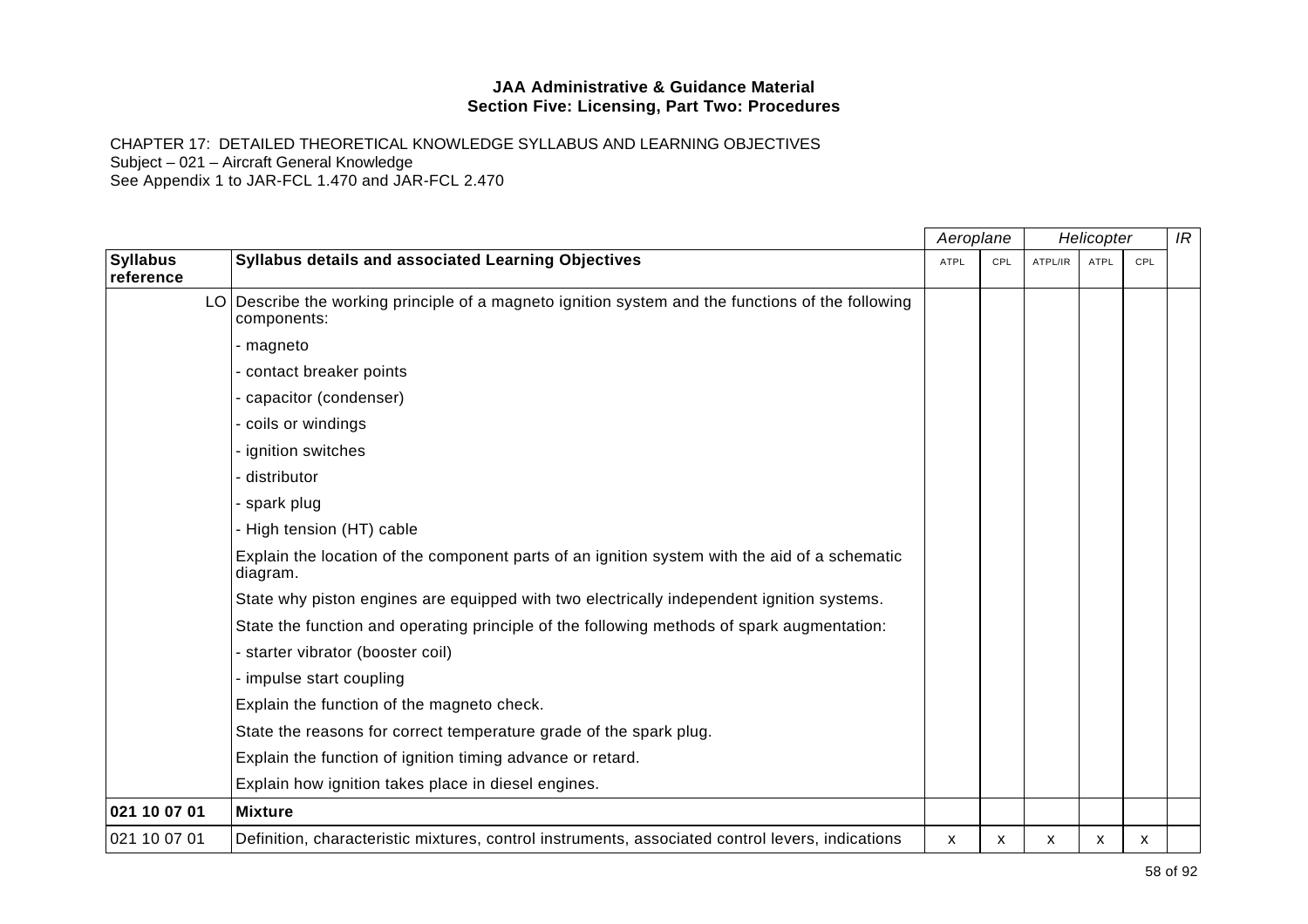**JAA Administrative & Guidance Material**
**Section Five: Licensing, Part Two: Procedures**

CHAPTER 17: DETAILED THEORETICAL KNOWLEDGE SYLLABUS AND LEARNING OBJECTIVES
Subject – 021 – Aircraft General Knowledge
See Appendix 1 to JAR-FCL 1.470 and JAR-FCL 2.470

| | | *Aeroplane* | | *Helicopter* | | | *IR* |
|---|---|---|---|---|---|---|---|
| **Syllabus reference** | **Syllabus details and associated Learning Objectives** | ATPL | CPL | ATPL/IR | ATPL | CPL | |
| LO | Describe the working principle of a magneto ignition system and the functions of the following components: | | | | | | |
| | - magneto | | | | | | |
| | - contact breaker points | | | | | | |
| | - capacitor (condenser) | | | | | | |
| | - coils or windings | | | | | | |
| | - ignition switches | | | | | | |
| | - distributor | | | | | | |
| | - spark plug | | | | | | |
| | - High tension (HT) cable | | | | | | |
| | Explain the location of the component parts of an ignition system with the aid of a schematic diagram. | | | | | | |
| | State why piston engines are equipped with two electrically independent ignition systems. | | | | | | |
| | State the function and operating principle of the following methods of spark augmentation: | | | | | | |
| | - starter vibrator (booster coil) | | | | | | |
| | - impulse start coupling | | | | | | |
| | Explain the function of the magneto check. | | | | | | |
| | State the reasons for correct temperature grade of the spark plug. | | | | | | |
| | Explain the function of ignition timing advance or retard. | | | | | | |
| | Explain how ignition takes place in diesel engines. | | | | | | |
| **021 10 07 01** | **Mixture** | | | | | | |
| 021 10 07 01 | Definition, characteristic mixtures, control instruments, associated control levers, indications | x | x | x | x | x | |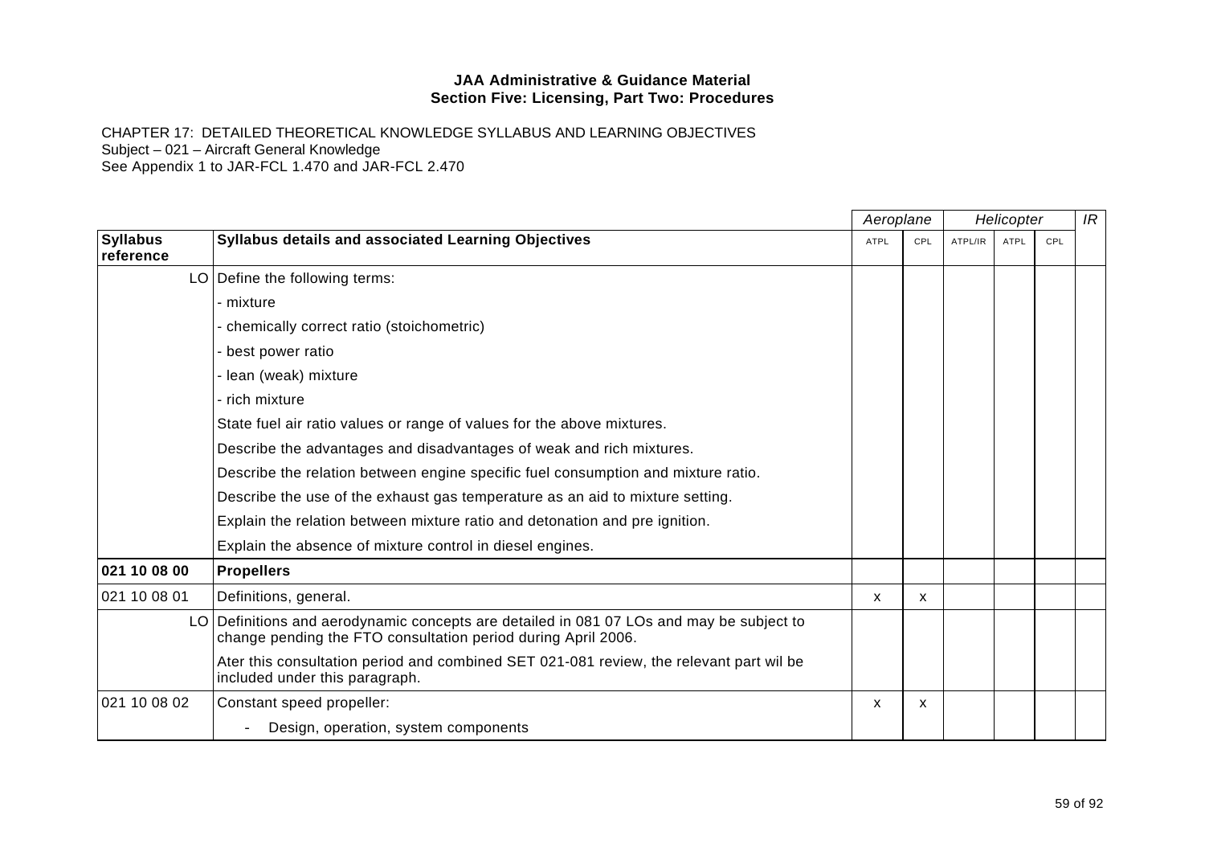**JAA Administrative & Guidance Material**
**Section Five: Licensing, Part Two: Procedures**

CHAPTER 17: DETAILED THEORETICAL KNOWLEDGE SYLLABUS AND LEARNING OBJECTIVES
Subject – 021 – Aircraft General Knowledge
See Appendix 1 to JAR-FCL 1.470 and JAR-FCL 2.470

| | | *Aeroplane* | | *Helicopter* | | | *IR* |
|---|---|---|---|---|---|---|---|
| **Syllabus reference** | **Syllabus details and associated Learning Objectives** | ATPL | CPL | ATPL/IR | ATPL | CPL | |
| LO | Define the following terms: | | | | | | |
| | - mixture | | | | | | |
| | - chemically correct ratio (stoichometric) | | | | | | |
| | - best power ratio | | | | | | |
| | - lean (weak) mixture | | | | | | |
| | - rich mixture | | | | | | |
| | State fuel air ratio values or range of values for the above mixtures. | | | | | | |
| | Describe the advantages and disadvantages of weak and rich mixtures. | | | | | | |
| | Describe the relation between engine specific fuel consumption and mixture ratio. | | | | | | |
| | Describe the use of the exhaust gas temperature as an aid to mixture setting. | | | | | | |
| | Explain the relation between mixture ratio and detonation and pre ignition. | | | | | | |
| | Explain the absence of mixture control in diesel engines. | | | | | | |
| **021 10 08 00** | **Propellers** | | | | | | |
| 021 10 08 01 | Definitions, general. | x | x | | | | |
| LO | Definitions and aerodynamic concepts are detailed in 081 07 LOs and may be subject to change pending the FTO consultation period during April 2006. | | | | | | |
| | Ater this consultation period and combined SET 021-081 review, the relevant part wil be included under this paragraph. | | | | | | |
| 021 10 08 02 | Constant speed propeller: | x | x | | | | |
| | - Design, operation, system components | | | | | | |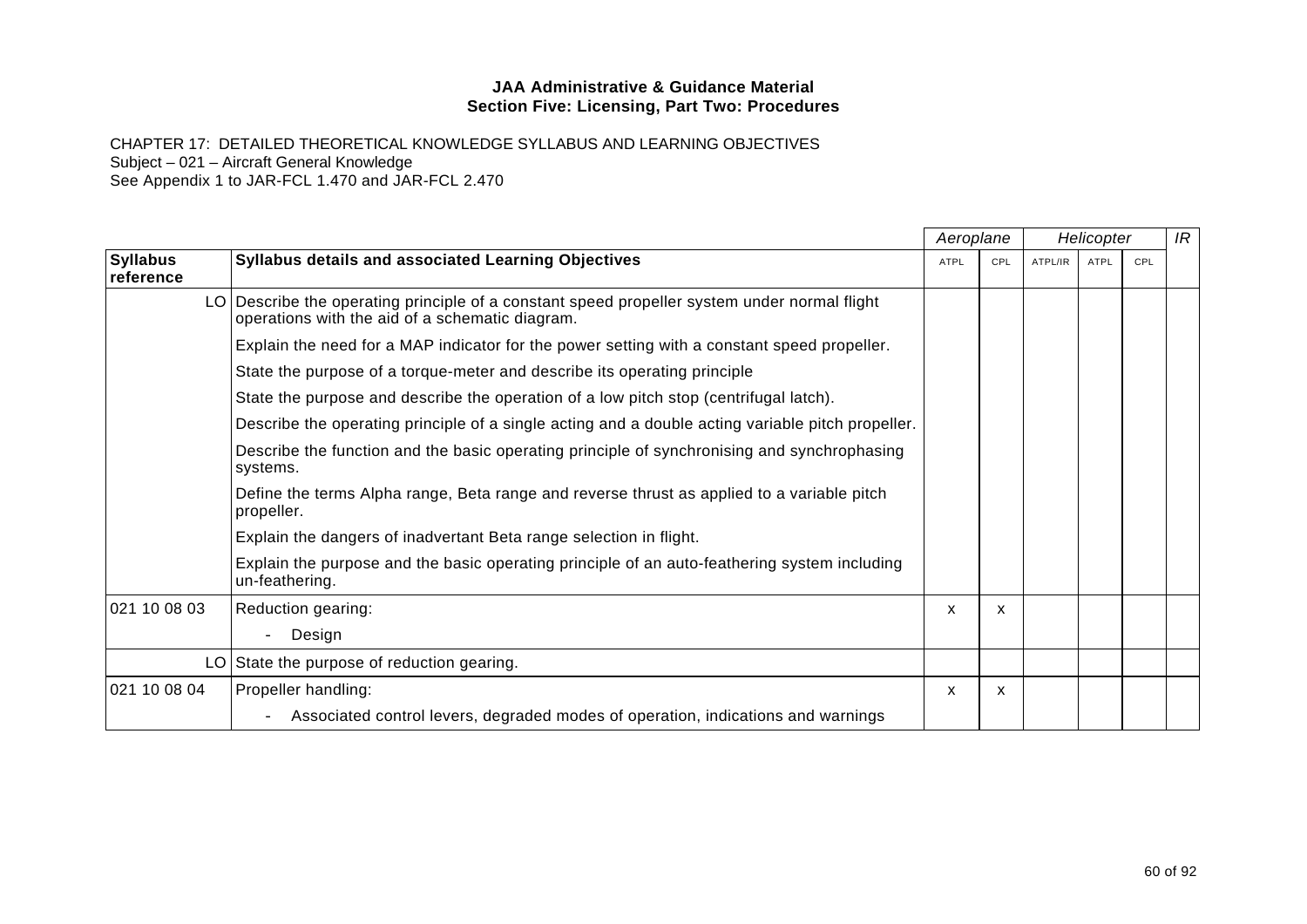**JAA Administrative & Guidance Material**
**Section Five: Licensing, Part Two: Procedures**

CHAPTER 17: DETAILED THEORETICAL KNOWLEDGE SYLLABUS AND LEARNING OBJECTIVES
Subject – 021 – Aircraft General Knowledge
See Appendix 1 to JAR-FCL 1.470 and JAR-FCL 2.470

| | | *Aeroplane* | | *Helicopter* | | | *IR* |
|---|---|---|---|---|---|---|---|
| **Syllabus reference** | **Syllabus details and associated Learning Objectives** | ATPL | CPL | ATPL/IR | ATPL | CPL | |
| LO | Describe the operating principle of a constant speed propeller system under normal flight operations with the aid of a schematic diagram. | | | | | | |
| | Explain the need for a MAP indicator for the power setting with a constant speed propeller. | | | | | | |
| | State the purpose of a torque-meter and describe its operating principle | | | | | | |
| | State the purpose and describe the operation of a low pitch stop (centrifugal latch). | | | | | | |
| | Describe the operating principle of a single acting and a double acting variable pitch propeller. | | | | | | |
| | Describe the function and the basic operating principle of synchronising and synchrophasing systems. | | | | | | |
| | Define the terms Alpha range, Beta range and reverse thrust as applied to a variable pitch propeller. | | | | | | |
| | Explain the dangers of inadvertant Beta range selection in flight. | | | | | | |
| | Explain the purpose and the basic operating principle of an auto-feathering system including un-feathering. | | | | | | |
| 021 10 08 03 | Reduction gearing:<br>- Design | x | x | | | | |
| LO | State the purpose of reduction gearing. | | | | | | |
| 021 10 08 04 | Propeller handling:<br>- Associated control levers, degraded modes of operation, indications and warnings | x | x | | | | |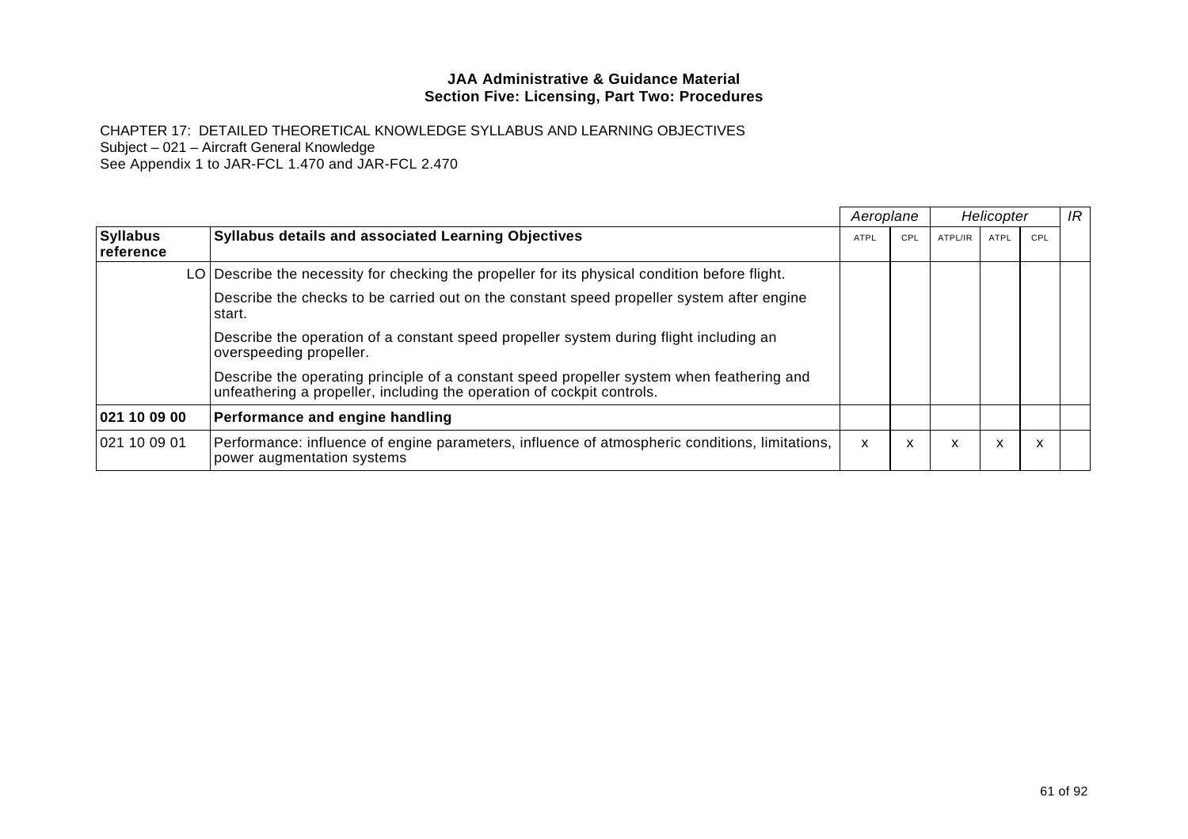**JAA Administrative & Guidance Material**
**Section Five: Licensing, Part Two: Procedures**

CHAPTER 17: DETAILED THEORETICAL KNOWLEDGE SYLLABUS AND LEARNING OBJECTIVES
Subject – 021 – Aircraft General Knowledge
See Appendix 1 to JAR-FCL 1.470 and JAR-FCL 2.470

| | | *Aeroplane* | | *Helicopter* | | | *IR* |
|---|---|---|---|---|---|---|---|
| **Syllabus reference** | **Syllabus details and associated Learning Objectives** | ATPL | CPL | ATPL/IR | ATPL | CPL | |
| LO | Describe the necessity for checking the propeller for its physical condition before flight. | | | | | | |
| | Describe the checks to be carried out on the constant speed propeller system after engine start. | | | | | | |
| | Describe the operation of a constant speed propeller system during flight including an overspeeding propeller. | | | | | | |
| | Describe the operating principle of a constant speed propeller system when feathering and unfeathering a propeller, including the operation of cockpit controls. | | | | | | |
| **021 10 09 00** | **Performance and engine handling** | | | | | | |
| 021 10 09 01 | Performance: influence of engine parameters, influence of atmospheric conditions, limitations, power augmentation systems | x | x | x | x | x | |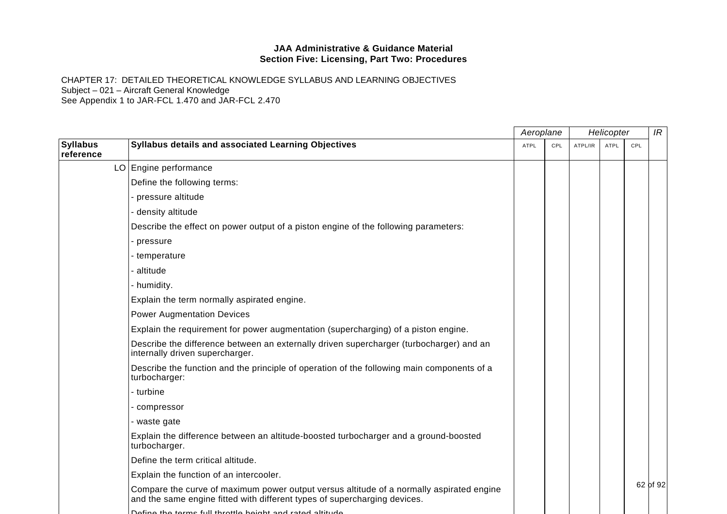**JAA Administrative & Guidance Material**
**Section Five: Licensing, Part Two: Procedures**

CHAPTER 17: DETAILED THEORETICAL KNOWLEDGE SYLLABUS AND LEARNING OBJECTIVES
Subject – 021 – Aircraft General Knowledge
See Appendix 1 to JAR-FCL 1.470 and JAR-FCL 2.470

| | | *Aeroplane* | | *Helicopter* | | | *IR* |
|---|---|---|---|---|---|---|---|
| **Syllabus reference** | **Syllabus details and associated Learning Objectives** | ATPL | CPL | ATPL/IR | ATPL | CPL | |
| LO | Engine performance | | | | | | |
| | Define the following terms: | | | | | | |
| | - pressure altitude | | | | | | |
| | - density altitude | | | | | | |
| | Describe the effect on power output of a piston engine of the following parameters: | | | | | | |
| | - pressure | | | | | | |
| | - temperature | | | | | | |
| | - altitude | | | | | | |
| | - humidity. | | | | | | |
| | Explain the term normally aspirated engine. | | | | | | |
| | Power Augmentation Devices | | | | | | |
| | Explain the requirement for power augmentation (supercharging) of a piston engine. | | | | | | |
| | Describe the difference between an externally driven supercharger (turbocharger) and an internally driven supercharger. | | | | | | |
| | Describe the function and the principle of operation of the following main components of a turbocharger: | | | | | | |
| | - turbine | | | | | | |
| | - compressor | | | | | | |
| | - waste gate | | | | | | |
| | Explain the difference between an altitude-boosted turbocharger and a ground-boosted turbocharger. | | | | | | |
| | Define the term critical altitude. | | | | | | |
| | Explain the function of an intercooler. | | | | | | |
| | Compare the curve of maximum power output versus altitude of a normally aspirated engine and the same engine fitted with different types of supercharging devices. | | | | | | |
| | Define the terms full throttle height and rated altitude. | | | | | | |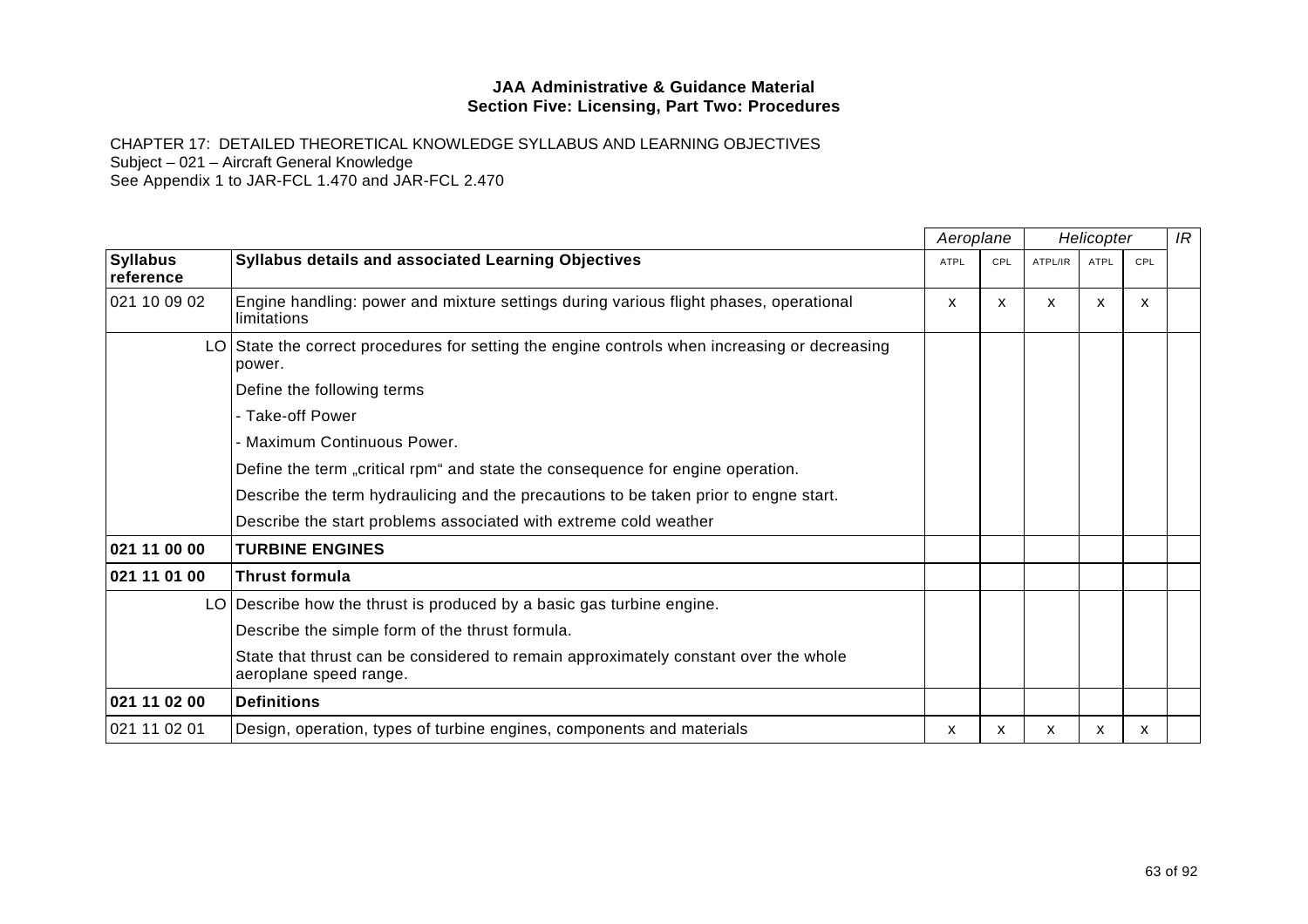**JAA Administrative & Guidance Material**
**Section Five: Licensing, Part Two: Procedures**

CHAPTER 17: DETAILED THEORETICAL KNOWLEDGE SYLLABUS AND LEARNING OBJECTIVES
Subject – 021 – Aircraft General Knowledge
See Appendix 1 to JAR-FCL 1.470 and JAR-FCL 2.470

| | | *Aeroplane* | | *Helicopter* | | | *IR* |
|---|---|---|---|---|---|---|---|
| **Syllabus reference** | **Syllabus details and associated Learning Objectives** | ATPL | CPL | ATPL/IR | ATPL | CPL | |
| 021 10 09 02 | Engine handling: power and mixture settings during various flight phases, operational limitations | x | x | x | x | x | |
| LO | State the correct procedures for setting the engine controls when increasing or decreasing power. | | | | | | |
| | Define the following terms | | | | | | |
| | - Take-off Power | | | | | | |
| | - Maximum Continuous Power. | | | | | | |
| | Define the term „critical rpm“ and state the consequence for engine operation. | | | | | | |
| | Describe the term hydraulicing and the precautions to be taken prior to engne start. | | | | | | |
| | Describe the start problems associated with extreme cold weather | | | | | | |
| **021 11 00 00** | **TURBINE ENGINES** | | | | | | |
| **021 11 01 00** | **Thrust formula** | | | | | | |
| LO | Describe how the thrust is produced by a basic gas turbine engine. | | | | | | |
| | Describe the simple form of the thrust formula. | | | | | | |
| | State that thrust can be considered to remain approximately constant over the whole aeroplane speed range. | | | | | | |
| **021 11 02 00** | **Definitions** | | | | | | |
| 021 11 02 01 | Design, operation, types of turbine engines, components and materials | x | x | x | x | x | |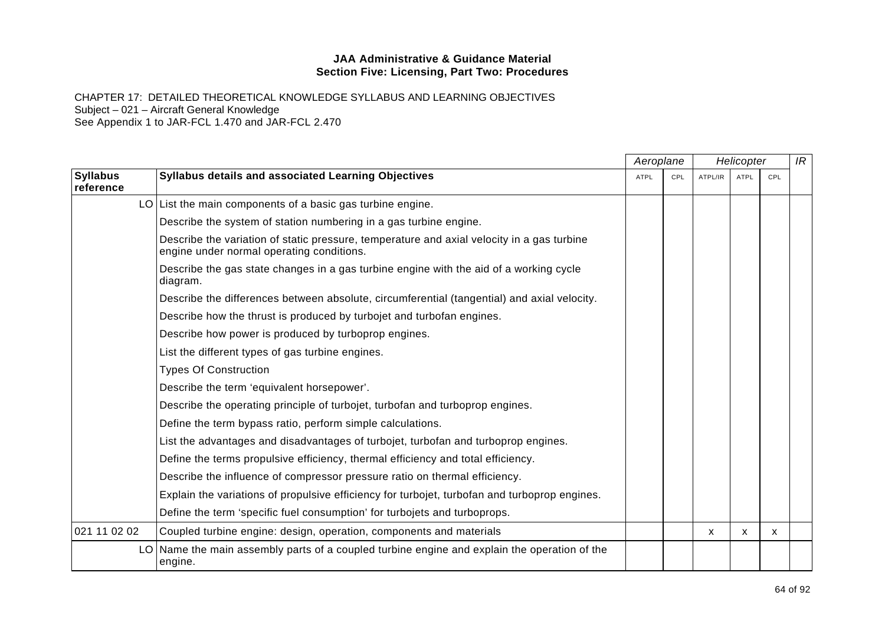**JAA Administrative & Guidance Material**
**Section Five: Licensing, Part Two: Procedures**

CHAPTER 17: DETAILED THEORETICAL KNOWLEDGE SYLLABUS AND LEARNING OBJECTIVES
Subject – 021 – Aircraft General Knowledge
See Appendix 1 to JAR-FCL 1.470 and JAR-FCL 2.470

| | | *Aeroplane* | | *Helicopter* | | | *IR* |
|---|---|---|---|---|---|---|---|
| **Syllabus reference** | **Syllabus details and associated Learning Objectives** | ATPL | CPL | ATPL/IR | ATPL | CPL | |
| LO | List the main components of a basic gas turbine engine. | | | | | | |
| | Describe the system of station numbering in a gas turbine engine. | | | | | | |
| | Describe the variation of static pressure, temperature and axial velocity in a gas turbine engine under normal operating conditions. | | | | | | |
| | Describe the gas state changes in a gas turbine engine with the aid of a working cycle diagram. | | | | | | |
| | Describe the differences between absolute, circumferential (tangential) and axial velocity. | | | | | | |
| | Describe how the thrust is produced by turbojet and turbofan engines. | | | | | | |
| | Describe how power is produced by turboprop engines. | | | | | | |
| | List the different types of gas turbine engines. | | | | | | |
| | Types Of Construction | | | | | | |
| | Describe the term 'equivalent horsepower'. | | | | | | |
| | Describe the operating principle of turbojet, turbofan and turboprop engines. | | | | | | |
| | Define the term bypass ratio, perform simple calculations. | | | | | | |
| | List the advantages and disadvantages of turbojet, turbofan and turboprop engines. | | | | | | |
| | Define the terms propulsive efficiency, thermal efficiency and total efficiency. | | | | | | |
| | Describe the influence of compressor pressure ratio on thermal efficiency. | | | | | | |
| | Explain the variations of propulsive efficiency for turbojet, turbofan and turboprop engines. | | | | | | |
| | Define the term 'specific fuel consumption' for turbojets and turboprops. | | | | | | |
| 021 11 02 02 | Coupled turbine engine: design, operation, components and materials | | | x | x | x | |
| LO | Name the main assembly parts of a coupled turbine engine and explain the operation of the engine. | | | | | | |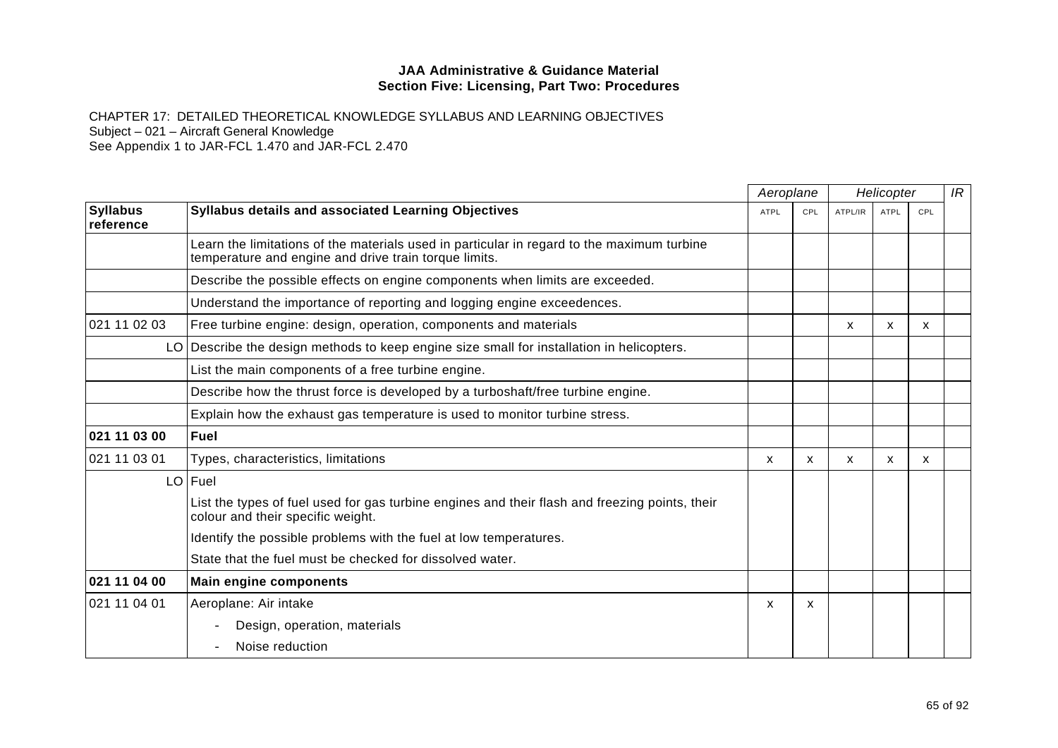**JAA Administrative & Guidance Material**
**Section Five: Licensing, Part Two: Procedures**

CHAPTER 17: DETAILED THEORETICAL KNOWLEDGE SYLLABUS AND LEARNING OBJECTIVES
Subject – 021 – Aircraft General Knowledge
See Appendix 1 to JAR-FCL 1.470 and JAR-FCL 2.470

| | | *Aeroplane* | | *Helicopter* | | | *IR* |
|---|---|---|---|---|---|---|---|
| **Syllabus reference** | **Syllabus details and associated Learning Objectives** | ATPL | CPL | ATPL/IR | ATPL | CPL | |
| | Learn the limitations of the materials used in particular in regard to the maximum turbine temperature and engine and drive train torque limits. | | | | | | |
| | Describe the possible effects on engine components when limits are exceeded. | | | | | | |
| | Understand the importance of reporting and logging engine exceedences. | | | | | | |
| 021 11 02 03 | Free turbine engine: design, operation, components and materials | | | x | x | x | |
| LO | Describe the design methods to keep engine size small for installation in helicopters. | | | | | | |
| | List the main components of a free turbine engine. | | | | | | |
| | Describe how the thrust force is developed by a turboshaft/free turbine engine. | | | | | | |
| | Explain how the exhaust gas temperature is used to monitor turbine stress. | | | | | | |
| **021 11 03 00** | **Fuel** | | | | | | |
| 021 11 03 01 | Types, characteristics, limitations | x | x | x | x | x | |
| LO | Fuel<br>List the types of fuel used for gas turbine engines and their flash and freezing points, their colour and their specific weight.<br>Identify the possible problems with the fuel at low temperatures.<br>State that the fuel must be checked for dissolved water. | | | | | | |
| **021 11 04 00** | **Main engine components** | | | | | | |
| 021 11 04 01 | Aeroplane: Air intake<br>- Design, operation, materials<br>- Noise reduction | x | x | | | | |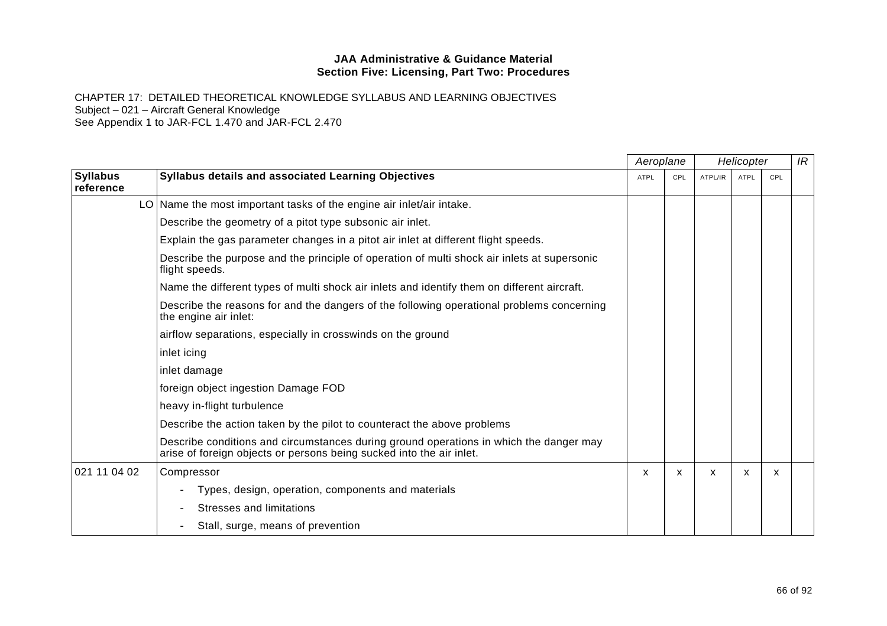**JAA Administrative & Guidance Material**
**Section Five: Licensing, Part Two: Procedures**

CHAPTER 17: DETAILED THEORETICAL KNOWLEDGE SYLLABUS AND LEARNING OBJECTIVES
Subject – 021 – Aircraft General Knowledge
See Appendix 1 to JAR-FCL 1.470 and JAR-FCL 2.470

| | | *Aeroplane* | | *Helicopter* | | | *IR* |
|---|---|---|---|---|---|---|---|
| **Syllabus reference** | **Syllabus details and associated Learning Objectives** | ATPL | CPL | ATPL/IR | ATPL | CPL | |
| LO | Name the most important tasks of the engine air inlet/air intake. | | | | | | |
| | Describe the geometry of a pitot type subsonic air inlet. | | | | | | |
| | Explain the gas parameter changes in a pitot air inlet at different flight speeds. | | | | | | |
| | Describe the purpose and the principle of operation of multi shock air inlets at supersonic flight speeds. | | | | | | |
| | Name the different types of multi shock air inlets and identify them on different aircraft. | | | | | | |
| | Describe the reasons for and the dangers of the following operational problems concerning the engine air inlet: | | | | | | |
| | airflow separations, especially in crosswinds on the ground | | | | | | |
| | inlet icing | | | | | | |
| | inlet damage | | | | | | |
| | foreign object ingestion Damage FOD | | | | | | |
| | heavy in-flight turbulence | | | | | | |
| | Describe the action taken by the pilot to counteract the above problems | | | | | | |
| | Describe conditions and circumstances during ground operations in which the danger may arise of foreign objects or persons being sucked into the air inlet. | | | | | | |
| 021 11 04 02 | Compressor | x | x | x | x | x | |
| | - Types, design, operation, components and materials | | | | | | |
| | - Stresses and limitations | | | | | | |
| | - Stall, surge, means of prevention | | | | | | |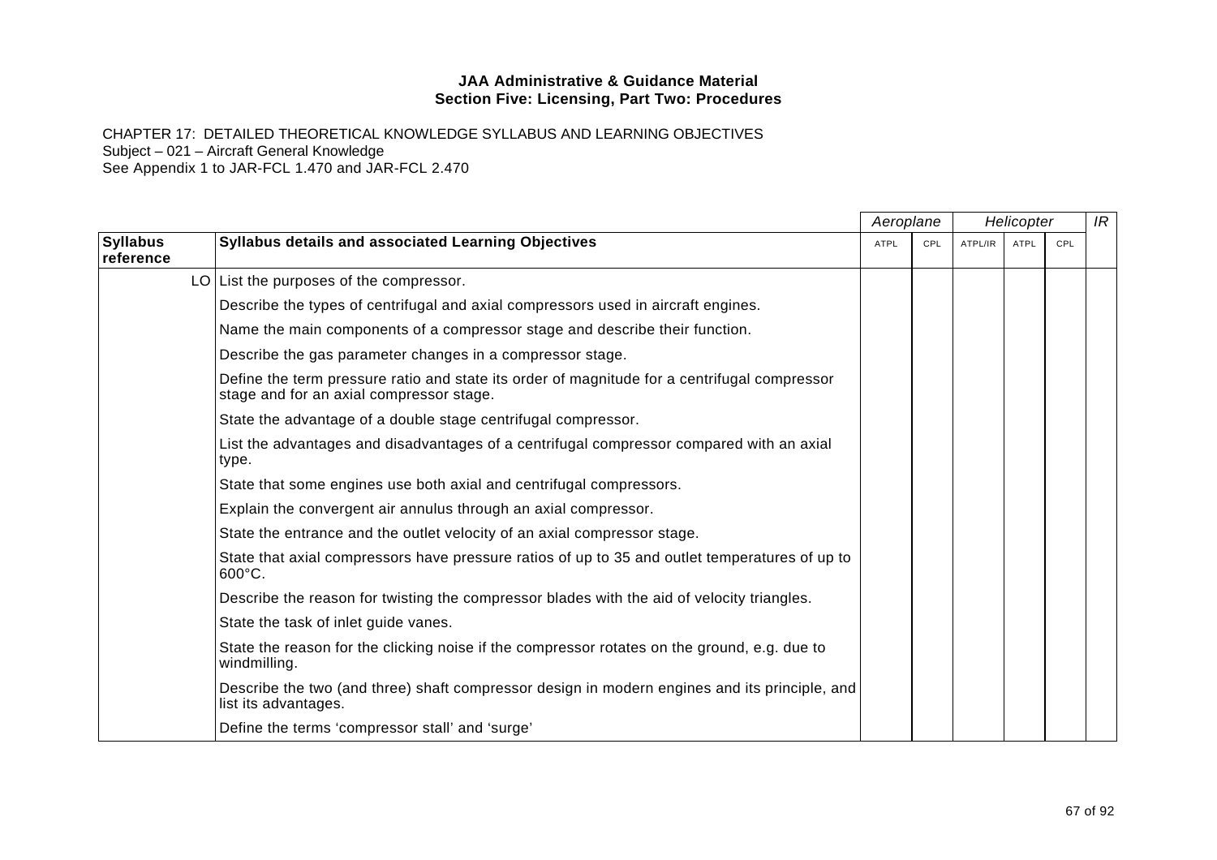**JAA Administrative & Guidance Material**
**Section Five: Licensing, Part Two: Procedures**

CHAPTER 17: DETAILED THEORETICAL KNOWLEDGE SYLLABUS AND LEARNING OBJECTIVES
Subject – 021 – Aircraft General Knowledge
See Appendix 1 to JAR-FCL 1.470 and JAR-FCL 2.470

| | | *Aeroplane* | | *Helicopter* | | | *IR* |
|---|---|---|---|---|---|---|---|
| **Syllabus reference** | **Syllabus details and associated Learning Objectives** | ATPL | CPL | ATPL/IR | ATPL | CPL | |
| LO | List the purposes of the compressor. | | | | | | |
| | Describe the types of centrifugal and axial compressors used in aircraft engines. | | | | | | |
| | Name the main components of a compressor stage and describe their function. | | | | | | |
| | Describe the gas parameter changes in a compressor stage. | | | | | | |
| | Define the term pressure ratio and state its order of magnitude for a centrifugal compressor stage and for an axial compressor stage. | | | | | | |
| | State the advantage of a double stage centrifugal compressor. | | | | | | |
| | List the advantages and disadvantages of a centrifugal compressor compared with an axial type. | | | | | | |
| | State that some engines use both axial and centrifugal compressors. | | | | | | |
| | Explain the convergent air annulus through an axial compressor. | | | | | | |
| | State the entrance and the outlet velocity of an axial compressor stage. | | | | | | |
| | State that axial compressors have pressure ratios of up to 35 and outlet temperatures of up to 600°C. | | | | | | |
| | Describe the reason for twisting the compressor blades with the aid of velocity triangles. | | | | | | |
| | State the task of inlet guide vanes. | | | | | | |
| | State the reason for the clicking noise if the compressor rotates on the ground, e.g. due to windmilling. | | | | | | |
| | Describe the two (and three) shaft compressor design in modern engines and its principle, and list its advantages. | | | | | | |
| | Define the terms 'compressor stall' and 'surge' | | | | | | |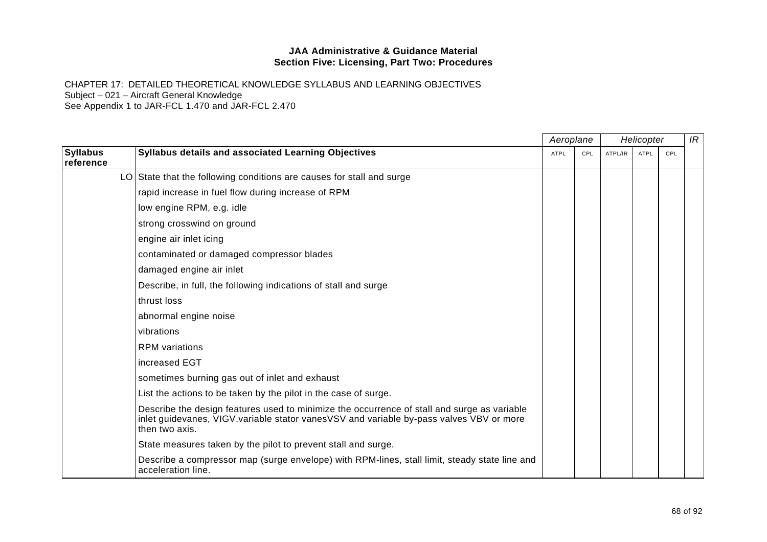**JAA Administrative & Guidance Material**
**Section Five: Licensing, Part Two: Procedures**

CHAPTER 17: DETAILED THEORETICAL KNOWLEDGE SYLLABUS AND LEARNING OBJECTIVES
Subject – 021 – Aircraft General Knowledge
See Appendix 1 to JAR-FCL 1.470 and JAR-FCL 2.470

| | | *Aeroplane* | | *Helicopter* | | | *IR* |
|---|---|---|---|---|---|---|---|
| **Syllabus reference** | **Syllabus details and associated Learning Objectives** | ATPL | CPL | ATPL/IR | ATPL | CPL | |
| LO | State that the following conditions are causes for stall and surge | | | | | | |
| | rapid increase in fuel flow during increase of RPM | | | | | | |
| | low engine RPM, e.g. idle | | | | | | |
| | strong crosswind on ground | | | | | | |
| | engine air inlet icing | | | | | | |
| | contaminated or damaged compressor blades | | | | | | |
| | damaged engine air inlet | | | | | | |
| | Describe, in full, the following indications of stall and surge | | | | | | |
| | thrust loss | | | | | | |
| | abnormal engine noise | | | | | | |
| | vibrations | | | | | | |
| | RPM variations | | | | | | |
| | increased EGT | | | | | | |
| | sometimes burning gas out of inlet and exhaust | | | | | | |
| | List the actions to be taken by the pilot in the case of surge. | | | | | | |
| | Describe the design features used to minimize the occurrence of stall and surge as variable inlet guidevanes, VIGV.variable stator vanesVSV and variable by-pass valves VBV or more then two axis. | | | | | | |
| | State measures taken by the pilot to prevent stall and surge. | | | | | | |
| | Describe a compressor map (surge envelope) with RPM-lines, stall limit, steady state line and acceleration line. | | | | | | |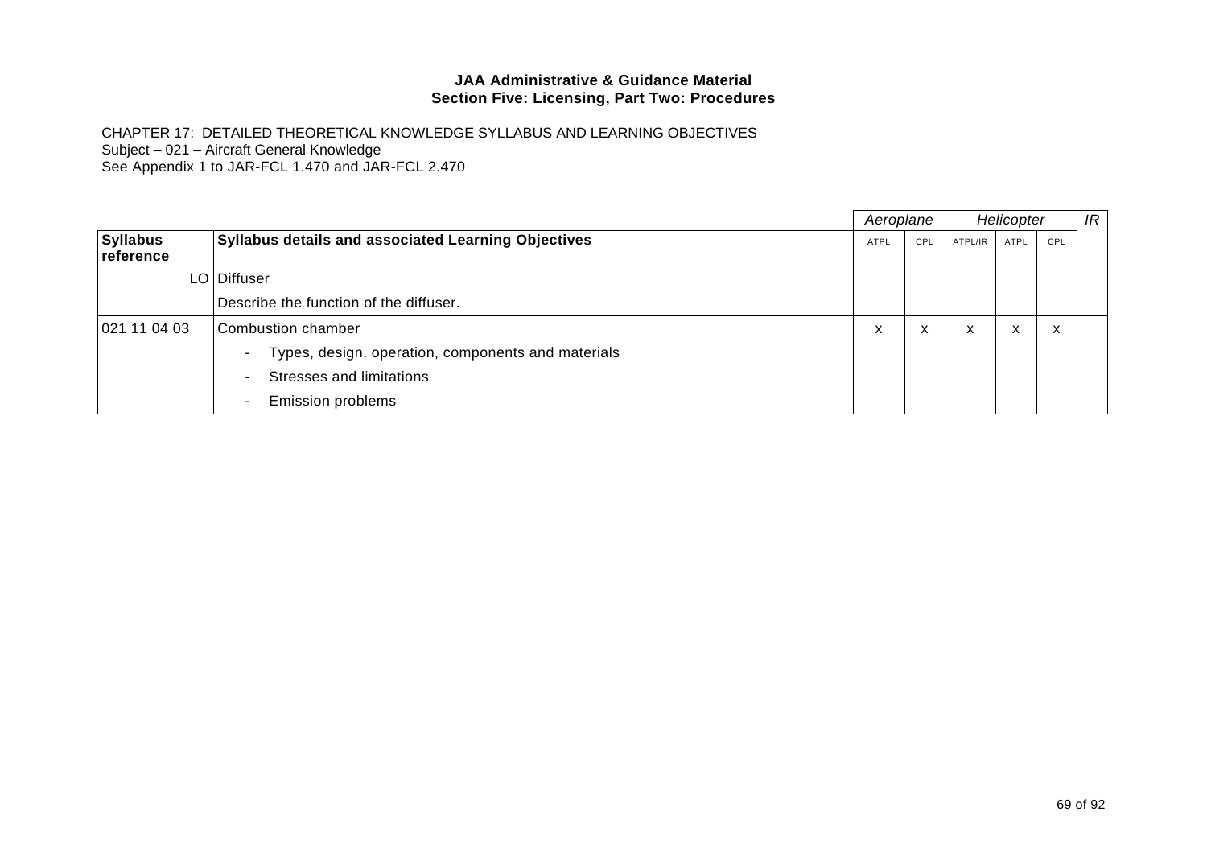**JAA Administrative & Guidance Material**
**Section Five: Licensing, Part Two: Procedures**

CHAPTER 17: DETAILED THEORETICAL KNOWLEDGE SYLLABUS AND LEARNING OBJECTIVES
Subject – 021 – Aircraft General Knowledge
See Appendix 1 to JAR-FCL 1.470 and JAR-FCL 2.470

| | | *Aeroplane* | | *Helicopter* | | | *IR* |
|---|---|---|---|---|---|---|---|
| **Syllabus reference** | **Syllabus details and associated Learning Objectives** | ATPL | CPL | ATPL/IR | ATPL | CPL | |
| LO | Diffuser | | | | | | |
| | Describe the function of the diffuser. | | | | | | |
| 021 11 04 03 | Combustion chamber | x | x | x | x | x | |
| | - Types, design, operation, components and materials | | | | | | |
| | - Stresses and limitations | | | | | | |
| | - Emission problems | | | | | | |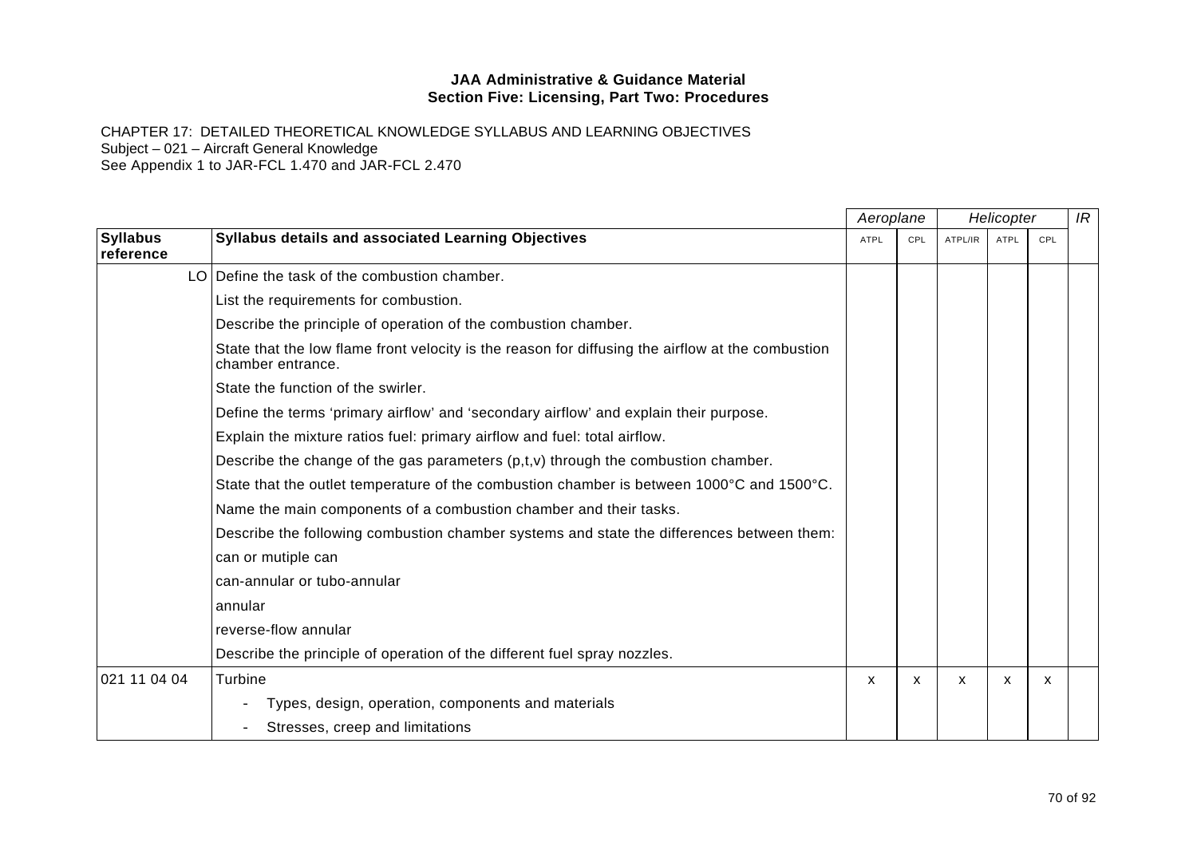**JAA Administrative & Guidance Material**
**Section Five: Licensing, Part Two: Procedures**

CHAPTER 17: DETAILED THEORETICAL KNOWLEDGE SYLLABUS AND LEARNING OBJECTIVES
Subject – 021 – Aircraft General Knowledge
See Appendix 1 to JAR-FCL 1.470 and JAR-FCL 2.470

| | | *Aeroplane* | | *Helicopter* | | | *IR* |
|---|---|---|---|---|---|---|---|
| **Syllabus reference** | **Syllabus details and associated Learning Objectives** | ATPL | CPL | ATPL/IR | ATPL | CPL | |
| LO | Define the task of the combustion chamber. | | | | | | |
| | List the requirements for combustion. | | | | | | |
| | Describe the principle of operation of the combustion chamber. | | | | | | |
| | State that the low flame front velocity is the reason for diffusing the airflow at the combustion chamber entrance. | | | | | | |
| | State the function of the swirler. | | | | | | |
| | Define the terms 'primary airflow' and 'secondary airflow' and explain their purpose. | | | | | | |
| | Explain the mixture ratios fuel: primary airflow and fuel: total airflow. | | | | | | |
| | Describe the change of the gas parameters (p,t,v) through the combustion chamber. | | | | | | |
| | State that the outlet temperature of the combustion chamber is between 1000°C and 1500°C. | | | | | | |
| | Name the main components of a combustion chamber and their tasks. | | | | | | |
| | Describe the following combustion chamber systems and state the differences between them: | | | | | | |
| | can or mutiple can | | | | | | |
| | can-annular or tubo-annular | | | | | | |
| | annular | | | | | | |
| | reverse-flow annular | | | | | | |
| | Describe the principle of operation of the different fuel spray nozzles. | | | | | | |
| 021 11 04 04 | Turbine | x | x | x | x | x | |
| | - Types, design, operation, components and materials | | | | | | |
| | - Stresses, creep and limitations | | | | | | |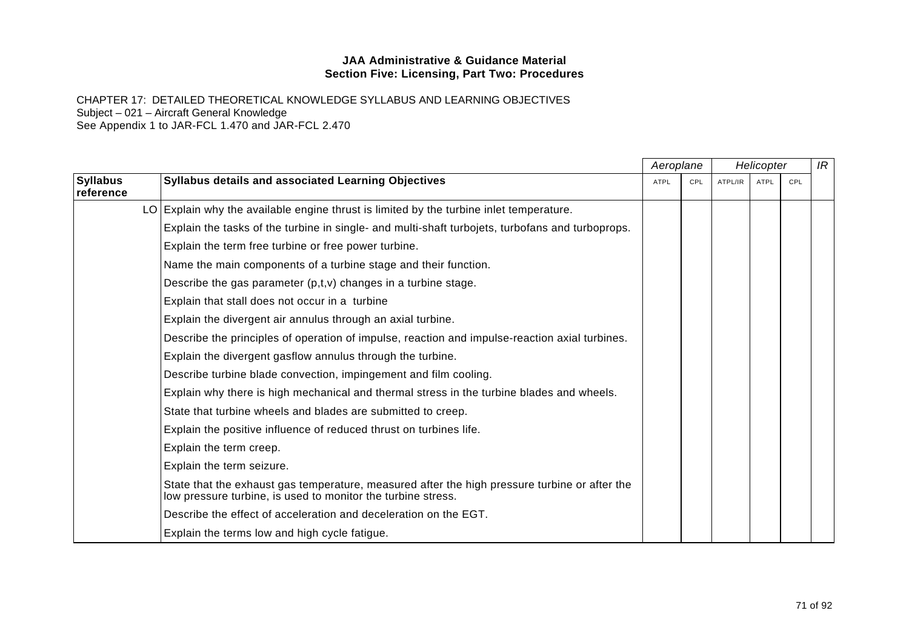**JAA Administrative & Guidance Material**
**Section Five: Licensing, Part Two: Procedures**

CHAPTER 17: DETAILED THEORETICAL KNOWLEDGE SYLLABUS AND LEARNING OBJECTIVES
Subject – 021 – Aircraft General Knowledge
See Appendix 1 to JAR-FCL 1.470 and JAR-FCL 2.470

| | | *Aeroplane* | | *Helicopter* | | | *IR* |
|---|---|---|---|---|---|---|---|
| **Syllabus reference** | **Syllabus details and associated Learning Objectives** | ATPL | CPL | ATPL/IR | ATPL | CPL | |
| LO | Explain why the available engine thrust is limited by the turbine inlet temperature. | | | | | | |
| | Explain the tasks of the turbine in single- and multi-shaft turbojets, turbofans and turboprops. | | | | | | |
| | Explain the term free turbine or free power turbine. | | | | | | |
| | Name the main components of a turbine stage and their function. | | | | | | |
| | Describe the gas parameter (p,t,v) changes in a turbine stage. | | | | | | |
| | Explain that stall does not occur in a turbine | | | | | | |
| | Explain the divergent air annulus through an axial turbine. | | | | | | |
| | Describe the principles of operation of impulse, reaction and impulse-reaction axial turbines. | | | | | | |
| | Explain the divergent gasflow annulus through the turbine. | | | | | | |
| | Describe turbine blade convection, impingement and film cooling. | | | | | | |
| | Explain why there is high mechanical and thermal stress in the turbine blades and wheels. | | | | | | |
| | State that turbine wheels and blades are submitted to creep. | | | | | | |
| | Explain the positive influence of reduced thrust on turbines life. | | | | | | |
| | Explain the term creep. | | | | | | |
| | Explain the term seizure. | | | | | | |
| | State that the exhaust gas temperature, measured after the high pressure turbine or after the low pressure turbine, is used to monitor the turbine stress. | | | | | | |
| | Describe the effect of acceleration and deceleration on the EGT. | | | | | | |
| | Explain the terms low and high cycle fatigue. | | | | | | |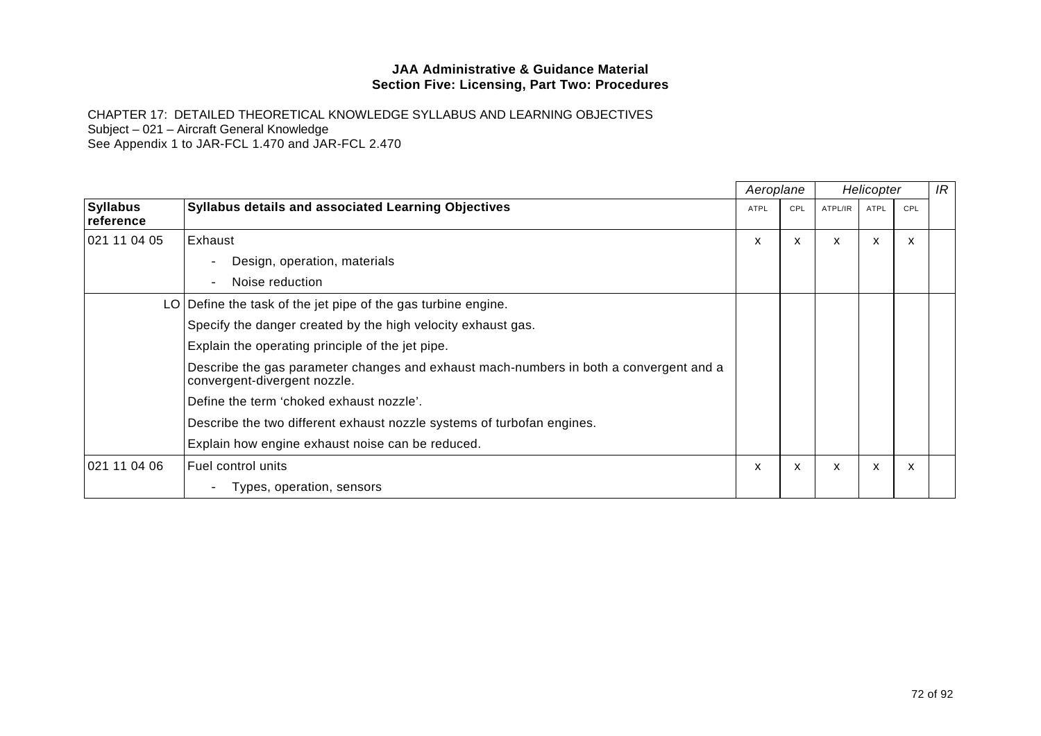**JAA Administrative & Guidance Material**
**Section Five: Licensing, Part Two: Procedures**

CHAPTER 17: DETAILED THEORETICAL KNOWLEDGE SYLLABUS AND LEARNING OBJECTIVES
Subject – 021 – Aircraft General Knowledge
See Appendix 1 to JAR-FCL 1.470 and JAR-FCL 2.470

| | | *Aeroplane* | | *Helicopter* | | | *IR* |
|---|---|---|---|---|---|---|---|
| **Syllabus reference** | **Syllabus details and associated Learning Objectives** | ATPL | CPL | ATPL/IR | ATPL | CPL | |
| 021 11 04 05 | Exhaust<br>- Design, operation, materials<br>- Noise reduction | x | x | x | x | x | |
| LO | Define the task of the jet pipe of the gas turbine engine.<br>Specify the danger created by the high velocity exhaust gas.<br>Explain the operating principle of the jet pipe.<br>Describe the gas parameter changes and exhaust mach-numbers in both a convergent and a convergent-divergent nozzle.<br>Define the term 'choked exhaust nozzle'.<br>Describe the two different exhaust nozzle systems of turbofan engines.<br>Explain how engine exhaust noise can be reduced. | | | | | | |
| 021 11 04 06 | Fuel control units<br>- Types, operation, sensors | x | x | x | x | x | |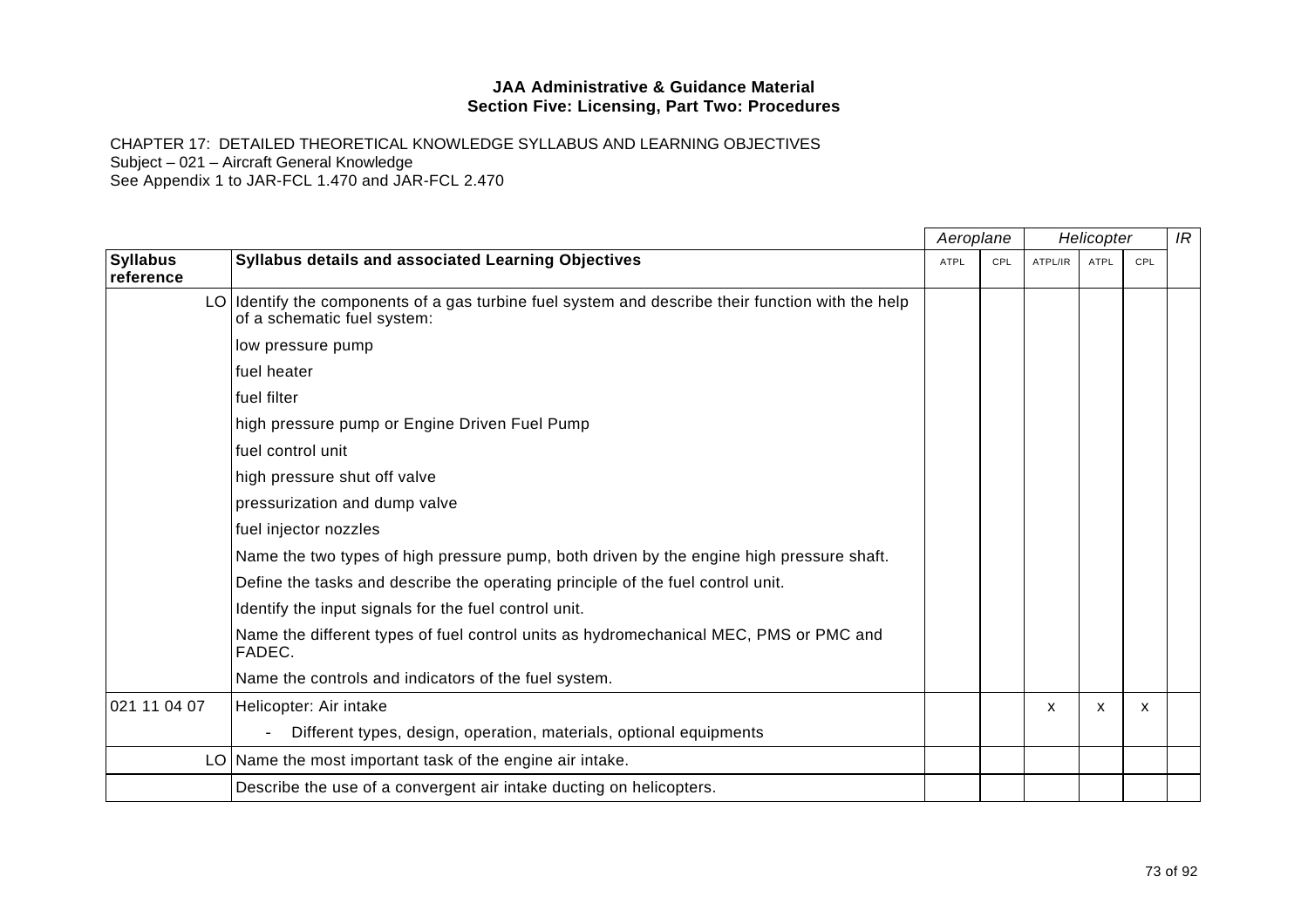**JAA Administrative & Guidance Material**
**Section Five: Licensing, Part Two: Procedures**

CHAPTER 17: DETAILED THEORETICAL KNOWLEDGE SYLLABUS AND LEARNING OBJECTIVES
Subject – 021 – Aircraft General Knowledge
See Appendix 1 to JAR-FCL 1.470 and JAR-FCL 2.470

| | | *Aeroplane* | | *Helicopter* | | | *IR* |
|---|---|---|---|---|---|---|---|
| **Syllabus reference** | **Syllabus details and associated Learning Objectives** | ATPL | CPL | ATPL/IR | ATPL | CPL | |
| LO | Identify the components of a gas turbine fuel system and describe their function with the help of a schematic fuel system: | | | | | | |
| | low pressure pump | | | | | | |
| | fuel heater | | | | | | |
| | fuel filter | | | | | | |
| | high pressure pump or Engine Driven Fuel Pump | | | | | | |
| | fuel control unit | | | | | | |
| | high pressure shut off valve | | | | | | |
| | pressurization and dump valve | | | | | | |
| | fuel injector nozzles | | | | | | |
| | Name the two types of high pressure pump, both driven by the engine high pressure shaft. | | | | | | |
| | Define the tasks and describe the operating principle of the fuel control unit. | | | | | | |
| | Identify the input signals for the fuel control unit. | | | | | | |
| | Name the different types of fuel control units as hydromechanical MEC, PMS or PMC and FADEC. | | | | | | |
| | Name the controls and indicators of the fuel system. | | | | | | |
| 021 11 04 07 | Helicopter: Air intake | | | x | x | x | |
| | - Different types, design, operation, materials, optional equipments | | | | | | |
| LO | Name the most important task of the engine air intake. | | | | | | |
| | Describe the use of a convergent air intake ducting on helicopters. | | | | | | |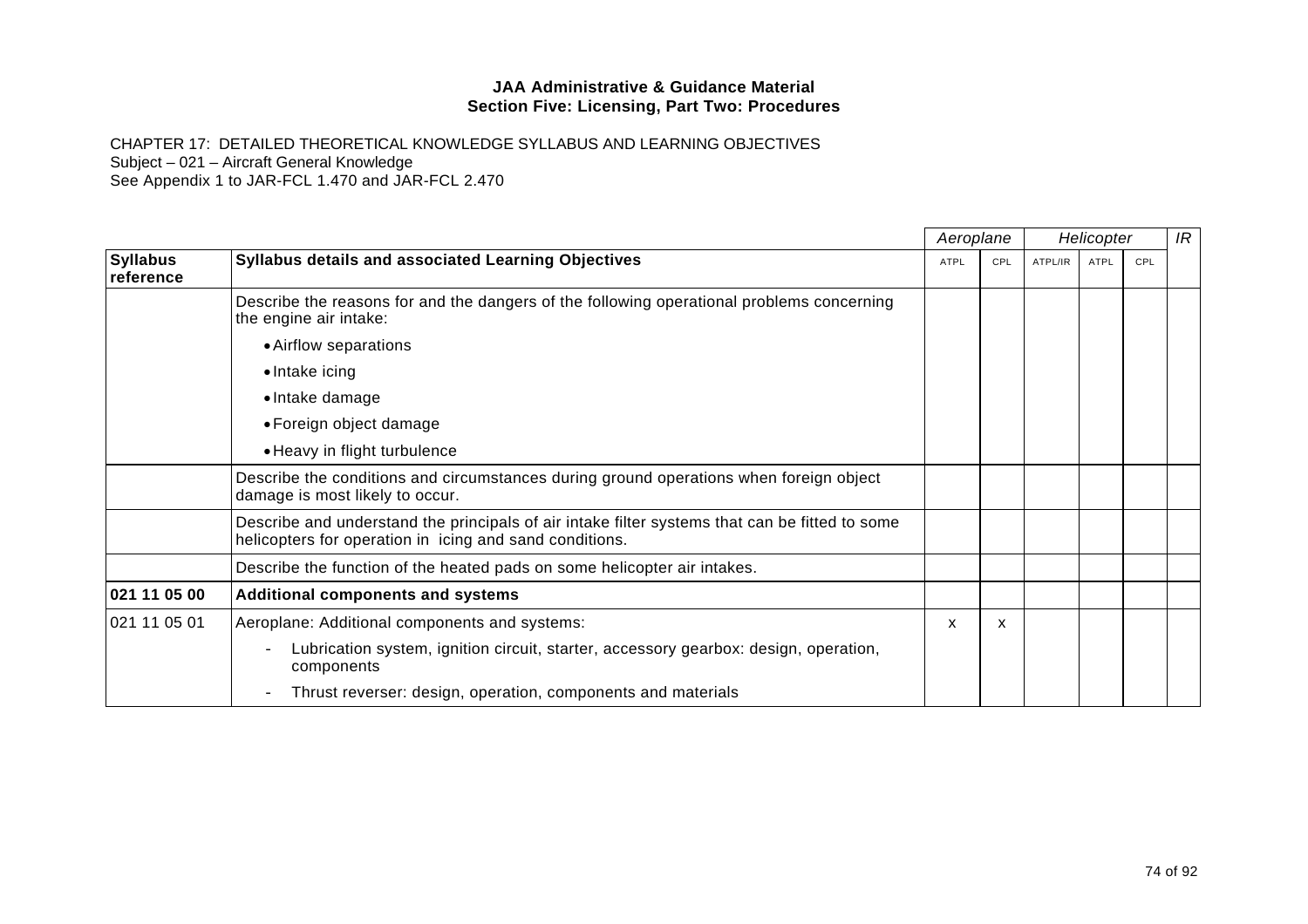**JAA Administrative & Guidance Material**
**Section Five: Licensing, Part Two: Procedures**

CHAPTER 17: DETAILED THEORETICAL KNOWLEDGE SYLLABUS AND LEARNING OBJECTIVES
Subject – 021 – Aircraft General Knowledge
See Appendix 1 to JAR-FCL 1.470 and JAR-FCL 2.470

| | | *Aeroplane* | | *Helicopter* | | | *IR* |
|---|---|---|---|---|---|---|---|
| **Syllabus reference** | **Syllabus details and associated Learning Objectives** | ATPL | CPL | ATPL/IR | ATPL | CPL | |
| | Describe the reasons for and the dangers of the following operational problems concerning the engine air intake:<br>• Airflow separations<br>• Intake icing<br>• Intake damage<br>• Foreign object damage<br>• Heavy in flight turbulence | | | | | | |
| | Describe the conditions and circumstances during ground operations when foreign object damage is most likely to occur. | | | | | | |
| | Describe and understand the principals of air intake filter systems that can be fitted to some helicopters for operation in icing and sand conditions. | | | | | | |
| | Describe the function of the heated pads on some helicopter air intakes. | | | | | | |
| **021 11 05 00** | **Additional components and systems** | | | | | | |
| 021 11 05 01 | Aeroplane: Additional components and systems:<br>- Lubrication system, ignition circuit, starter, accessory gearbox: design, operation, components<br>- Thrust reverser: design, operation, components and materials | x | x | | | | |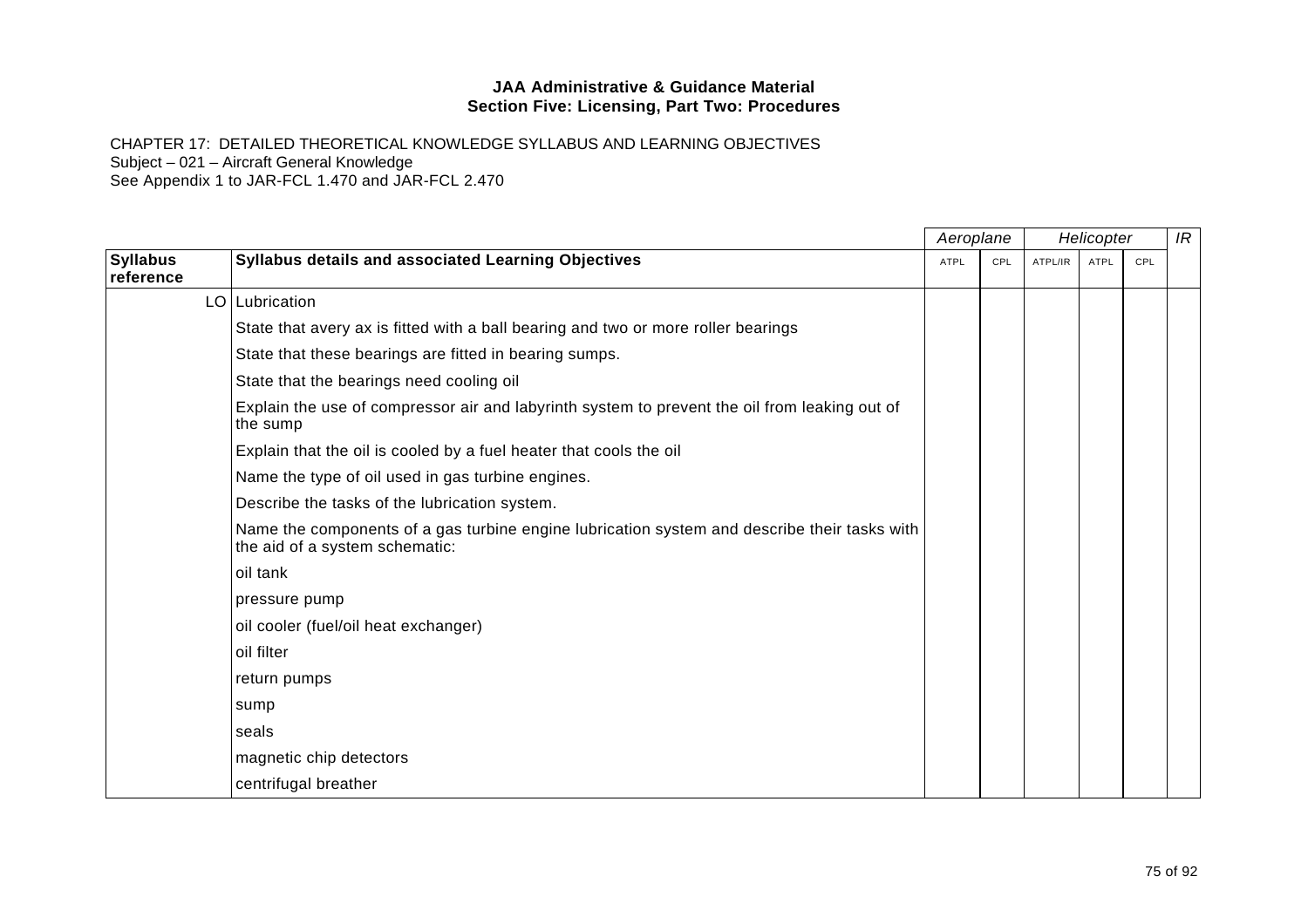**JAA Administrative & Guidance Material**
**Section Five: Licensing, Part Two: Procedures**

CHAPTER 17: DETAILED THEORETICAL KNOWLEDGE SYLLABUS AND LEARNING OBJECTIVES
Subject – 021 – Aircraft General Knowledge
See Appendix 1 to JAR-FCL 1.470 and JAR-FCL 2.470

| | | Aeroplane | | Helicopter | | | IR |
|---|---|---|---|---|---|---|---|
| **Syllabus reference** | **Syllabus details and associated Learning Objectives** | ATPL | CPL | ATPL/IR | ATPL | CPL | |
| LO | Lubrication | | | | | | |
| | State that avery ax is fitted with a ball bearing and two or more roller bearings | | | | | | |
| | State that these bearings are fitted in bearing sumps. | | | | | | |
| | State that the bearings need cooling oil | | | | | | |
| | Explain the use of compressor air and labyrinth system to prevent the oil from leaking out of the sump | | | | | | |
| | Explain that the oil is cooled by a fuel heater that cools the oil | | | | | | |
| | Name the type of oil used in gas turbine engines. | | | | | | |
| | Describe the tasks of the lubrication system. | | | | | | |
| | Name the components of a gas turbine engine lubrication system and describe their tasks with the aid of a system schematic: | | | | | | |
| | oil tank | | | | | | |
| | pressure pump | | | | | | |
| | oil cooler (fuel/oil heat exchanger) | | | | | | |
| | oil filter | | | | | | |
| | return pumps | | | | | | |
| | sump | | | | | | |
| | seals | | | | | | |
| | magnetic chip detectors | | | | | | |
| | centrifugal breather | | | | | | |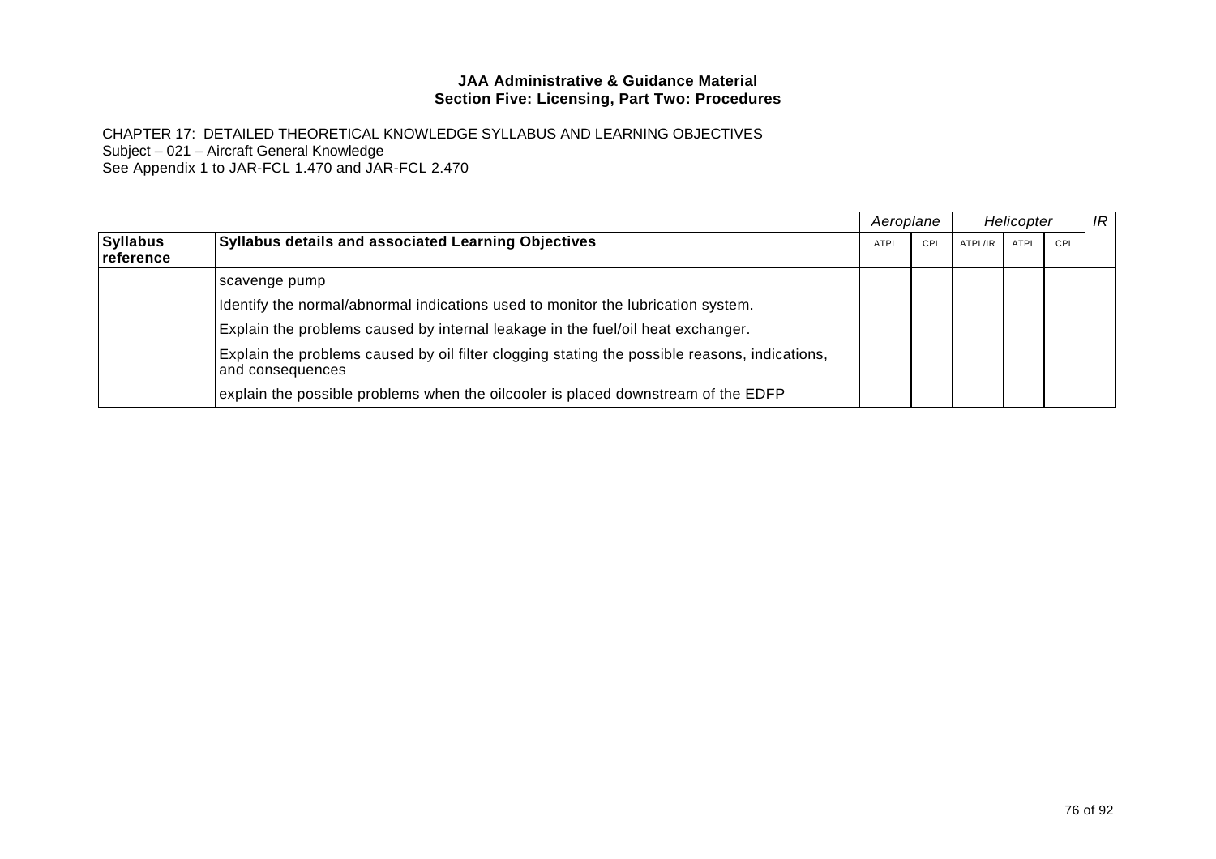**JAA Administrative & Guidance Material**
**Section Five: Licensing, Part Two: Procedures**

CHAPTER 17: DETAILED THEORETICAL KNOWLEDGE SYLLABUS AND LEARNING OBJECTIVES
Subject – 021 – Aircraft General Knowledge
See Appendix 1 to JAR-FCL 1.470 and JAR-FCL 2.470

| | | *Aeroplane* | | *Helicopter* | | | *IR* |
|---|---|---|---|---|---|---|---|
| **Syllabus reference** | **Syllabus details and associated Learning Objectives** | ATPL | CPL | ATPL/IR | ATPL | CPL | |
| | scavenge pump | | | | | | |
| | Identify the normal/abnormal indications used to monitor the lubrication system. | | | | | | |
| | Explain the problems caused by internal leakage in the fuel/oil heat exchanger. | | | | | | |
| | Explain the problems caused by oil filter clogging stating the possible reasons, indications, and consequences | | | | | | |
| | explain the possible problems when the oilcooler is placed downstream of the EDFP | | | | | | |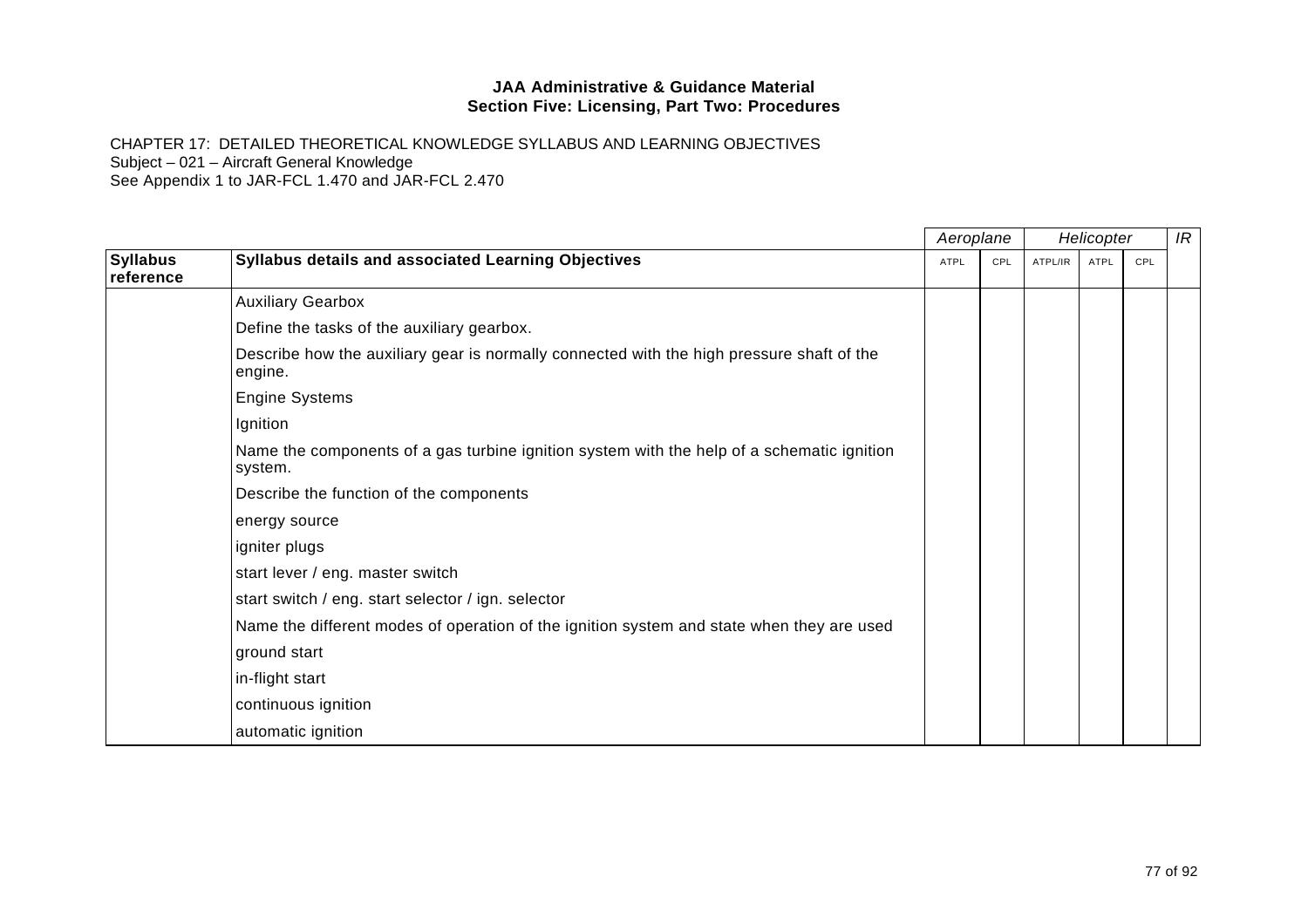**JAA Administrative & Guidance Material**
**Section Five: Licensing, Part Two: Procedures**

CHAPTER 17: DETAILED THEORETICAL KNOWLEDGE SYLLABUS AND LEARNING OBJECTIVES
Subject – 021 – Aircraft General Knowledge
See Appendix 1 to JAR-FCL 1.470 and JAR-FCL 2.470

| | | *Aeroplane* | | *Helicopter* | | | *IR* |
|---|---|---|---|---|---|---|---|
| **Syllabus reference** | **Syllabus details and associated Learning Objectives** | ATPL | CPL | ATPL/IR | ATPL | CPL | |
| | Auxiliary Gearbox | | | | | | |
| | Define the tasks of the auxiliary gearbox. | | | | | | |
| | Describe how the auxiliary gear is normally connected with the high pressure shaft of the engine. | | | | | | |
| | Engine Systems | | | | | | |
| | Ignition | | | | | | |
| | Name the components of a gas turbine ignition system with the help of a schematic ignition system. | | | | | | |
| | Describe the function of the components | | | | | | |
| | energy source | | | | | | |
| | igniter plugs | | | | | | |
| | start lever / eng. master switch | | | | | | |
| | start switch / eng. start selector / ign. selector | | | | | | |
| | Name the different modes of operation of the ignition system and state when they are used | | | | | | |
| | ground start | | | | | | |
| | in-flight start | | | | | | |
| | continuous ignition | | | | | | |
| | automatic ignition | | | | | | |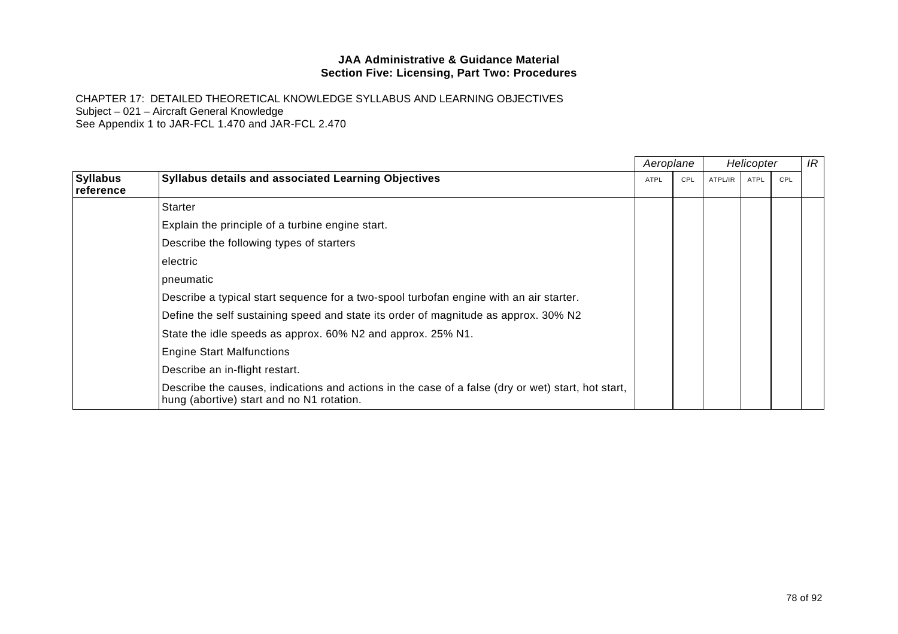**JAA Administrative & Guidance Material**
**Section Five: Licensing, Part Two: Procedures**

CHAPTER 17: DETAILED THEORETICAL KNOWLEDGE SYLLABUS AND LEARNING OBJECTIVES
Subject – 021 – Aircraft General Knowledge
See Appendix 1 to JAR-FCL 1.470 and JAR-FCL 2.470

| | | *Aeroplane* | | *Helicopter* | | | *IR* |
|---|---|---|---|---|---|---|---|
| **Syllabus reference** | **Syllabus details and associated Learning Objectives** | ATPL | CPL | ATPL/IR | ATPL | CPL | |
| | Starter | | | | | | |
| | Explain the principle of a turbine engine start. | | | | | | |
| | Describe the following types of starters | | | | | | |
| | electric | | | | | | |
| | pneumatic | | | | | | |
| | Describe a typical start sequence for a two-spool turbofan engine with an air starter. | | | | | | |
| | Define the self sustaining speed and state its order of magnitude as approx. 30% N2 | | | | | | |
| | State the idle speeds as approx. 60% N2 and approx. 25% N1. | | | | | | |
| | Engine Start Malfunctions | | | | | | |
| | Describe an in-flight restart. | | | | | | |
| | Describe the causes, indications and actions in the case of a false (dry or wet) start, hot start, hung (abortive) start and no N1 rotation. | | | | | | |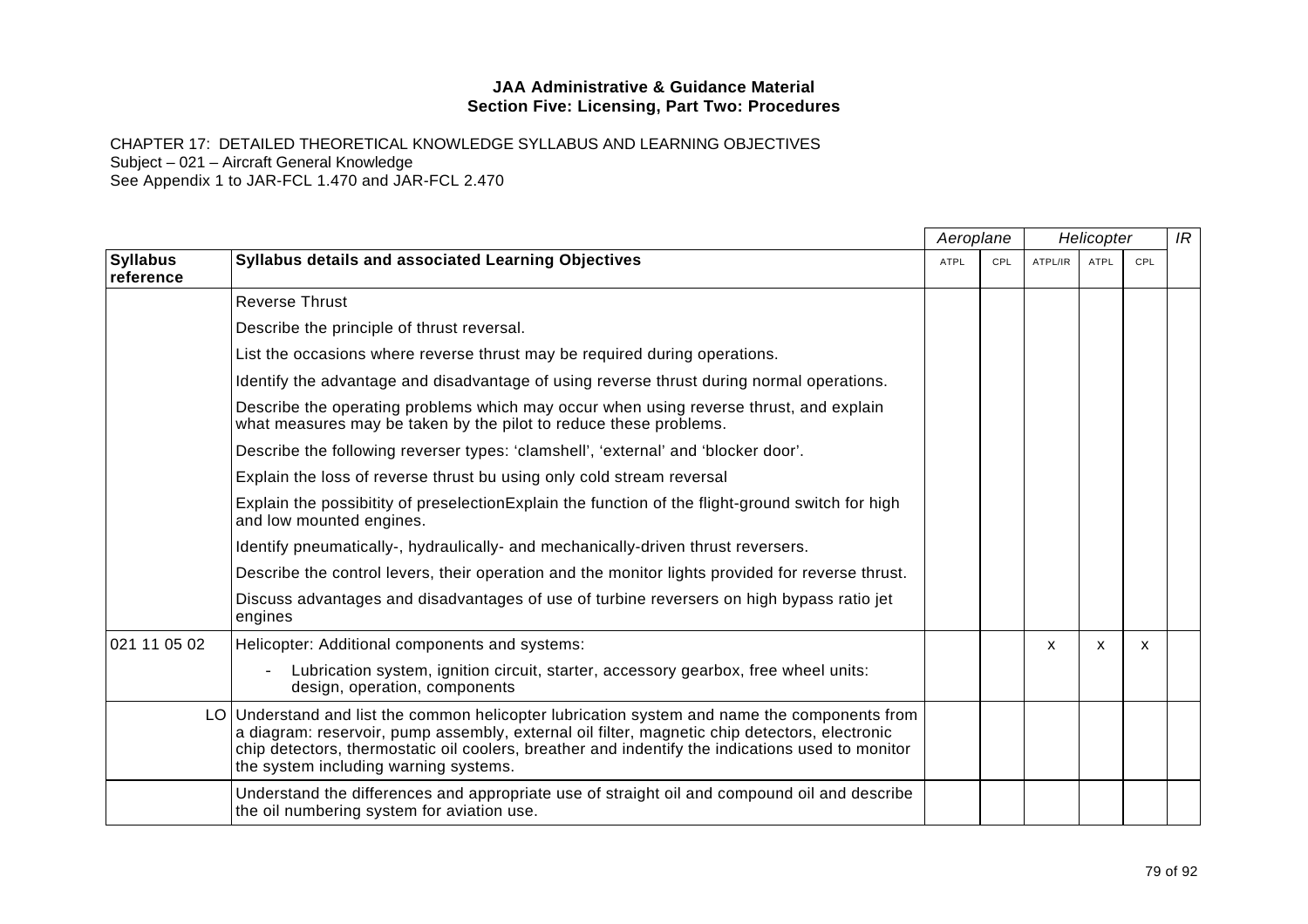**JAA Administrative & Guidance Material**
**Section Five: Licensing, Part Two: Procedures**

CHAPTER 17: DETAILED THEORETICAL KNOWLEDGE SYLLABUS AND LEARNING OBJECTIVES
Subject – 021 – Aircraft General Knowledge
See Appendix 1 to JAR-FCL 1.470 and JAR-FCL 2.470

| | | *Aeroplane* | | *Helicopter* | | | *IR* |
|---|---|---|---|---|---|---|---|
| **Syllabus reference** | **Syllabus details and associated Learning Objectives** | ATPL | CPL | ATPL/IR | ATPL | CPL | |
| | Reverse Thrust | | | | | | |
| | Describe the principle of thrust reversal. | | | | | | |
| | List the occasions where reverse thrust may be required during operations. | | | | | | |
| | Identify the advantage and disadvantage of using reverse thrust during normal operations. | | | | | | |
| | Describe the operating problems which may occur when using reverse thrust, and explain what measures may be taken by the pilot to reduce these problems. | | | | | | |
| | Describe the following reverser types: 'clamshell', 'external' and 'blocker door'. | | | | | | |
| | Explain the loss of reverse thrust bu using only cold stream reversal | | | | | | |
| | Explain the possibitity of preselectionExplain the function of the flight-ground switch for high and low mounted engines. | | | | | | |
| | Identify pneumatically-, hydraulically- and mechanically-driven thrust reversers. | | | | | | |
| | Describe the control levers, their operation and the monitor lights provided for reverse thrust. | | | | | | |
| | Discuss advantages and disadvantages of use of turbine reversers on high bypass ratio jet engines | | | | | | |
| 021 11 05 02 | Helicopter: Additional components and systems:<br>- Lubrication system, ignition circuit, starter, accessory gearbox, free wheel units: design, operation, components | | | x | x | x | |
| LO | Understand and list the common helicopter lubrication system and name the components from a diagram: reservoir, pump assembly, external oil filter, magnetic chip detectors, electronic chip detectors, thermostatic oil coolers, breather and indentify the indications used to monitor the system including warning systems. | | | | | | |
| | Understand the differences and appropriate use of straight oil and compound oil and describe the oil numbering system for aviation use. | | | | | | |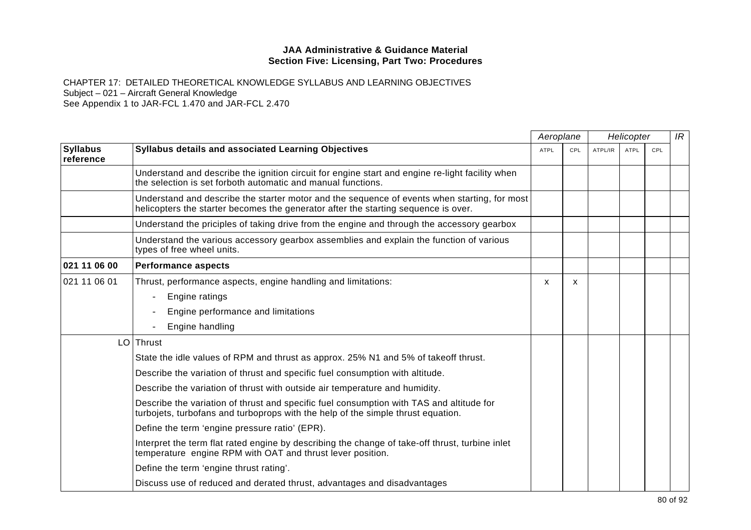**JAA Administrative & Guidance Material**
**Section Five: Licensing, Part Two: Procedures**

CHAPTER 17: DETAILED THEORETICAL KNOWLEDGE SYLLABUS AND LEARNING OBJECTIVES
Subject – 021 – Aircraft General Knowledge
See Appendix 1 to JAR-FCL 1.470 and JAR-FCL 2.470

| | | *Aeroplane* | | *Helicopter* | | | *IR* |
|---|---|---|---|---|---|---|---|
| **Syllabus reference** | **Syllabus details and associated Learning Objectives** | ATPL | CPL | ATPL/IR | ATPL | CPL | |
| | Understand and describe the ignition circuit for engine start and engine re-light facility when the selection is set forboth automatic and manual functions. | | | | | | |
| | Understand and describe the starter motor and the sequence of events when starting, for most helicopters the starter becomes the generator after the starting sequence is over. | | | | | | |
| | Understand the priciples of taking drive from the engine and through the accessory gearbox | | | | | | |
| | Understand the various accessory gearbox assemblies and explain the function of various types of free wheel units. | | | | | | |
| **021 11 06 00** | **Performance aspects** | | | | | | |
| 021 11 06 01 | Thrust, performance aspects, engine handling and limitations: | x | x | | | | |
| | - Engine ratings | | | | | | |
| | - Engine performance and limitations | | | | | | |
| | - Engine handling | | | | | | |
| LO | Thrust | | | | | | |
| | State the idle values of RPM and thrust as approx. 25% N1 and 5% of takeoff thrust. | | | | | | |
| | Describe the variation of thrust and specific fuel consumption with altitude. | | | | | | |
| | Describe the variation of thrust with outside air temperature and humidity. | | | | | | |
| | Describe the variation of thrust and specific fuel consumption with TAS and altitude for turbojets, turbofans and turboprops with the help of the simple thrust equation. | | | | | | |
| | Define the term 'engine pressure ratio' (EPR). | | | | | | |
| | Interpret the term flat rated engine by describing the change of take-off thrust, turbine inlet temperature engine RPM with OAT and thrust lever position. | | | | | | |
| | Define the term 'engine thrust rating'. | | | | | | |
| | Discuss use of reduced and derated thrust, advantages and disadvantages | | | | | | |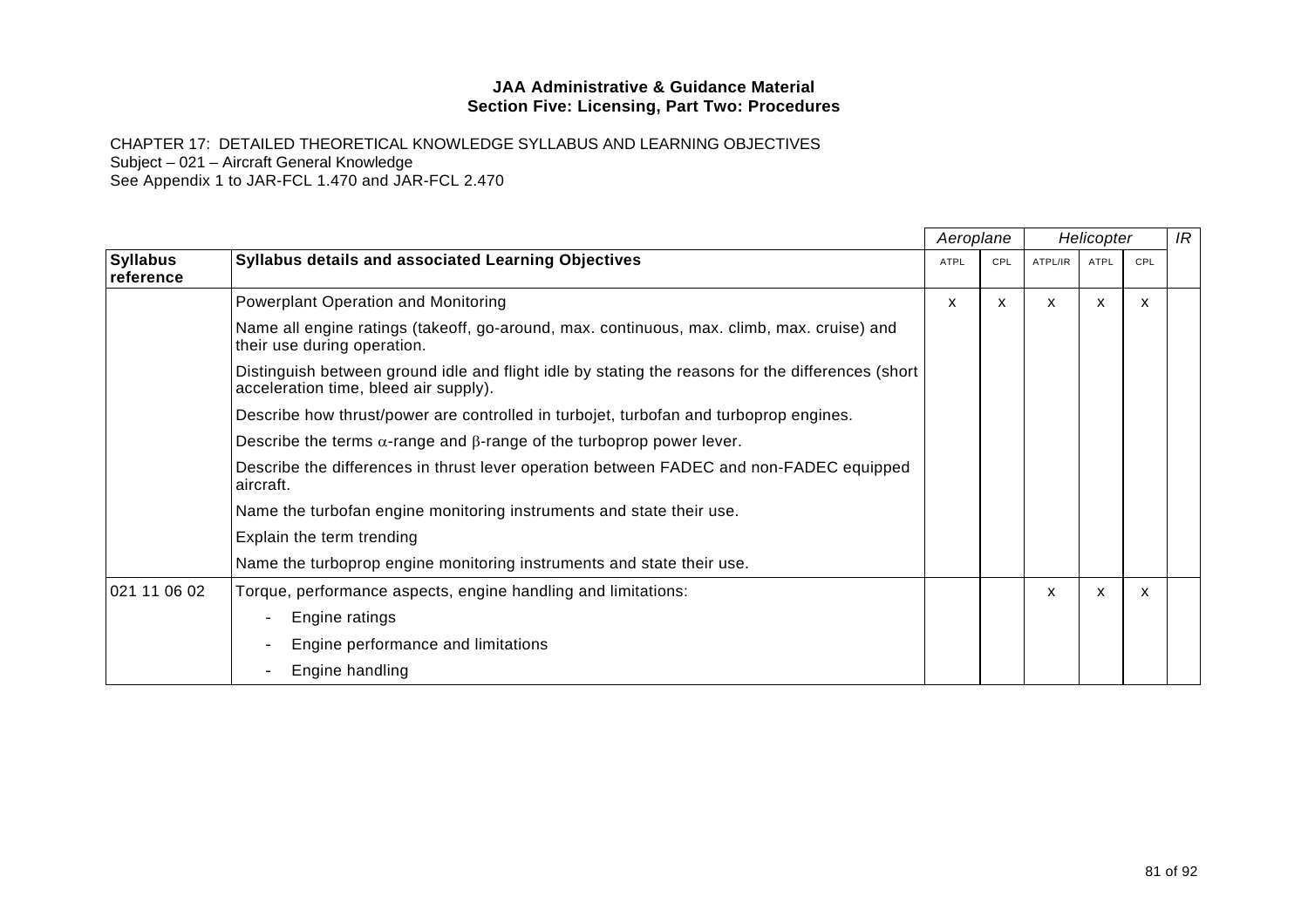**JAA Administrative & Guidance Material**
**Section Five: Licensing, Part Two: Procedures**

CHAPTER 17: DETAILED THEORETICAL KNOWLEDGE SYLLABUS AND LEARNING OBJECTIVES
Subject – 021 – Aircraft General Knowledge
See Appendix 1 to JAR-FCL 1.470 and JAR-FCL 2.470

| | | *Aeroplane* | | *Helicopter* | | | *IR* |
|---|---|---|---|---|---|---|---|
| **Syllabus reference** | **Syllabus details and associated Learning Objectives** | ATPL | CPL | ATPL/IR | ATPL | CPL | |
| | Powerplant Operation and Monitoring | x | x | x | x | x | |
| | Name all engine ratings (takeoff, go-around, max. continuous, max. climb, max. cruise) and their use during operation. | | | | | | |
| | Distinguish between ground idle and flight idle by stating the reasons for the differences (short acceleration time, bleed air supply). | | | | | | |
| | Describe how thrust/power are controlled in turbojet, turbofan and turboprop engines. | | | | | | |
| | Describe the terms $\alpha$-range and $\beta$-range of the turboprop power lever. | | | | | | |
| | Describe the differences in thrust lever operation between FADEC and non-FADEC equipped aircraft. | | | | | | |
| | Name the turbofan engine monitoring instruments and state their use. | | | | | | |
| | Explain the term trending | | | | | | |
| | Name the turboprop engine monitoring instruments and state their use. | | | | | | |
| 021 11 06 02 | Torque, performance aspects, engine handling and limitations: | | | x | x | x | |
| | - Engine ratings | | | | | | |
| | - Engine performance and limitations | | | | | | |
| | - Engine handling | | | | | | |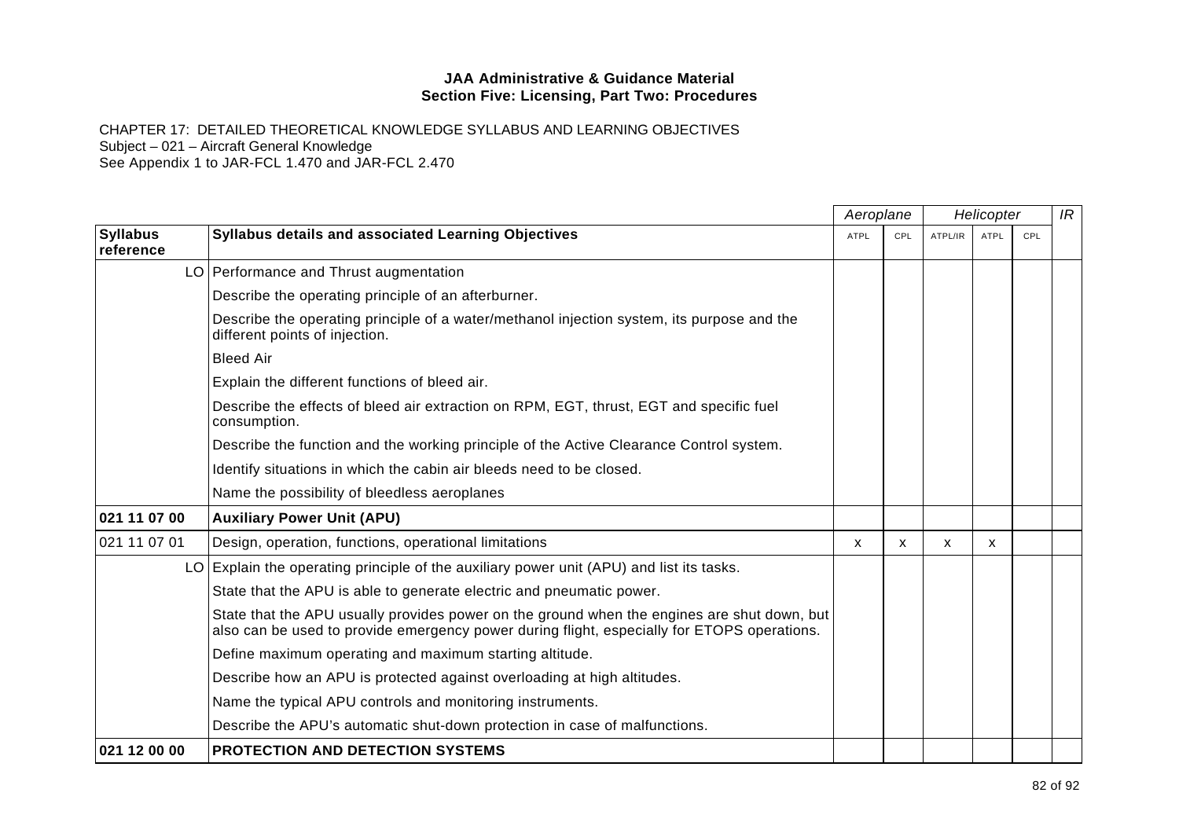**JAA Administrative & Guidance Material**
**Section Five: Licensing, Part Two: Procedures**

CHAPTER 17: DETAILED THEORETICAL KNOWLEDGE SYLLABUS AND LEARNING OBJECTIVES
Subject – 021 – Aircraft General Knowledge
See Appendix 1 to JAR-FCL 1.470 and JAR-FCL 2.470

| | | *Aeroplane* | | *Helicopter* | | | *IR* |
|---|---|---|---|---|---|---|---|
| **Syllabus reference** | **Syllabus details and associated Learning Objectives** | ATPL | CPL | ATPL/IR | ATPL | CPL | |
| LO | Performance and Thrust augmentation | | | | | | |
| | Describe the operating principle of an afterburner. | | | | | | |
| | Describe the operating principle of a water/methanol injection system, its purpose and the different points of injection. | | | | | | |
| | Bleed Air | | | | | | |
| | Explain the different functions of bleed air. | | | | | | |
| | Describe the effects of bleed air extraction on RPM, EGT, thrust, EGT and specific fuel consumption. | | | | | | |
| | Describe the function and the working principle of the Active Clearance Control system. | | | | | | |
| | Identify situations in which the cabin air bleeds need to be closed. | | | | | | |
| | Name the possibility of bleedless aeroplanes | | | | | | |
| **021 11 07 00** | **Auxiliary Power Unit (APU)** | | | | | | |
| 021 11 07 01 | Design, operation, functions, operational limitations | x | x | x | x | | |
| LO | Explain the operating principle of the auxiliary power unit (APU) and list its tasks. | | | | | | |
| | State that the APU is able to generate electric and pneumatic power. | | | | | | |
| | State that the APU usually provides power on the ground when the engines are shut down, but also can be used to provide emergency power during flight, especially for ETOPS operations. | | | | | | |
| | Define maximum operating and maximum starting altitude. | | | | | | |
| | Describe how an APU is protected against overloading at high altitudes. | | | | | | |
| | Name the typical APU controls and monitoring instruments. | | | | | | |
| | Describe the APU's automatic shut-down protection in case of malfunctions. | | | | | | |
| **021 12 00 00** | **PROTECTION AND DETECTION SYSTEMS** | | | | | | |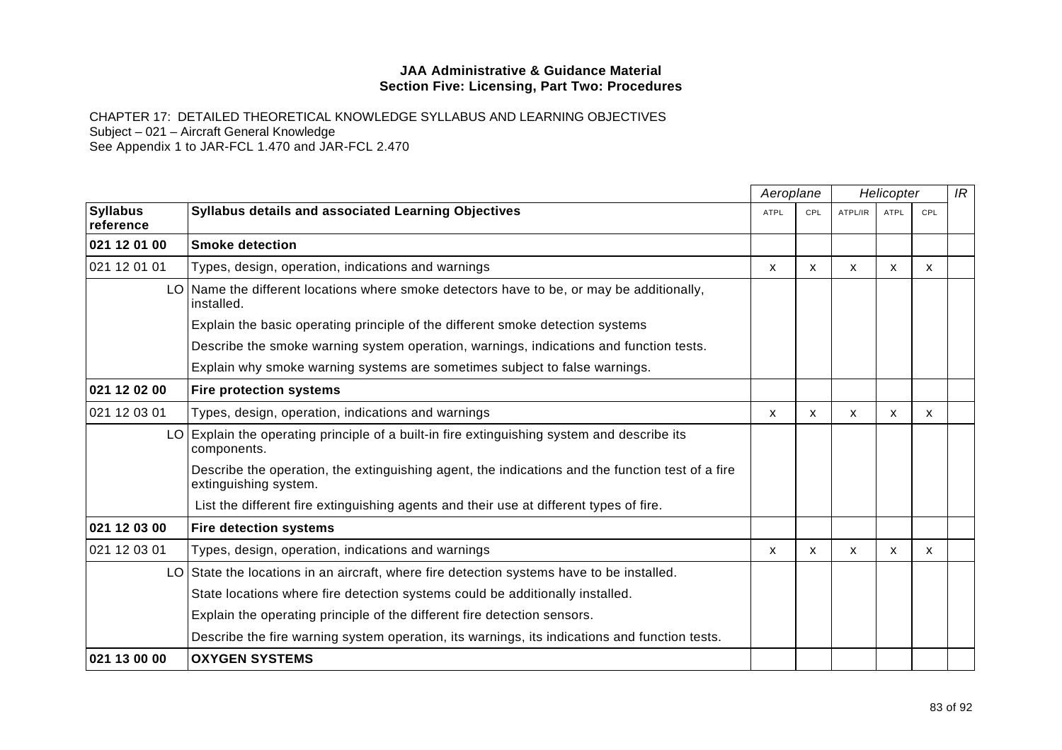**JAA Administrative & Guidance Material**
**Section Five: Licensing, Part Two: Procedures**

CHAPTER 17: DETAILED THEORETICAL KNOWLEDGE SYLLABUS AND LEARNING OBJECTIVES
Subject – 021 – Aircraft General Knowledge
See Appendix 1 to JAR-FCL 1.470 and JAR-FCL 2.470

| | | *Aeroplane* | | *Helicopter* | | | *IR* |
|---|---|---|---|---|---|---|---|
| **Syllabus reference** | **Syllabus details and associated Learning Objectives** | ATPL | CPL | ATPL/IR | ATPL | CPL | |
| **021 12 01 00** | **Smoke detection** | | | | | | |
| 021 12 01 01 | Types, design, operation, indications and warnings | x | x | x | x | x | |
| LO | Name the different locations where smoke detectors have to be, or may be additionally, installed. | | | | | | |
| | Explain the basic operating principle of the different smoke detection systems | | | | | | |
| | Describe the smoke warning system operation, warnings, indications and function tests. | | | | | | |
| | Explain why smoke warning systems are sometimes subject to false warnings. | | | | | | |
| **021 12 02 00** | **Fire protection systems** | | | | | | |
| 021 12 03 01 | Types, design, operation, indications and warnings | x | x | x | x | x | |
| LO | Explain the operating principle of a built-in fire extinguishing system and describe its components. | | | | | | |
| | Describe the operation, the extinguishing agent, the indications and the function test of a fire extinguishing system. | | | | | | |
| | List the different fire extinguishing agents and their use at different types of fire. | | | | | | |
| **021 12 03 00** | **Fire detection systems** | | | | | | |
| 021 12 03 01 | Types, design, operation, indications and warnings | x | x | x | x | x | |
| LO | State the locations in an aircraft, where fire detection systems have to be installed. | | | | | | |
| | State locations where fire detection systems could be additionally installed. | | | | | | |
| | Explain the operating principle of the different fire detection sensors. | | | | | | |
| | Describe the fire warning system operation, its warnings, its indications and function tests. | | | | | | |
| **021 13 00 00** | **OXYGEN SYSTEMS** | | | | | | |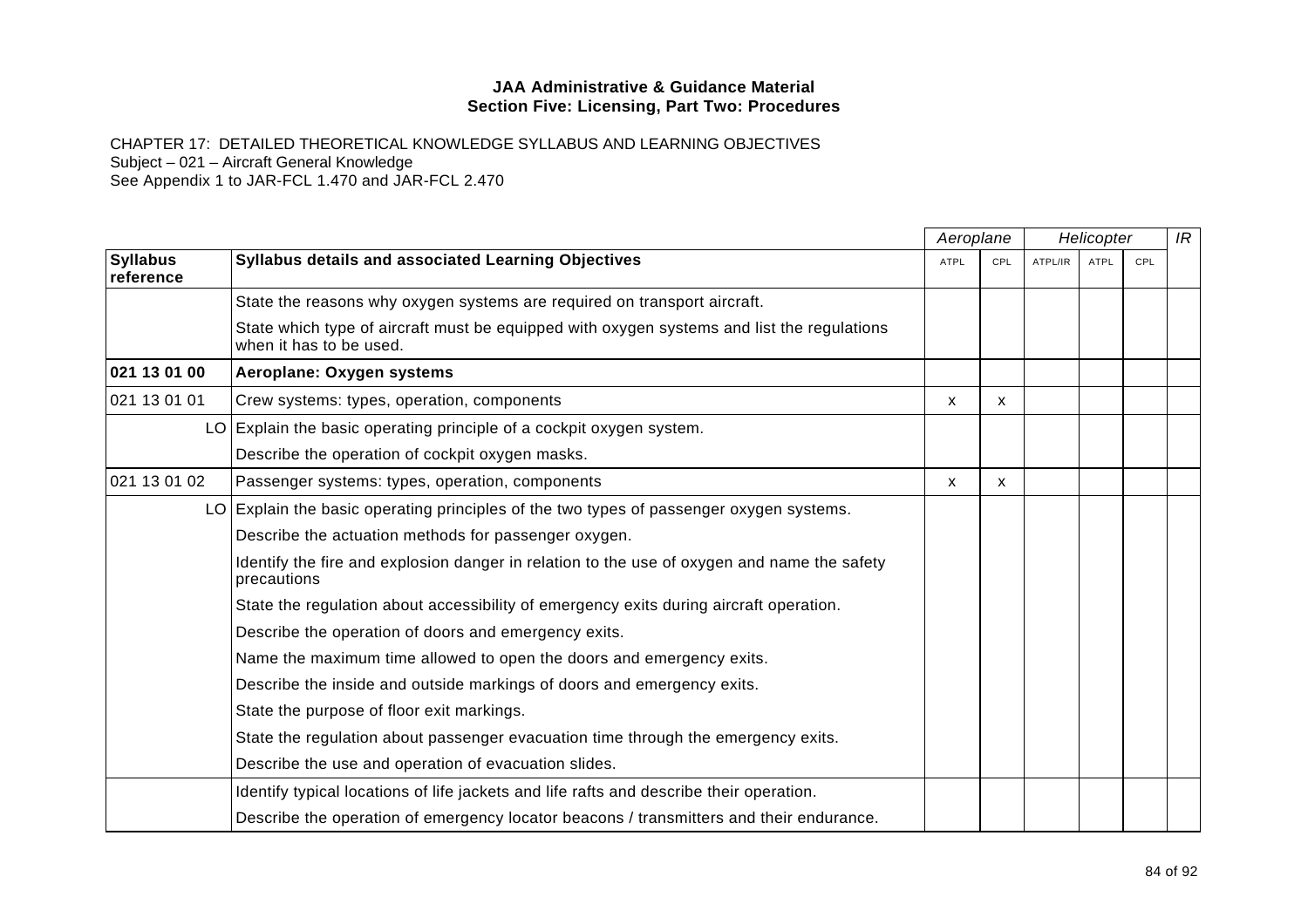**JAA Administrative & Guidance Material**
**Section Five: Licensing, Part Two: Procedures**

CHAPTER 17: DETAILED THEORETICAL KNOWLEDGE SYLLABUS AND LEARNING OBJECTIVES
Subject – 021 – Aircraft General Knowledge
See Appendix 1 to JAR-FCL 1.470 and JAR-FCL 2.470

| | | *Aeroplane* | | *Helicopter* | | | *IR* |
|---|---|---|---|---|---|---|---|
| **Syllabus reference** | **Syllabus details and associated Learning Objectives** | ATPL | CPL | ATPL/IR | ATPL | CPL | |
| | State the reasons why oxygen systems are required on transport aircraft. | | | | | | |
| | State which type of aircraft must be equipped with oxygen systems and list the regulations when it has to be used. | | | | | | |
| **021 13 01 00** | **Aeroplane: Oxygen systems** | | | | | | |
| 021 13 01 01 | Crew systems: types, operation, components | x | x | | | | |
| LO | Explain the basic operating principle of a cockpit oxygen system. | | | | | | |
| | Describe the operation of cockpit oxygen masks. | | | | | | |
| 021 13 01 02 | Passenger systems: types, operation, components | x | x | | | | |
| LO | Explain the basic operating principles of the two types of passenger oxygen systems. | | | | | | |
| | Describe the actuation methods for passenger oxygen. | | | | | | |
| | Identify the fire and explosion danger in relation to the use of oxygen and name the safety precautions | | | | | | |
| | State the regulation about accessibility of emergency exits during aircraft operation. | | | | | | |
| | Describe the operation of doors and emergency exits. | | | | | | |
| | Name the maximum time allowed to open the doors and emergency exits. | | | | | | |
| | Describe the inside and outside markings of doors and emergency exits. | | | | | | |
| | State the purpose of floor exit markings. | | | | | | |
| | State the regulation about passenger evacuation time through the emergency exits. | | | | | | |
| | Describe the use and operation of evacuation slides. | | | | | | |
| | Identify typical locations of life jackets and life rafts and describe their operation. | | | | | | |
| | Describe the operation of emergency locator beacons / transmitters and their endurance. | | | | | | |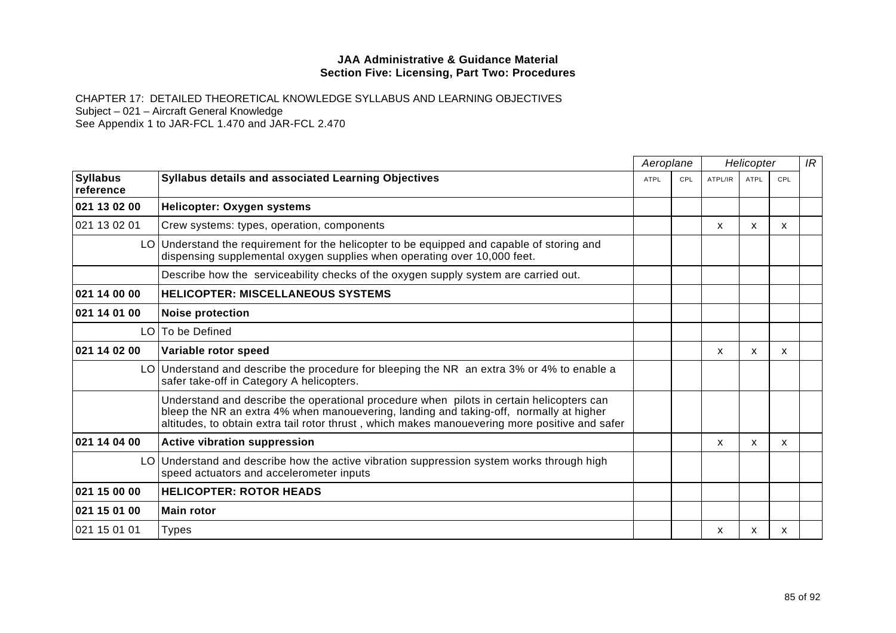**JAA Administrative & Guidance Material**
**Section Five: Licensing, Part Two: Procedures**

CHAPTER 17: DETAILED THEORETICAL KNOWLEDGE SYLLABUS AND LEARNING OBJECTIVES
Subject – 021 – Aircraft General Knowledge
See Appendix 1 to JAR-FCL 1.470 and JAR-FCL 2.470

| | | *Aeroplane* | | *Helicopter* | | | *IR* |
|---|---|---|---|---|---|---|---|
| **Syllabus reference** | **Syllabus details and associated Learning Objectives** | ATPL | CPL | ATPL/IR | ATPL | CPL | |
| **021 13 02 00** | **Helicopter: Oxygen systems** | | | | | | |
| 021 13 02 01 | Crew systems: types, operation, components | | | x | x | x | |
| LO | Understand the requirement for the helicopter to be equipped and capable of storing and dispensing supplemental oxygen supplies when operating over 10,000 feet. | | | | | | |
| | Describe how the serviceability checks of the oxygen supply system are carried out. | | | | | | |
| **021 14 00 00** | **HELICOPTER: MISCELLANEOUS SYSTEMS** | | | | | | |
| **021 14 01 00** | **Noise protection** | | | | | | |
| LO | To be Defined | | | | | | |
| **021 14 02 00** | **Variable rotor speed** | | | x | x | x | |
| LO | Understand and describe the procedure for bleeping the NR an extra 3% or 4% to enable a safer take-off in Category A helicopters. | | | | | | |
| | Understand and describe the operational procedure when pilots in certain helicopters can bleep the NR an extra 4% when manouevering, landing and taking-off, normally at higher altitudes, to obtain extra tail rotor thrust , which makes manouevering more positive and safer | | | | | | |
| **021 14 04 00** | **Active vibration suppression** | | | x | x | x | |
| LO | Understand and describe how the active vibration suppression system works through high speed actuators and accelerometer inputs | | | | | | |
| **021 15 00 00** | **HELICOPTER: ROTOR HEADS** | | | | | | |
| **021 15 01 00** | **Main rotor** | | | | | | |
| 021 15 01 01 | Types | | | x | x | x | |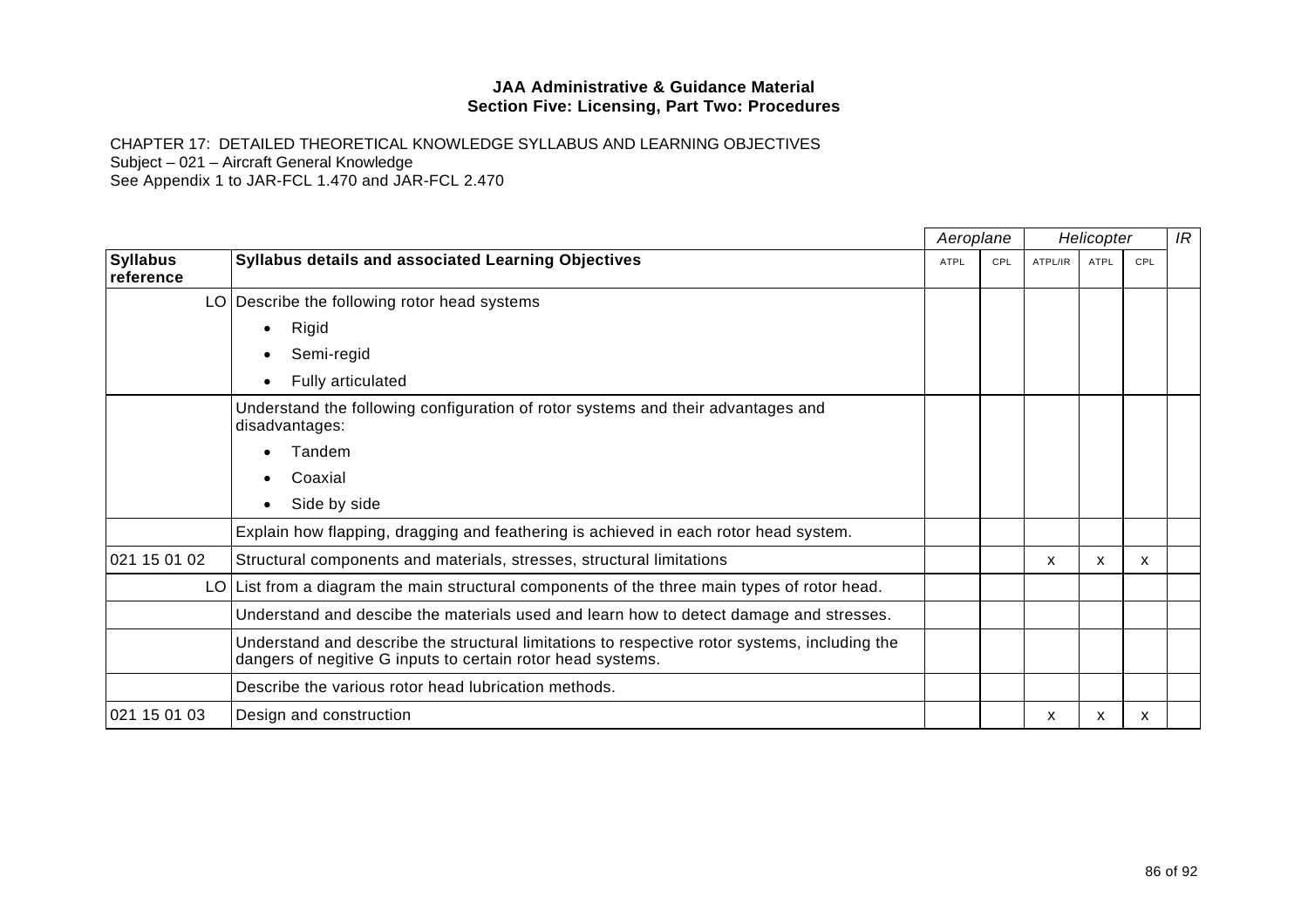**JAA Administrative & Guidance Material**
**Section Five: Licensing, Part Two: Procedures**

CHAPTER 17: DETAILED THEORETICAL KNOWLEDGE SYLLABUS AND LEARNING OBJECTIVES
Subject – 021 – Aircraft General Knowledge
See Appendix 1 to JAR-FCL 1.470 and JAR-FCL 2.470

| | | *Aeroplane* | | *Helicopter* | | | *IR* |
|---|---|---|---|---|---|---|---|
| **Syllabus reference** | **Syllabus details and associated Learning Objectives** | ATPL | CPL | ATPL/IR | ATPL | CPL | |
| LO | Describe the following rotor head systems<br>• Rigid<br>• Semi-regid<br>• Fully articulated | | | | | | |
| | Understand the following configuration of rotor systems and their advantages and disadvantages:<br>• Tandem<br>• Coaxial<br>• Side by side | | | | | | |
| | Explain how flapping, dragging and feathering is achieved in each rotor head system. | | | | | | |
| 021 15 01 02 | Structural components and materials, stresses, structural limitations | | | x | x | x | |
| LO | List from a diagram the main structural components of the three main types of rotor head. | | | | | | |
| | Understand and descibe the materials used and learn how to detect damage and stresses. | | | | | | |
| | Understand and describe the structural limitations to respective rotor systems, including the dangers of negitive G inputs to certain rotor head systems. | | | | | | |
| | Describe the various rotor head lubrication methods. | | | | | | |
| 021 15 01 03 | Design and construction | | | x | x | x | |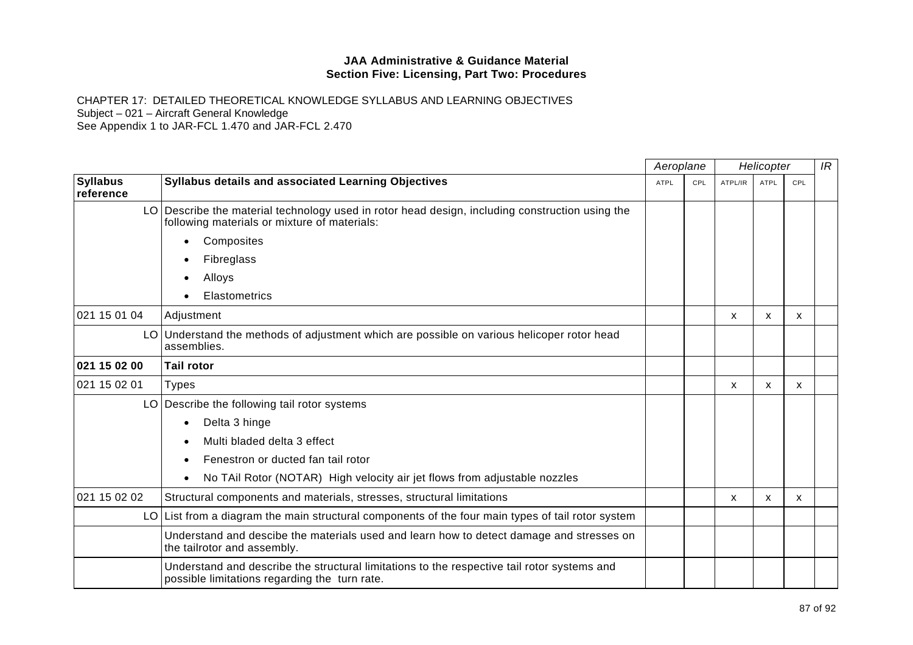**JAA Administrative & Guidance Material**
**Section Five: Licensing, Part Two: Procedures**

CHAPTER 17: DETAILED THEORETICAL KNOWLEDGE SYLLABUS AND LEARNING OBJECTIVES
Subject – 021 – Aircraft General Knowledge
See Appendix 1 to JAR-FCL 1.470 and JAR-FCL 2.470

| | | *Aeroplane* | | *Helicopter* | | | *IR* |
|---|---|---|---|---|---|---|---|
| **Syllabus reference** | **Syllabus details and associated Learning Objectives** | ATPL | CPL | ATPL/IR | ATPL | CPL | |
| LO | Describe the material technology used in rotor head design, including construction using the following materials or mixture of materials:<br>• Composites<br>• Fibreglass<br>• Alloys<br>• Elastometrics | | | | | | |
| 021 15 01 04 | Adjustment | | | x | x | x | |
| LO | Understand the methods of adjustment which are possible on various helicoper rotor head assemblies. | | | | | | |
| **021 15 02 00** | **Tail rotor** | | | | | | |
| 021 15 02 01 | Types | | | x | x | x | |
| LO | Describe the following tail rotor systems<br>• Delta 3 hinge<br>• Multi bladed delta 3 effect<br>• Fenestron or ducted fan tail rotor<br>• No TAil Rotor (NOTAR) High velocity air jet flows from adjustable nozzles | | | | | | |
| 021 15 02 02 | Structural components and materials, stresses, structural limitations | | | x | x | x | |
| LO | List from a diagram the main structural components of the four main types of tail rotor system | | | | | | |
| | Understand and descibe the materials used and learn how to detect damage and stresses on the tailrotor and assembly. | | | | | | |
| | Understand and describe the structural limitations to the respective tail rotor systems and possible limitations regarding the turn rate. | | | | | | |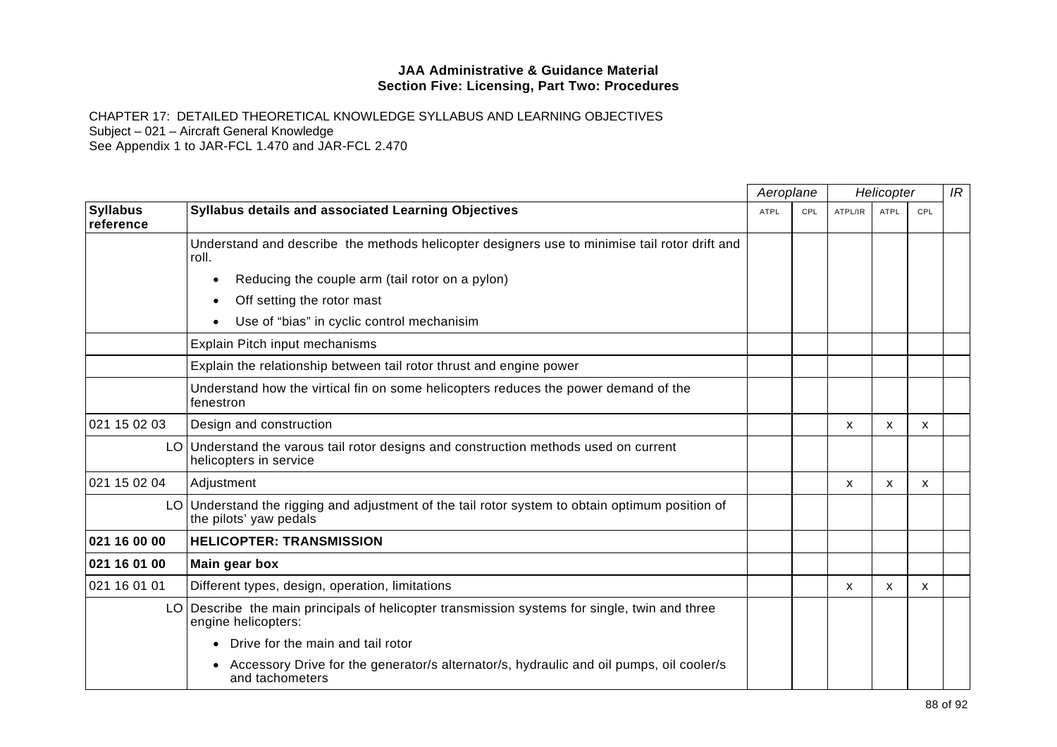**JAA Administrative & Guidance Material**
**Section Five: Licensing, Part Two: Procedures**

CHAPTER 17: DETAILED THEORETICAL KNOWLEDGE SYLLABUS AND LEARNING OBJECTIVES
Subject – 021 – Aircraft General Knowledge
See Appendix 1 to JAR-FCL 1.470 and JAR-FCL 2.470

| | | *Aeroplane* | | *Helicopter* | | | *IR* |
|---|---|---|---|---|---|---|---|
| **Syllabus reference** | **Syllabus details and associated Learning Objectives** | ATPL | CPL | ATPL/IR | ATPL | CPL | |
| | Understand and describe the methods helicopter designers use to minimise tail rotor drift and roll.<br>• Reducing the couple arm (tail rotor on a pylon)<br>• Off setting the rotor mast<br>• Use of “bias” in cyclic control mechanisim | | | | | | |
| | Explain Pitch input mechanisms | | | | | | |
| | Explain the relationship between tail rotor thrust and engine power | | | | | | |
| | Understand how the virtical fin on some helicopters reduces the power demand of the fenestron | | | | | | |
| 021 15 02 03 | Design and construction | | | x | x | x | |
| LO | Understand the varous tail rotor designs and construction methods used on current helicopters in service | | | | | | |
| 021 15 02 04 | Adjustment | | | x | x | x | |
| LO | Understand the rigging and adjustment of the tail rotor system to obtain optimum position of the pilots’ yaw pedals | | | | | | |
| **021 16 00 00** | **HELICOPTER: TRANSMISSION** | | | | | | |
| **021 16 01 00** | **Main gear box** | | | | | | |
| 021 16 01 01 | Different types, design, operation, limitations | | | x | x | x | |
| LO | Describe the main principals of helicopter transmission systems for single, twin and three engine helicopters:<br>• Drive for the main and tail rotor<br>• Accessory Drive for the generator/s alternator/s, hydraulic and oil pumps, oil cooler/s and tachometers | | | | | | |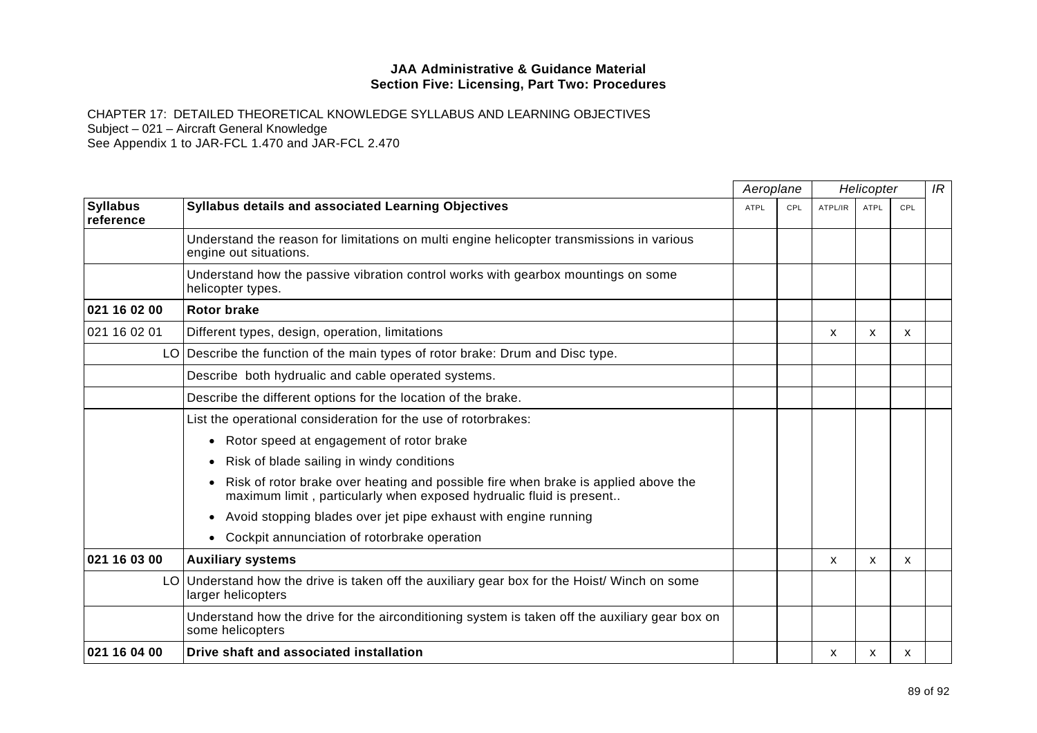**JAA Administrative & Guidance Material**
**Section Five: Licensing, Part Two: Procedures**

CHAPTER 17: DETAILED THEORETICAL KNOWLEDGE SYLLABUS AND LEARNING OBJECTIVES
Subject – 021 – Aircraft General Knowledge
See Appendix 1 to JAR-FCL 1.470 and JAR-FCL 2.470

| | | *Aeroplane* | | *Helicopter* | | | *IR* |
|---|---|---|---|---|---|---|---|
| **Syllabus reference** | **Syllabus details and associated Learning Objectives** | ATPL | CPL | ATPL/IR | ATPL | CPL | |
| | Understand the reason for limitations on multi engine helicopter transmissions in various engine out situations. | | | | | | |
| | Understand how the passive vibration control works with gearbox mountings on some helicopter types. | | | | | | |
| **021 16 02 00** | **Rotor brake** | | | | | | |
| 021 16 02 01 | Different types, design, operation, limitations | | | x | x | x | |
| LO | Describe the function of the main types of rotor brake: Drum and Disc type. | | | | | | |
| | Describe both hydrualic and cable operated systems. | | | | | | |
| | Describe the different options for the location of the brake. | | | | | | |
| | List the operational consideration for the use of rotorbrakes:<br>• Rotor speed at engagement of rotor brake<br>• Risk of blade sailing in windy conditions<br>• Risk of rotor brake over heating and possible fire when brake is applied above the maximum limit , particularly when exposed hydraulic fluid is present..<br>• Avoid stopping blades over jet pipe exhaust with engine running<br>• Cockpit annunciation of rotorbrake operation | | | | | | |
| **021 16 03 00** | **Auxiliary systems** | | | x | x | x | |
| LO | Understand how the drive is taken off the auxiliary gear box for the Hoist/ Winch on some larger helicopters | | | | | | |
| | Understand how the drive for the airconditioning system is taken off the auxiliary gear box on some helicopters | | | | | | |
| **021 16 04 00** | **Drive shaft and associated installation** | | | x | x | x | |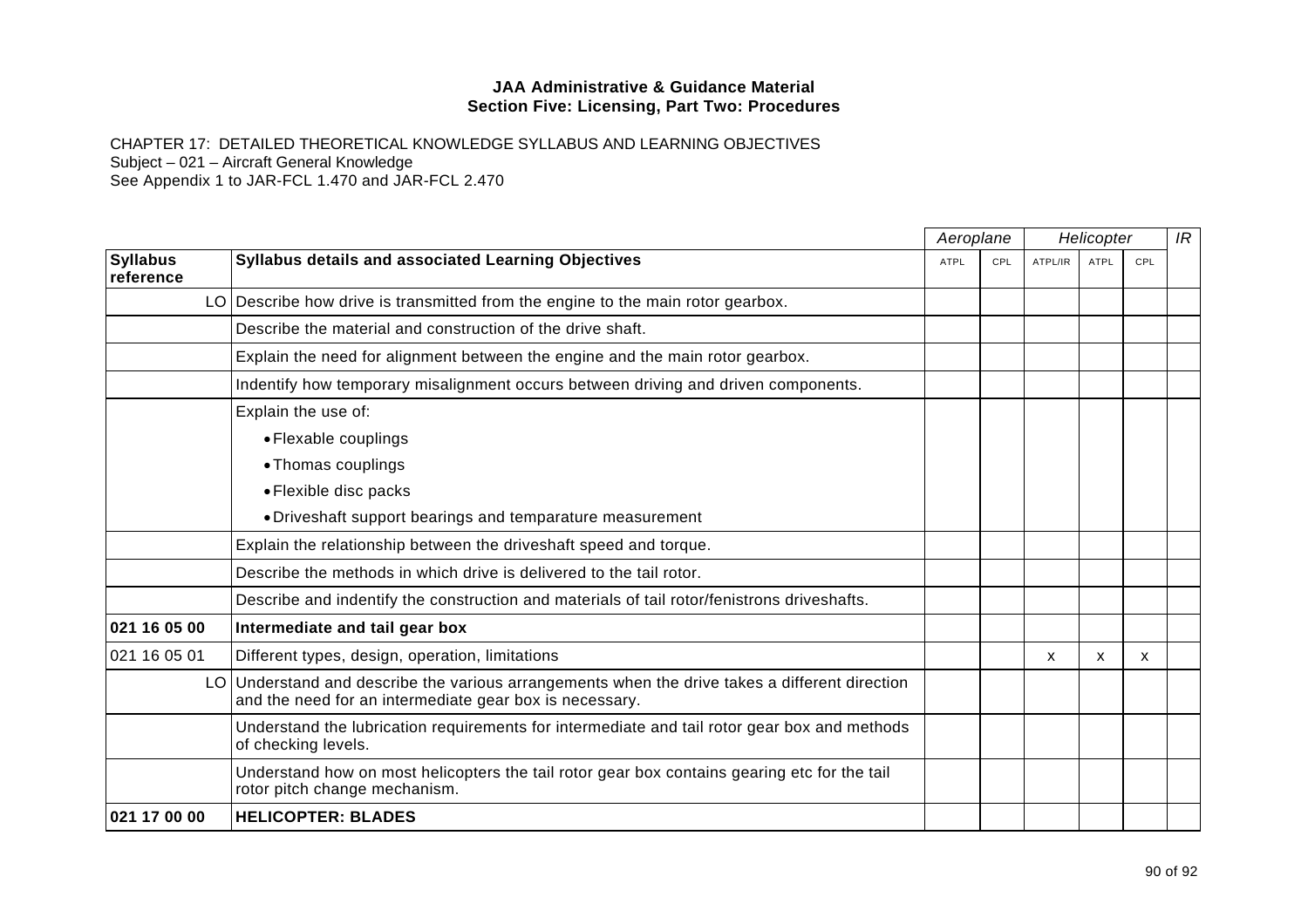**JAA Administrative & Guidance Material**
**Section Five: Licensing, Part Two: Procedures**

CHAPTER 17: DETAILED THEORETICAL KNOWLEDGE SYLLABUS AND LEARNING OBJECTIVES
Subject – 021 – Aircraft General Knowledge
See Appendix 1 to JAR-FCL 1.470 and JAR-FCL 2.470

| | | *Aeroplane* | | *Helicopter* | | | *IR* |
|---|---|---|---|---|---|---|---|
| **Syllabus reference** | **Syllabus details and associated Learning Objectives** | ATPL | CPL | ATPL/IR | ATPL | CPL | |
| LO | Describe how drive is transmitted from the engine to the main rotor gearbox. | | | | | | |
| | Describe the material and construction of the drive shaft. | | | | | | |
| | Explain the need for alignment between the engine and the main rotor gearbox. | | | | | | |
| | Indentify how temporary misalignment occurs between driving and driven components. | | | | | | |
| | Explain the use of:<br>• Flexable couplings<br>• Thomas couplings<br>• Flexible disc packs<br>• Driveshaft support bearings and temparature measurement | | | | | | |
| | Explain the relationship between the driveshaft speed and torque. | | | | | | |
| | Describe the methods in which drive is delivered to the tail rotor. | | | | | | |
| | Describe and indentify the construction and materials of tail rotor/fenistrons driveshafts. | | | | | | |
| **021 16 05 00** | **Intermediate and tail gear box** | | | | | | |
| 021 16 05 01 | Different types, design, operation, limitations | | | x | x | x | |
| LO | Understand and describe the various arrangements when the drive takes a different direction and the need for an intermediate gear box is necessary. | | | | | | |
| | Understand the lubrication requirements for intermediate and tail rotor gear box and methods of checking levels. | | | | | | |
| | Understand how on most helicopters the tail rotor gear box contains gearing etc for the tail rotor pitch change mechanism. | | | | | | |
| **021 17 00 00** | **HELICOPTER: BLADES** | | | | | | |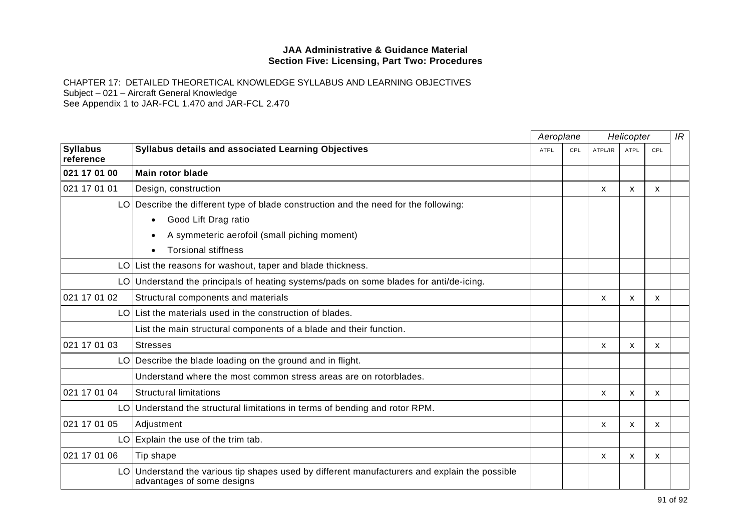**JAA Administrative & Guidance Material**
**Section Five: Licensing, Part Two: Procedures**

CHAPTER 17: DETAILED THEORETICAL KNOWLEDGE SYLLABUS AND LEARNING OBJECTIVES
Subject – 021 – Aircraft General Knowledge
See Appendix 1 to JAR-FCL 1.470 and JAR-FCL 2.470

| | | *Aeroplane* | | *Helicopter* | | | *IR* |
|---|---|---|---|---|---|---|---|
| **Syllabus reference** | **Syllabus details and associated Learning Objectives** | ATPL | CPL | ATPL/IR | ATPL | CPL | |
| **021 17 01 00** | **Main rotor blade** | | | | | | |
| 021 17 01 01 | Design, construction | | | x | x | x | |
| LO | Describe the different type of blade construction and the need for the following:<br>• Good Lift Drag ratio<br>• A symmeteric aerofoil (small piching moment)<br>• Torsional stiffness | | | | | | |
| LO | List the reasons for washout, taper and blade thickness. | | | | | | |
| LO | Understand the principals of heating systems/pads on some blades for anti/de-icing. | | | | | | |
| 021 17 01 02 | Structural components and materials | | | x | x | x | |
| LO | List the materials used in the construction of blades. | | | | | | |
| | List the main structural components of a blade and their function. | | | | | | |
| 021 17 01 03 | Stresses | | | x | x | x | |
| LO | Describe the blade loading on the ground and in flight. | | | | | | |
| | Understand where the most common stress areas are on rotorblades. | | | | | | |
| 021 17 01 04 | Structural limitations | | | x | x | x | |
| LO | Understand the structural limitations in terms of bending and rotor RPM. | | | | | | |
| 021 17 01 05 | Adjustment | | | x | x | x | |
| LO | Explain the use of the trim tab. | | | | | | |
| 021 17 01 06 | Tip shape | | | x | x | x | |
| LO | Understand the various tip shapes used by different manufacturers and explain the possible advantages of some designs | | | | | | |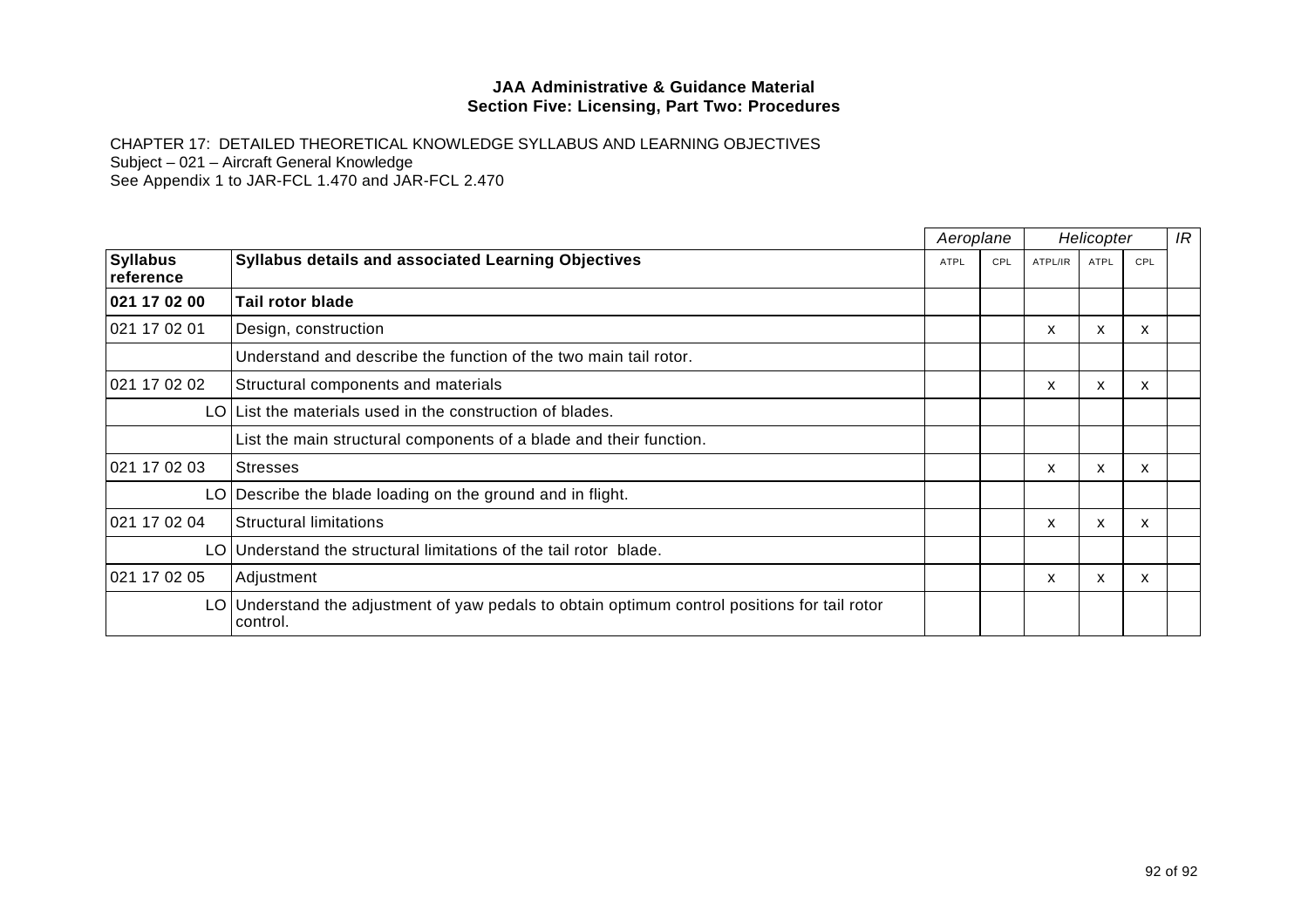**JAA Administrative & Guidance Material**
**Section Five: Licensing, Part Two: Procedures**

CHAPTER 17: DETAILED THEORETICAL KNOWLEDGE SYLLABUS AND LEARNING OBJECTIVES
Subject – 021 – Aircraft General Knowledge
See Appendix 1 to JAR-FCL 1.470 and JAR-FCL 2.470

| | | *Aeroplane* | | *Helicopter* | | | *IR* |
|---|---|---|---|---|---|---|---|
| **Syllabus reference** | **Syllabus details and associated Learning Objectives** | ATPL | CPL | ATPL/IR | ATPL | CPL | |
| **021 17 02 00** | **Tail rotor blade** | | | | | | |
| 021 17 02 01 | Design, construction | | | x | x | x | |
| | Understand and describe the function of the two main tail rotor. | | | | | | |
| 021 17 02 02 | Structural components and materials | | | x | x | x | |
| LO | List the materials used in the construction of blades. | | | | | | |
| | List the main structural components of a blade and their function. | | | | | | |
| 021 17 02 03 | Stresses | | | x | x | x | |
| LO | Describe the blade loading on the ground and in flight. | | | | | | |
| 021 17 02 04 | Structural limitations | | | x | x | x | |
| LO | Understand the structural limitations of the tail rotor blade. | | | | | | |
| 021 17 02 05 | Adjustment | | | x | x | x | |
| LO | Understand the adjustment of yaw pedals to obtain optimum control positions for tail rotor control. | | | | | | |